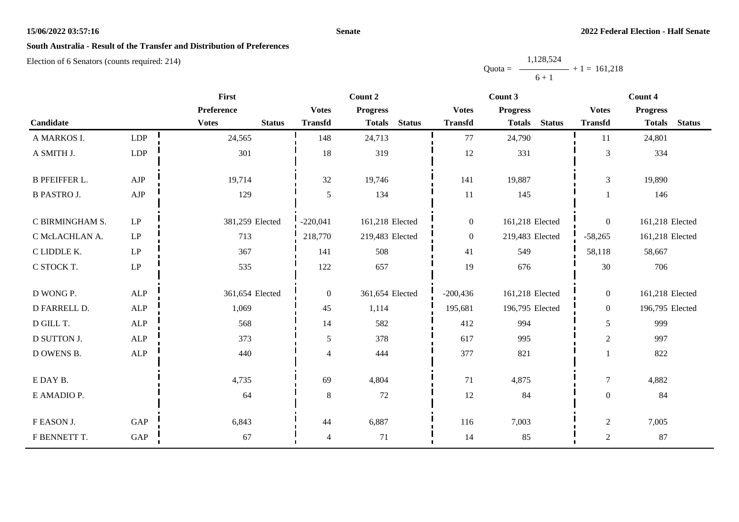**15/06/2022 03:57:16** **Senate** **2022 Federal Election - Half Senate**

## South Australia - Result of the Transfer and Distribution of Preferences

Election of 6 Senators (counts required: 214)

$$\text{Quota} = \frac{1,128,524}{6 + 1} + 1 = 161,218$$

| Candidate | | First Preference Votes | Status | Count 2 Votes Transfd | Count 2 Progress Totals | Status | Count 3 Votes Transfd | Count 3 Progress Totals | Status | Count 4 Votes Transfd | Count 4 Progress Totals | Status |
|---|---|---|---|---|---|---|---|---|---|---|---|---|
| A MARKOS I. | LDP | 24,565 | | 148 | 24,713 | | 77 | 24,790 | | 11 | 24,801 | |
| A SMITH J. | LDP | 301 | | 18 | 319 | | 12 | 331 | | 3 | 334 | |
| B PFEIFFER L. | AJP | 19,714 | | 32 | 19,746 | | 141 | 19,887 | | 3 | 19,890 | |
| B PASTRO J. | AJP | 129 | | 5 | 134 | | 11 | 145 | | 1 | 146 | |
| C BIRMINGHAM S. | LP | 381,259 | Elected | -220,041 | 161,218 | Elected | 0 | 161,218 | Elected | 0 | 161,218 | Elected |
| C McLACHLAN A. | LP | 713 | | 218,770 | 219,483 | Elected | 0 | 219,483 | Elected | -58,265 | 161,218 | Elected |
| C LIDDLE K. | LP | 367 | | 141 | 508 | | 41 | 549 | | 58,118 | 58,667 | |
| C STOCK T. | LP | 535 | | 122 | 657 | | 19 | 676 | | 30 | 706 | |
| D WONG P. | ALP | 361,654 | Elected | 0 | 361,654 | Elected | -200,436 | 161,218 | Elected | 0 | 161,218 | Elected |
| D FARRELL D. | ALP | 1,069 | | 45 | 1,114 | | 195,681 | 196,795 | Elected | 0 | 196,795 | Elected |
| D GILL T. | ALP | 568 | | 14 | 582 | | 412 | 994 | | 5 | 999 | |
| D SUTTON J. | ALP | 373 | | 5 | 378 | | 617 | 995 | | 2 | 997 | |
| D OWENS B. | ALP | 440 | | 4 | 444 | | 377 | 821 | | 1 | 822 | |
| E DAY B. | | 4,735 | | 69 | 4,804 | | 71 | 4,875 | | 7 | 4,882 | |
| E AMADIO P. | | 64 | | 8 | 72 | | 12 | 84 | | 0 | 84 | |
| F EASON J. | GAP | 6,843 | | 44 | 6,887 | | 116 | 7,003 | | 2 | 7,005 | |
| F BENNETT T. | GAP | 67 | | 4 | 71 | | 14 | 85 | | 2 | 87 | |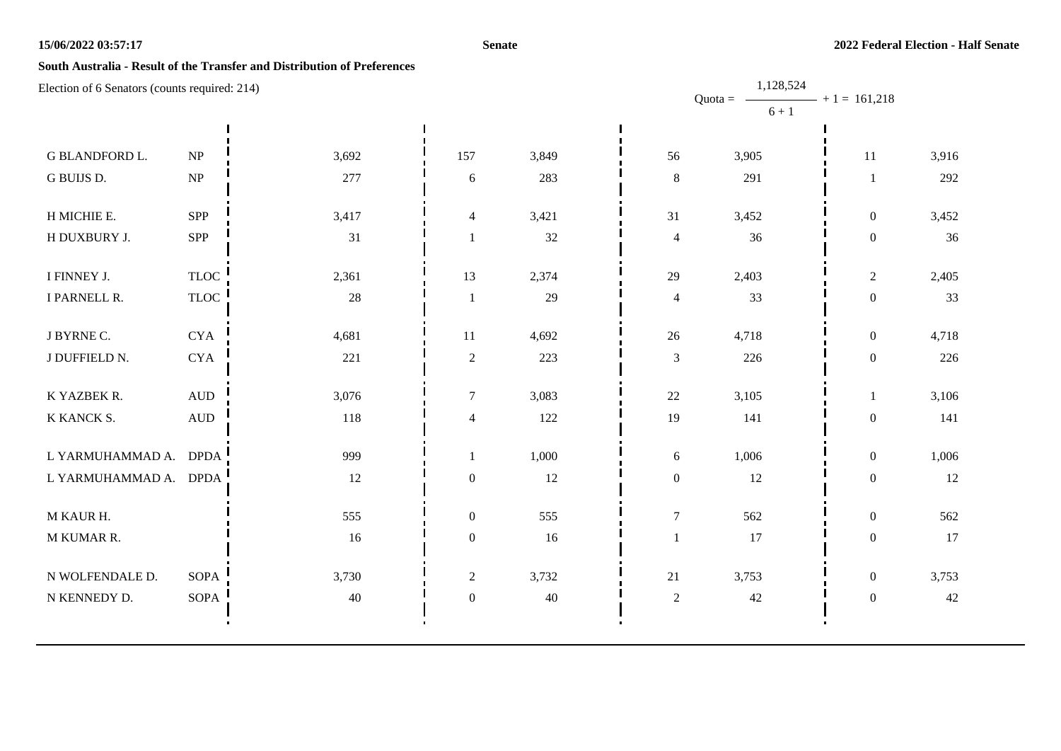## South Australia - Result of the Transfer and Distribution of Preferences

Election of 6 Senators (counts required: 214)

$$\text{Quota} = \frac{1,128,524}{6 + 1} + 1 = 161,218$$

| Candidate | Party | | | | | | | |
|---|---|---|---|---|---|---|---|---|
| G BLANDFORD L. | NP | 3,692 | 157 | 3,849 | 56 | 3,905 | 11 | 3,916 |
| G BUIJS D. | NP | 277 | 6 | 283 | 8 | 291 | 1 | 292 |
| H MICHIE E. | SPP | 3,417 | 4 | 3,421 | 31 | 3,452 | 0 | 3,452 |
| H DUXBURY J. | SPP | 31 | 1 | 32 | 4 | 36 | 0 | 36 |
| I FINNEY J. | TLOC | 2,361 | 13 | 2,374 | 29 | 2,403 | 2 | 2,405 |
| I PARNELL R. | TLOC | 28 | 1 | 29 | 4 | 33 | 0 | 33 |
| J BYRNE C. | CYA | 4,681 | 11 | 4,692 | 26 | 4,718 | 0 | 4,718 |
| J DUFFIELD N. | CYA | 221 | 2 | 223 | 3 | 226 | 0 | 226 |
| K YAZBEK R. | AUD | 3,076 | 7 | 3,083 | 22 | 3,105 | 1 | 3,106 |
| K KANCK S. | AUD | 118 | 4 | 122 | 19 | 141 | 0 | 141 |
| L YARMUHAMMAD A. | DPDA | 999 | 1 | 1,000 | 6 | 1,006 | 0 | 1,006 |
| L YARMUHAMMAD A. | DPDA | 12 | 0 | 12 | 0 | 12 | 0 | 12 |
| M KAUR H. | | 555 | 0 | 555 | 7 | 562 | 0 | 562 |
| M KUMAR R. | | 16 | 0 | 16 | 1 | 17 | 0 | 17 |
| N WOLFENDALE D. | SOPA | 3,730 | 2 | 3,732 | 21 | 3,753 | 0 | 3,753 |
| N KENNEDY D. | SOPA | 40 | 0 | 40 | 2 | 42 | 0 | 42 |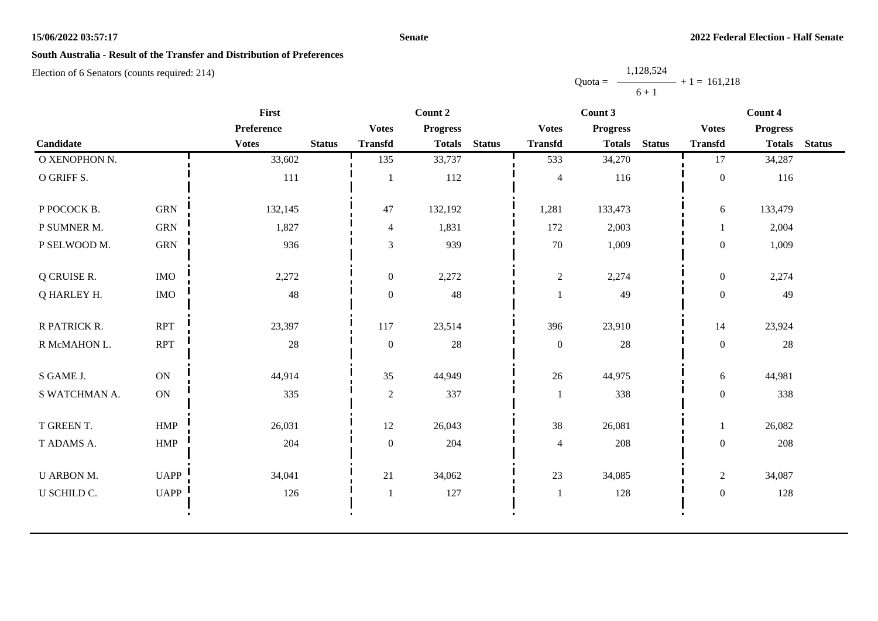## South Australia - Result of the Transfer and Distribution of Preferences

Election of 6 Senators (counts required: 214)

$$\text{Quota} = \frac{1{,}128{,}524}{6 + 1} + 1 = 161{,}218$$

| Candidate | | First Preference Votes | Status | Count 2 Votes Transfd | Count 2 Progress Totals | Status | Count 3 Votes Transfd | Count 3 Progress Totals | Status | Count 4 Votes Transfd | Count 4 Progress Totals | Status |
|---|---|---|---|---|---|---|---|---|---|---|---|---|
| O XENOPHON N. | | 33,602 | | 135 | 33,737 | | 533 | 34,270 | | 17 | 34,287 | |
| O GRIFF S. | | 111 | | 1 | 112 | | 4 | 116 | | 0 | 116 | |
| P POCOCK B. | GRN | 132,145 | | 47 | 132,192 | | 1,281 | 133,473 | | 6 | 133,479 | |
| P SUMNER M. | GRN | 1,827 | | 4 | 1,831 | | 172 | 2,003 | | 1 | 2,004 | |
| P SELWOOD M. | GRN | 936 | | 3 | 939 | | 70 | 1,009 | | 0 | 1,009 | |
| Q CRUISE R. | IMO | 2,272 | | 0 | 2,272 | | 2 | 2,274 | | 0 | 2,274 | |
| Q HARLEY H. | IMO | 48 | | 0 | 48 | | 1 | 49 | | 0 | 49 | |
| R PATRICK R. | RPT | 23,397 | | 117 | 23,514 | | 396 | 23,910 | | 14 | 23,924 | |
| R McMAHON L. | RPT | 28 | | 0 | 28 | | 0 | 28 | | 0 | 28 | |
| S GAME J. | ON | 44,914 | | 35 | 44,949 | | 26 | 44,975 | | 6 | 44,981 | |
| S WATCHMAN A. | ON | 335 | | 2 | 337 | | 1 | 338 | | 0 | 338 | |
| T GREEN T. | HMP | 26,031 | | 12 | 26,043 | | 38 | 26,081 | | 1 | 26,082 | |
| T ADAMS A. | HMP | 204 | | 0 | 204 | | 4 | 208 | | 0 | 208 | |
| U ARBON M. | UAPP | 34,041 | | 21 | 34,062 | | 23 | 34,085 | | 2 | 34,087 | |
| U SCHILD C. | UAPP | 126 | | 1 | 127 | | 1 | 128 | | 0 | 128 | |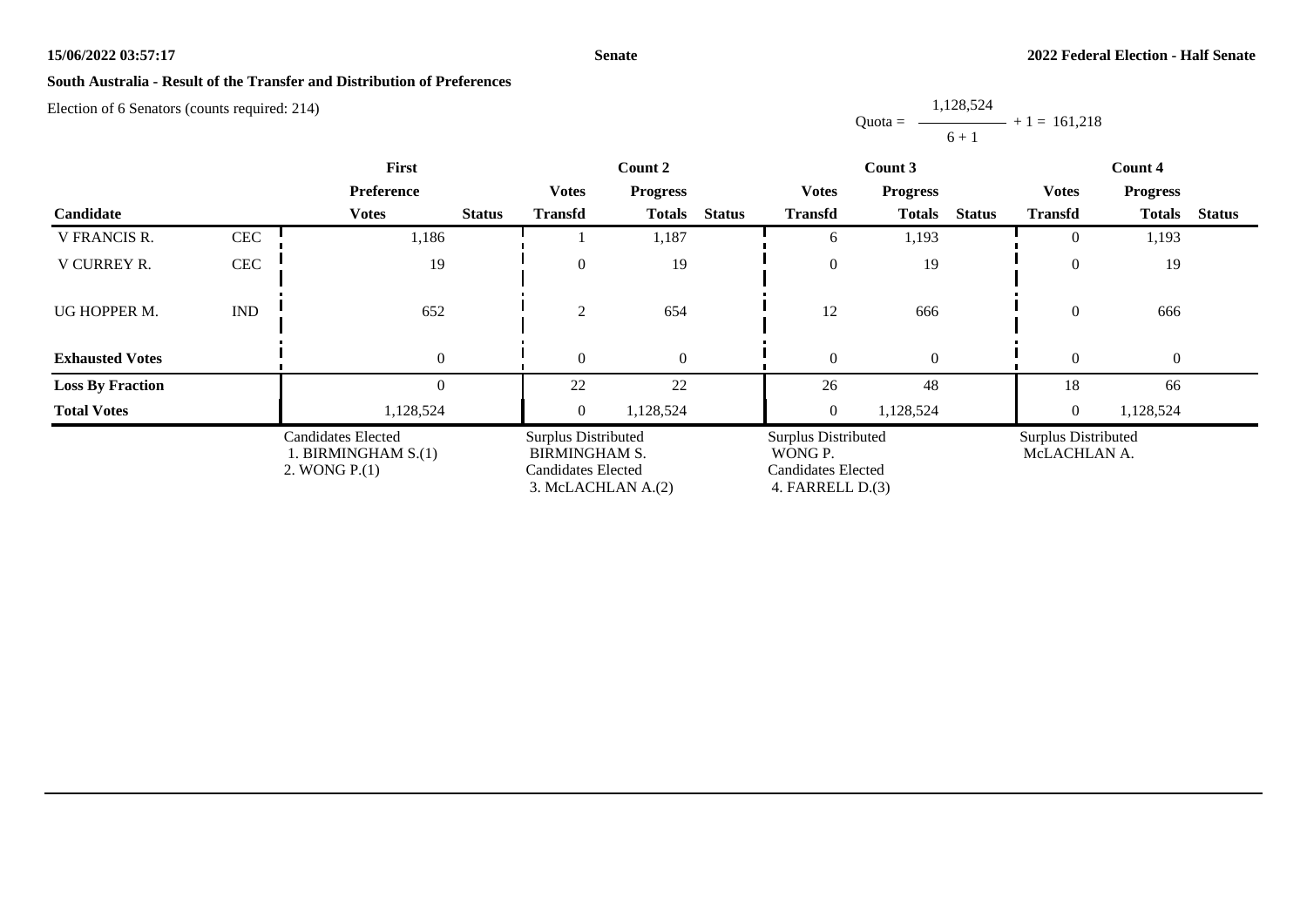**South Australia - Result of the Transfer and Distribution of Preferences**

Election of 6 Senators (counts required: 214)

Quota = $\frac{1,128,524}{6 + 1} + 1 = 161,218$

| | | First | | Count 2 | | | Count 3 | | | Count 4 | | |
|---|---|---|---|---|---|---|---|---|---|---|---|---|
| | | Preference | | Votes | Progress | | Votes | Progress | | Votes | Progress | |
| Candidate | | Votes | Status | Transfd | Totals | Status | Transfd | Totals | Status | Transfd | Totals | Status |
| V FRANCIS R. | CEC | 1,186 | | 1 | 1,187 | | 6 | 1,193 | | 0 | 1,193 | |
| V CURREY R. | CEC | 19 | | 0 | 19 | | 0 | 19 | | 0 | 19 | |
| UG HOPPER M. | IND | 652 | | 2 | 654 | | 12 | 666 | | 0 | 666 | |
| **Exhausted Votes** | | 0 | | 0 | 0 | | 0 | 0 | | 0 | 0 | |
| **Loss By Fraction** | | 0 | | 22 | 22 | | 26 | 48 | | 18 | 66 | |
| **Total Votes** | | 1,128,524 | | 0 | 1,128,524 | | 0 | 1,128,524 | | 0 | 1,128,524 | |
| | | Candidates Elected<br>1. BIRMINGHAM S.(1)<br>2. WONG P.(1) | | Surplus Distributed<br>BIRMINGHAM S.<br>Candidates Elected<br>3. McLACHLAN A.(2) | | | Surplus Distributed<br>WONG P.<br>Candidates Elected<br>4. FARRELL D.(3) | | | Surplus Distributed<br>McLACHLAN A. | | |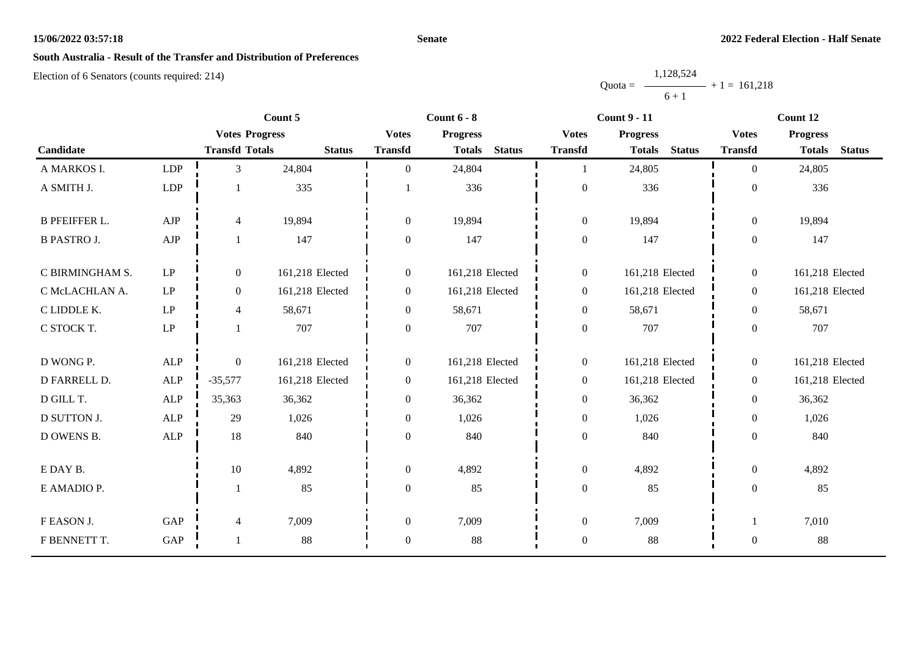## South Australia - Result of the Transfer and Distribution of Preferences

Election of 6 Senators (counts required: 214)

$$\text{Quota} = \frac{1,128,524}{6 + 1} + 1 = 161,218$$

| Candidate | | Count 5 | | | Count 6 - 8 | | | Count 9 - 11 | | | Count 12 | | |
|---|---|---|---|---|---|---|---|---|---|---|---|---|---|
| | | Votes Transfd | Progress Totals | Status | Votes Transfd | Progress Totals | Status | Votes Transfd | Progress Totals | Status | Votes Transfd | Progress Totals | Status |
| A MARKOS I. | LDP | 3 | 24,804 | | 0 | 24,804 | | 1 | 24,805 | | 0 | 24,805 | |
| A SMITH J. | LDP | 1 | 335 | | 1 | 336 | | 0 | 336 | | 0 | 336 | |
| B PFEIFFER L. | AJP | 4 | 19,894 | | 0 | 19,894 | | 0 | 19,894 | | 0 | 19,894 | |
| B PASTRO J. | AJP | 1 | 147 | | 0 | 147 | | 0 | 147 | | 0 | 147 | |
| C BIRMINGHAM S. | LP | 0 | 161,218 | Elected | 0 | 161,218 | Elected | 0 | 161,218 | Elected | 0 | 161,218 | Elected |
| C McLACHLAN A. | LP | 0 | 161,218 | Elected | 0 | 161,218 | Elected | 0 | 161,218 | Elected | 0 | 161,218 | Elected |
| C LIDDLE K. | LP | 4 | 58,671 | | 0 | 58,671 | | 0 | 58,671 | | 0 | 58,671 | |
| C STOCK T. | LP | 1 | 707 | | 0 | 707 | | 0 | 707 | | 0 | 707 | |
| D WONG P. | ALP | 0 | 161,218 | Elected | 0 | 161,218 | Elected | 0 | 161,218 | Elected | 0 | 161,218 | Elected |
| D FARRELL D. | ALP | -35,577 | 161,218 | Elected | 0 | 161,218 | Elected | 0 | 161,218 | Elected | 0 | 161,218 | Elected |
| D GILL T. | ALP | 35,363 | 36,362 | | 0 | 36,362 | | 0 | 36,362 | | 0 | 36,362 | |
| D SUTTON J. | ALP | 29 | 1,026 | | 0 | 1,026 | | 0 | 1,026 | | 0 | 1,026 | |
| D OWENS B. | ALP | 18 | 840 | | 0 | 840 | | 0 | 840 | | 0 | 840 | |
| E DAY B. | | 10 | 4,892 | | 0 | 4,892 | | 0 | 4,892 | | 0 | 4,892 | |
| E AMADIO P. | | 1 | 85 | | 0 | 85 | | 0 | 85 | | 0 | 85 | |
| F EASON J. | GAP | 4 | 7,009 | | 0 | 7,009 | | 0 | 7,009 | | 1 | 7,010 | |
| F BENNETT T. | GAP | 1 | 88 | | 0 | 88 | | 0 | 88 | | 0 | 88 | |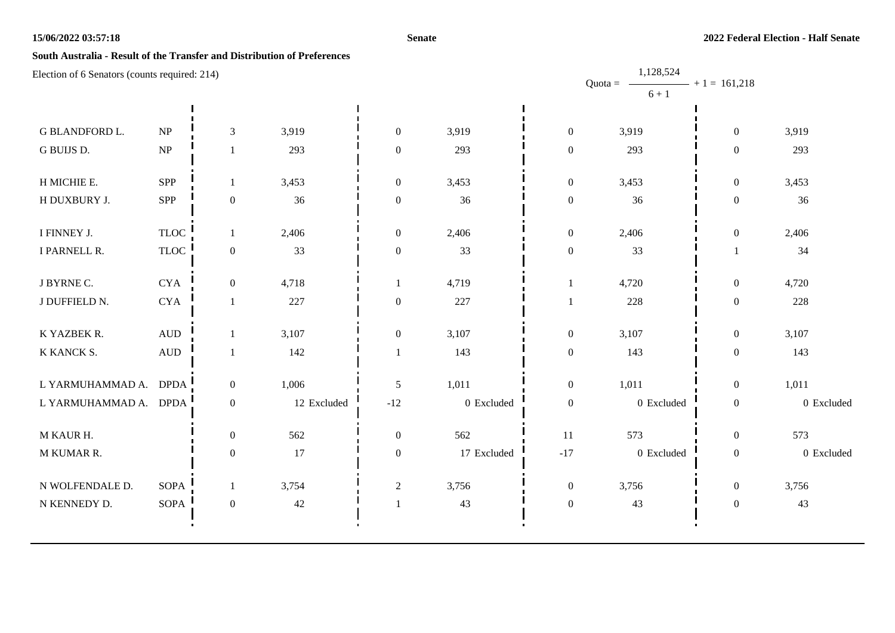**South Australia - Result of the Transfer and Distribution of Preferences**

Election of 6 Senators (counts required: 214)

$$\text{Quota} = \frac{1,128,524}{6 + 1} + 1 = 161,218$$

| | | | | | | | | | |
|---|---|---|---|---|---|---|---|---|---|
| G BLANDFORD L. | NP | 3 | 3,919 | 0 | 3,919 | 0 | 3,919 | 0 | 3,919 |
| G BUIJS D. | NP | 1 | 293 | 0 | 293 | 0 | 293 | 0 | 293 |
| H MICHIE E. | SPP | 1 | 3,453 | 0 | 3,453 | 0 | 3,453 | 0 | 3,453 |
| H DUXBURY J. | SPP | 0 | 36 | 0 | 36 | 0 | 36 | 0 | 36 |
| I FINNEY J. | TLOC | 1 | 2,406 | 0 | 2,406 | 0 | 2,406 | 0 | 2,406 |
| I PARNELL R. | TLOC | 0 | 33 | 0 | 33 | 0 | 33 | 1 | 34 |
| J BYRNE C. | CYA | 0 | 4,718 | 1 | 4,719 | 1 | 4,720 | 0 | 4,720 |
| J DUFFIELD N. | CYA | 1 | 227 | 0 | 227 | 1 | 228 | 0 | 228 |
| K YAZBEK R. | AUD | 1 | 3,107 | 0 | 3,107 | 0 | 3,107 | 0 | 3,107 |
| K KANCK S. | AUD | 1 | 142 | 1 | 143 | 0 | 143 | 0 | 143 |
| L YARMUHAMMAD A. | DPDA | 0 | 1,006 | 5 | 1,011 | 0 | 1,011 | 0 | 1,011 |
| L YARMUHAMMAD A. | DPDA | 0 | 12 Excluded | -12 | 0 Excluded | 0 | 0 Excluded | 0 | 0 Excluded |
| M KAUR H. | | 0 | 562 | 0 | 562 | 11 | 573 | 0 | 573 |
| M KUMAR R. | | 0 | 17 | 0 | 17 Excluded | -17 | 0 Excluded | 0 | 0 Excluded |
| N WOLFENDALE D. | SOPA | 1 | 3,754 | 2 | 3,756 | 0 | 3,756 | 0 | 3,756 |
| N KENNEDY D. | SOPA | 0 | 42 | 1 | 43 | 0 | 43 | 0 | 43 |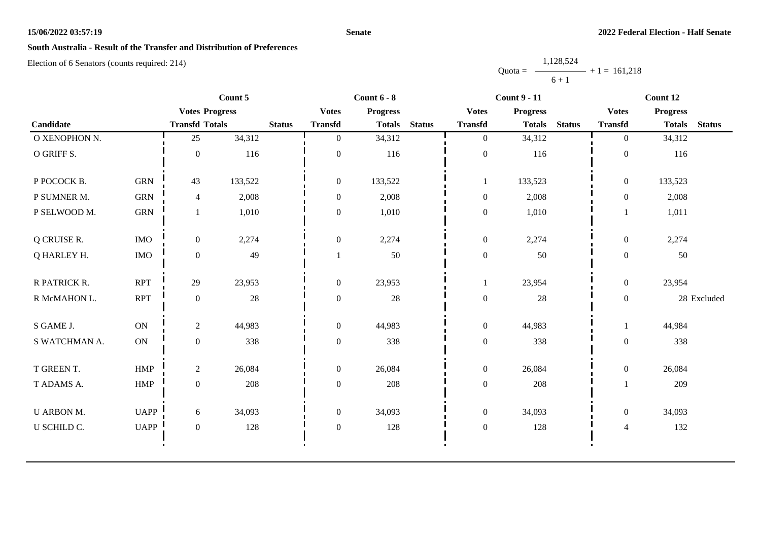**South Australia - Result of the Transfer and Distribution of Preferences**

Election of 6 Senators (counts required: 214)

$$\text{Quota} = \frac{1,128,524}{6 + 1} + 1 = 161,218$$

| Candidate | | Count 5 | | | Count 6 - 8 | | | Count 9 - 11 | | | Count 12 | | |
|---|---|---|---|---|---|---|---|---|---|---|---|---|---|
| | | Votes Transfd | Progress Totals | Status | Votes Transfd | Progress Totals | Status | Votes Transfd | Progress Totals | Status | Votes Transfd | Progress Totals | Status |
| O XENOPHON N. | | 25 | 34,312 | | 0 | 34,312 | | 0 | 34,312 | | 0 | 34,312 | |
| O GRIFF S. | | 0 | 116 | | 0 | 116 | | 0 | 116 | | 0 | 116 | |
| P POCOCK B. | GRN | 43 | 133,522 | | 0 | 133,522 | | 1 | 133,523 | | 0 | 133,523 | |
| P SUMNER M. | GRN | 4 | 2,008 | | 0 | 2,008 | | 0 | 2,008 | | 0 | 2,008 | |
| P SELWOOD M. | GRN | 1 | 1,010 | | 0 | 1,010 | | 0 | 1,010 | | 1 | 1,011 | |
| Q CRUISE R. | IMO | 0 | 2,274 | | 0 | 2,274 | | 0 | 2,274 | | 0 | 2,274 | |
| Q HARLEY H. | IMO | 0 | 49 | | 1 | 50 | | 0 | 50 | | 0 | 50 | |
| R PATRICK R. | RPT | 29 | 23,953 | | 0 | 23,953 | | 1 | 23,954 | | 0 | 23,954 | |
| R McMAHON L. | RPT | 0 | 28 | | 0 | 28 | | 0 | 28 | | 0 | 28 | Excluded |
| S GAME J. | ON | 2 | 44,983 | | 0 | 44,983 | | 0 | 44,983 | | 1 | 44,984 | |
| S WATCHMAN A. | ON | 0 | 338 | | 0 | 338 | | 0 | 338 | | 0 | 338 | |
| T GREEN T. | HMP | 2 | 26,084 | | 0 | 26,084 | | 0 | 26,084 | | 0 | 26,084 | |
| T ADAMS A. | HMP | 0 | 208 | | 0 | 208 | | 0 | 208 | | 1 | 209 | |
| U ARBON M. | UAPP | 6 | 34,093 | | 0 | 34,093 | | 0 | 34,093 | | 0 | 34,093 | |
| U SCHILD C. | UAPP | 0 | 128 | | 0 | 128 | | 0 | 128 | | 4 | 132 | |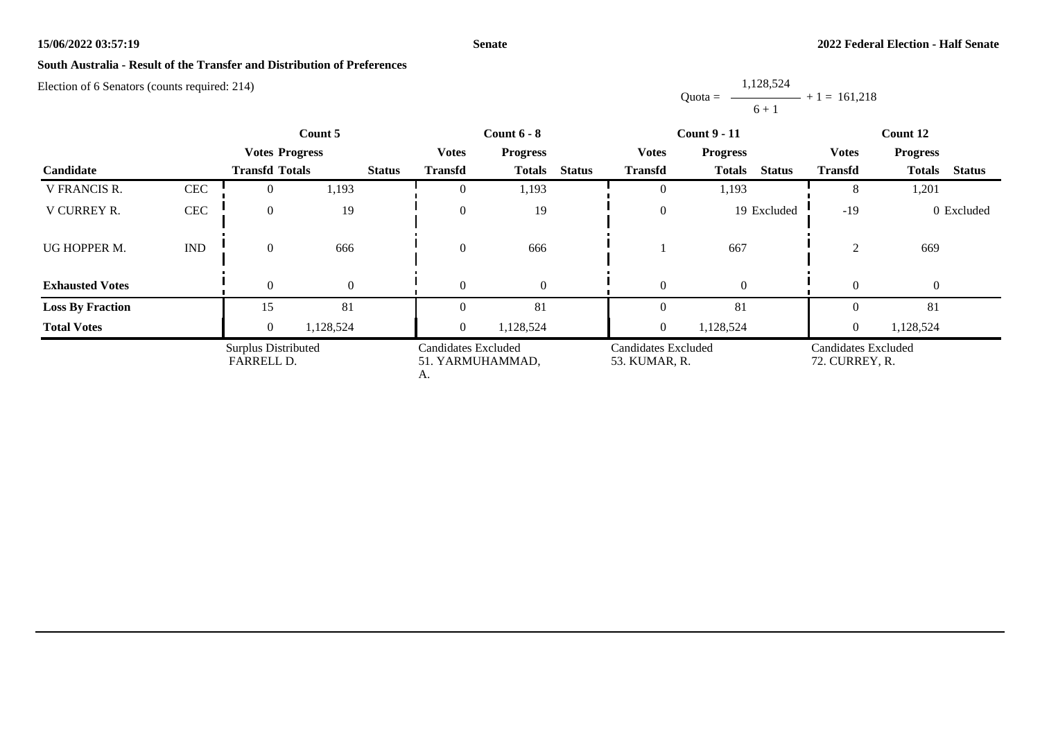## South Australia - Result of the Transfer and Distribution of Preferences

Election of 6 Senators (counts required: 214)

$$\text{Quota} = \frac{1,128,524}{6 + 1} + 1 = 161,218$$

| Candidate | | Count 5 | | | Count 6 - 8 | | | Count 9 - 11 | | | Count 12 | | |
|---|---|---|---|---|---|---|---|---|---|---|---|---|---|
| | | Votes Transfd | Progress Totals | Status | Votes Transfd | Progress Totals | Status | Votes Transfd | Progress Totals | Status | Votes Transfd | Progress Totals | Status |
| V FRANCIS R. | CEC | 0 | 1,193 | | 0 | 1,193 | | 0 | 1,193 | | 8 | 1,201 | |
| V CURREY R. | CEC | 0 | 19 | | 0 | 19 | | 0 | 19 | Excluded | -19 | 0 | Excluded |
| UG HOPPER M. | IND | 0 | 666 | | 0 | 666 | | 1 | 667 | | 2 | 669 | |
| **Exhausted Votes** | | 0 | 0 | | 0 | 0 | | 0 | 0 | | 0 | 0 | |
| **Loss By Fraction** | | 15 | 81 | | 0 | 81 | | 0 | 81 | | 0 | 81 | |
| **Total Votes** | | 0 | 1,128,524 | | 0 | 1,128,524 | | 0 | 1,128,524 | | 0 | 1,128,524 | |
| | | Surplus Distributed FARRELL D. | | | Candidates Excluded 51. YARMUHAMMAD, A. | | | Candidates Excluded 53. KUMAR, R. | | | Candidates Excluded 72. CURREY, R. | | |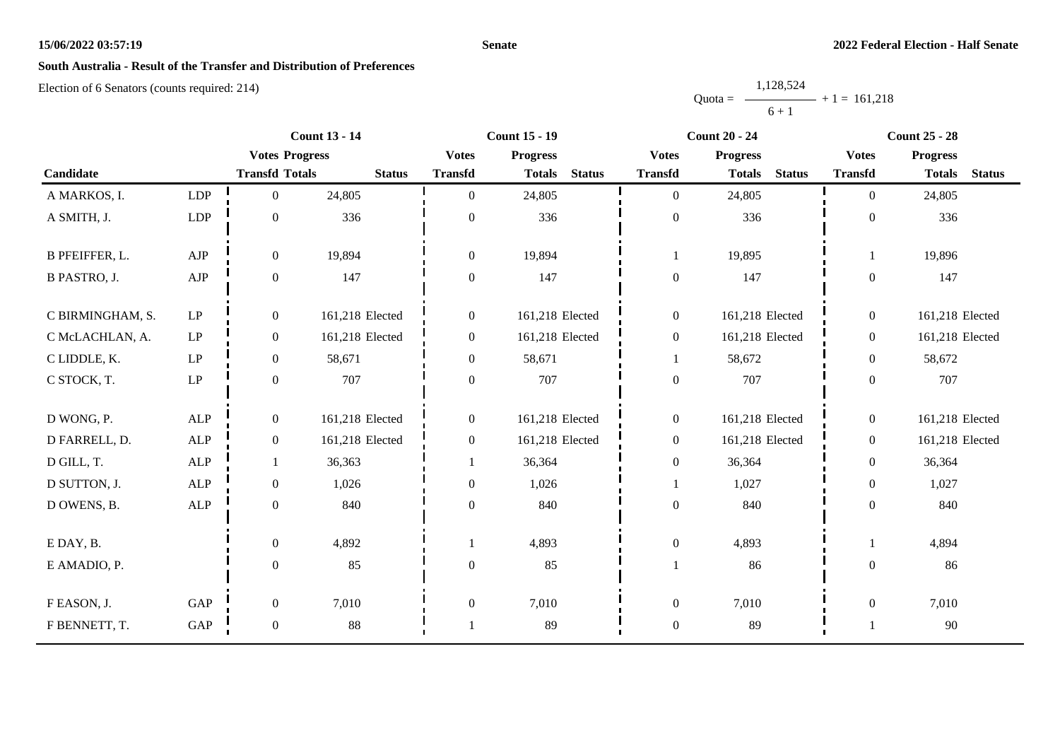## South Australia - Result of the Transfer and Distribution of Preferences

Election of 6 Senators (counts required: 214)

$$\text{Quota} = \frac{1,128,524}{6 + 1} + 1 = 161,218$$

| Candidate | | Count 13 - 14 | | | Count 15 - 19 | | | Count 20 - 24 | | | Count 25 - 28 | | |
|---|---|---|---|---|---|---|---|---|---|---|---|---|---|
| | | Votes Transfd | Progress Totals | Status | Votes Transfd | Progress Totals | Status | Votes Transfd | Progress Totals | Status | Votes Transfd | Progress Totals | Status |
| A MARKOS, I. | LDP | 0 | 24,805 | | 0 | 24,805 | | 0 | 24,805 | | 0 | 24,805 | |
| A SMITH, J. | LDP | 0 | 336 | | 0 | 336 | | 0 | 336 | | 0 | 336 | |
| B PFEIFFER, L. | AJP | 0 | 19,894 | | 0 | 19,894 | | 1 | 19,895 | | 1 | 19,896 | |
| B PASTRO, J. | AJP | 0 | 147 | | 0 | 147 | | 0 | 147 | | 0 | 147 | |
| C BIRMINGHAM, S. | LP | 0 | 161,218 | Elected | 0 | 161,218 | Elected | 0 | 161,218 | Elected | 0 | 161,218 | Elected |
| C McLACHLAN, A. | LP | 0 | 161,218 | Elected | 0 | 161,218 | Elected | 0 | 161,218 | Elected | 0 | 161,218 | Elected |
| C LIDDLE, K. | LP | 0 | 58,671 | | 0 | 58,671 | | 1 | 58,672 | | 0 | 58,672 | |
| C STOCK, T. | LP | 0 | 707 | | 0 | 707 | | 0 | 707 | | 0 | 707 | |
| D WONG, P. | ALP | 0 | 161,218 | Elected | 0 | 161,218 | Elected | 0 | 161,218 | Elected | 0 | 161,218 | Elected |
| D FARRELL, D. | ALP | 0 | 161,218 | Elected | 0 | 161,218 | Elected | 0 | 161,218 | Elected | 0 | 161,218 | Elected |
| D GILL, T. | ALP | 1 | 36,363 | | 1 | 36,364 | | 0 | 36,364 | | 0 | 36,364 | |
| D SUTTON, J. | ALP | 0 | 1,026 | | 0 | 1,026 | | 1 | 1,027 | | 0 | 1,027 | |
| D OWENS, B. | ALP | 0 | 840 | | 0 | 840 | | 0 | 840 | | 0 | 840 | |
| E DAY, B. | | 0 | 4,892 | | 1 | 4,893 | | 0 | 4,893 | | 1 | 4,894 | |
| E AMADIO, P. | | 0 | 85 | | 0 | 85 | | 1 | 86 | | 0 | 86 | |
| F EASON, J. | GAP | 0 | 7,010 | | 0 | 7,010 | | 0 | 7,010 | | 0 | 7,010 | |
| F BENNETT, T. | GAP | 0 | 88 | | 1 | 89 | | 0 | 89 | | 1 | 90 | |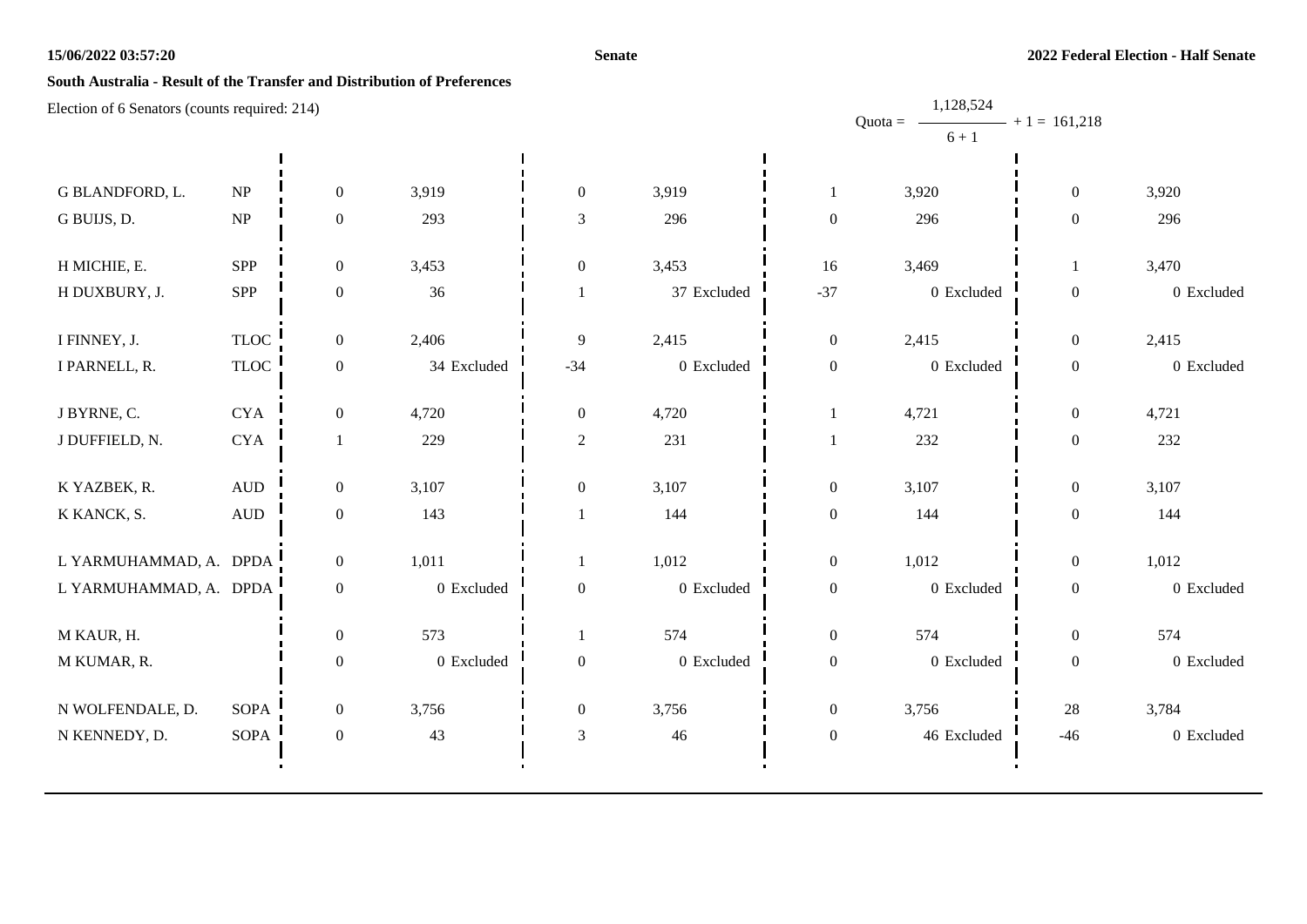15/06/2022 03:57:20 **Senate** **2022 Federal Election - Half Senate**

**South Australia - Result of the Transfer and Distribution of Preferences**

Election of 6 Senators (counts required: 214)

Quota = $\frac{1,128,524}{6+1} + 1 = 161,218$

| Candidate | Party | | | | | | | | |
|---|---|---|---|---|---|---|---|---|---|
| G BLANDFORD, L. | NP | 0 | 3,919 | 0 | 3,919 | 1 | 3,920 | 0 | 3,920 |
| G BUIJS, D. | NP | 0 | 293 | 3 | 296 | 0 | 296 | 0 | 296 |
| H MICHIE, E. | SPP | 0 | 3,453 | 0 | 3,453 | 16 | 3,469 | 1 | 3,470 |
| H DUXBURY, J. | SPP | 0 | 36 | 1 | 37 Excluded | -37 | 0 Excluded | 0 | 0 Excluded |
| I FINNEY, J. | TLOC | 0 | 2,406 | 9 | 2,415 | 0 | 2,415 | 0 | 2,415 |
| I PARNELL, R. | TLOC | 0 | 34 Excluded | -34 | 0 Excluded | 0 | 0 Excluded | 0 | 0 Excluded |
| J BYRNE, C. | CYA | 0 | 4,720 | 0 | 4,720 | 1 | 4,721 | 0 | 4,721 |
| J DUFFIELD, N. | CYA | 1 | 229 | 2 | 231 | 1 | 232 | 0 | 232 |
| K YAZBEK, R. | AUD | 0 | 3,107 | 0 | 3,107 | 0 | 3,107 | 0 | 3,107 |
| K KANCK, S. | AUD | 0 | 143 | 1 | 144 | 0 | 144 | 0 | 144 |
| L YARMUHAMMAD, A. | DPDA | 0 | 1,011 | 1 | 1,012 | 0 | 1,012 | 0 | 1,012 |
| L YARMUHAMMAD, A. | DPDA | 0 | 0 Excluded | 0 | 0 Excluded | 0 | 0 Excluded | 0 | 0 Excluded |
| M KAUR, H. | | 0 | 573 | 1 | 574 | 0 | 574 | 0 | 574 |
| M KUMAR, R. | | 0 | 0 Excluded | 0 | 0 Excluded | 0 | 0 Excluded | 0 | 0 Excluded |
| N WOLFENDALE, D. | SOPA | 0 | 3,756 | 0 | 3,756 | 0 | 3,756 | 28 | 3,784 |
| N KENNEDY, D. | SOPA | 0 | 43 | 3 | 46 | 0 | 46 Excluded | -46 | 0 Excluded |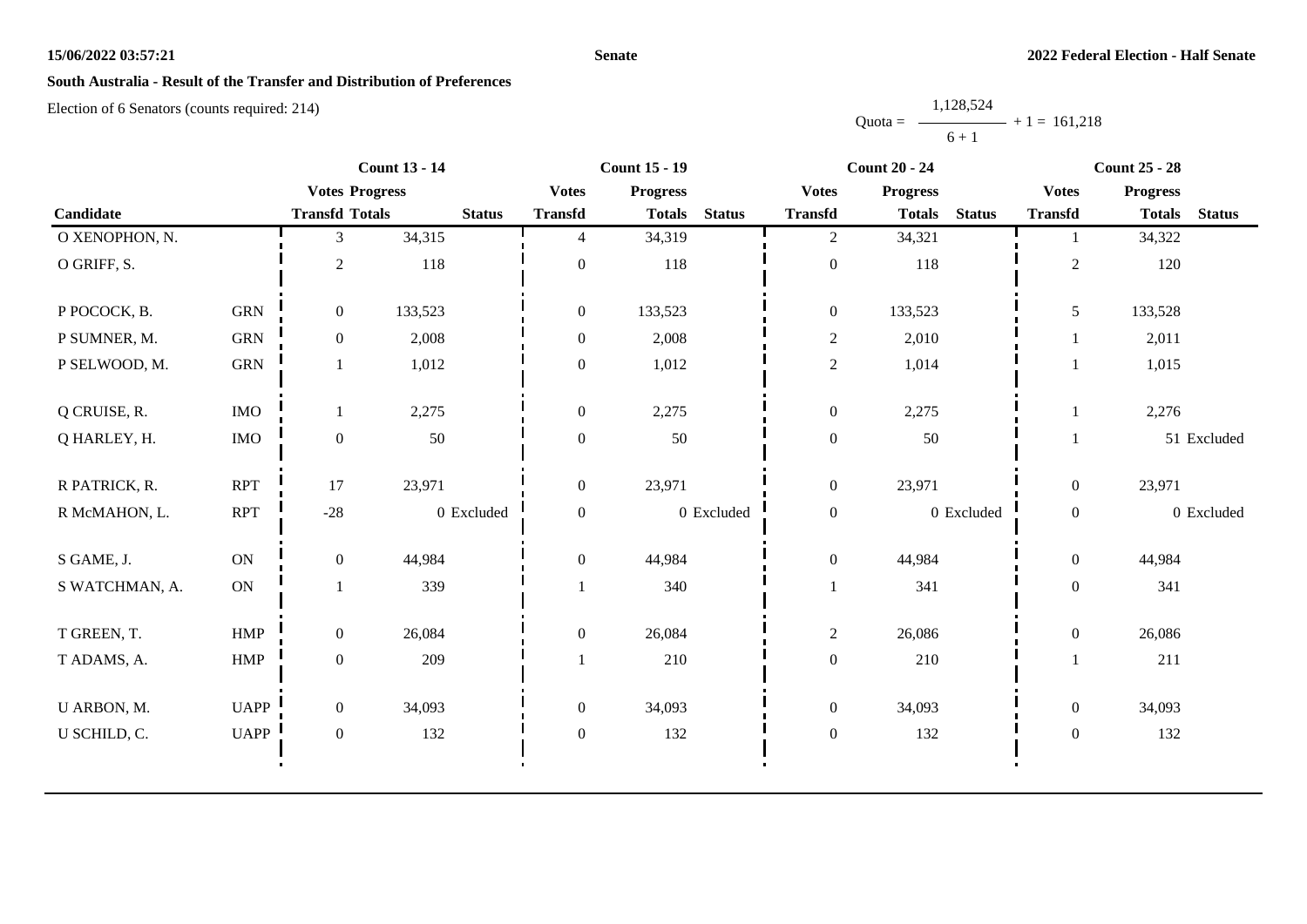**15/06/2022 03:57:21** **Senate** **2022 Federal Election - Half Senate**

## South Australia - Result of the Transfer and Distribution of Preferences

Election of 6 Senators (counts required: 214)

$$\text{Quota} = \frac{1,128,524}{6+1} + 1 = 161,218$$

| Candidate | | Count 13 - 14 | | | Count 15 - 19 | | | Count 20 - 24 | | | Count 25 - 28 | | |
|---|---|---|---|---|---|---|---|---|---|---|---|---|---|
| | | Votes Transfd | Progress Totals | Status | Votes Transfd | Progress Totals | Status | Votes Transfd | Progress Totals | Status | Votes Transfd | Progress Totals | Status |
| O XENOPHON, N. | | 3 | 34,315 | | 4 | 34,319 | | 2 | 34,321 | | 1 | 34,322 | |
| O GRIFF, S. | | 2 | 118 | | 0 | 118 | | 0 | 118 | | 2 | 120 | |
| P POCOCK, B. | GRN | 0 | 133,523 | | 0 | 133,523 | | 0 | 133,523 | | 5 | 133,528 | |
| P SUMNER, M. | GRN | 0 | 2,008 | | 0 | 2,008 | | 2 | 2,010 | | 1 | 2,011 | |
| P SELWOOD, M. | GRN | 1 | 1,012 | | 0 | 1,012 | | 2 | 1,014 | | 1 | 1,015 | |
| Q CRUISE, R. | IMO | 1 | 2,275 | | 0 | 2,275 | | 0 | 2,275 | | 1 | 2,276 | |
| Q HARLEY, H. | IMO | 0 | 50 | | 0 | 50 | | 0 | 50 | | 1 | 51 | Excluded |
| R PATRICK, R. | RPT | 17 | 23,971 | | 0 | 23,971 | | 0 | 23,971 | | 0 | 23,971 | |
| R McMAHON, L. | RPT | -28 | 0 | Excluded | 0 | 0 | Excluded | 0 | 0 | Excluded | 0 | 0 | Excluded |
| S GAME, J. | ON | 0 | 44,984 | | 0 | 44,984 | | 0 | 44,984 | | 0 | 44,984 | |
| S WATCHMAN, A. | ON | 1 | 339 | | 1 | 340 | | 1 | 341 | | 0 | 341 | |
| T GREEN, T. | HMP | 0 | 26,084 | | 0 | 26,084 | | 2 | 26,086 | | 0 | 26,086 | |
| T ADAMS, A. | HMP | 0 | 209 | | 1 | 210 | | 0 | 210 | | 1 | 211 | |
| U ARBON, M. | UAPP | 0 | 34,093 | | 0 | 34,093 | | 0 | 34,093 | | 0 | 34,093 | |
| U SCHILD, C. | UAPP | 0 | 132 | | 0 | 132 | | 0 | 132 | | 0 | 132 | |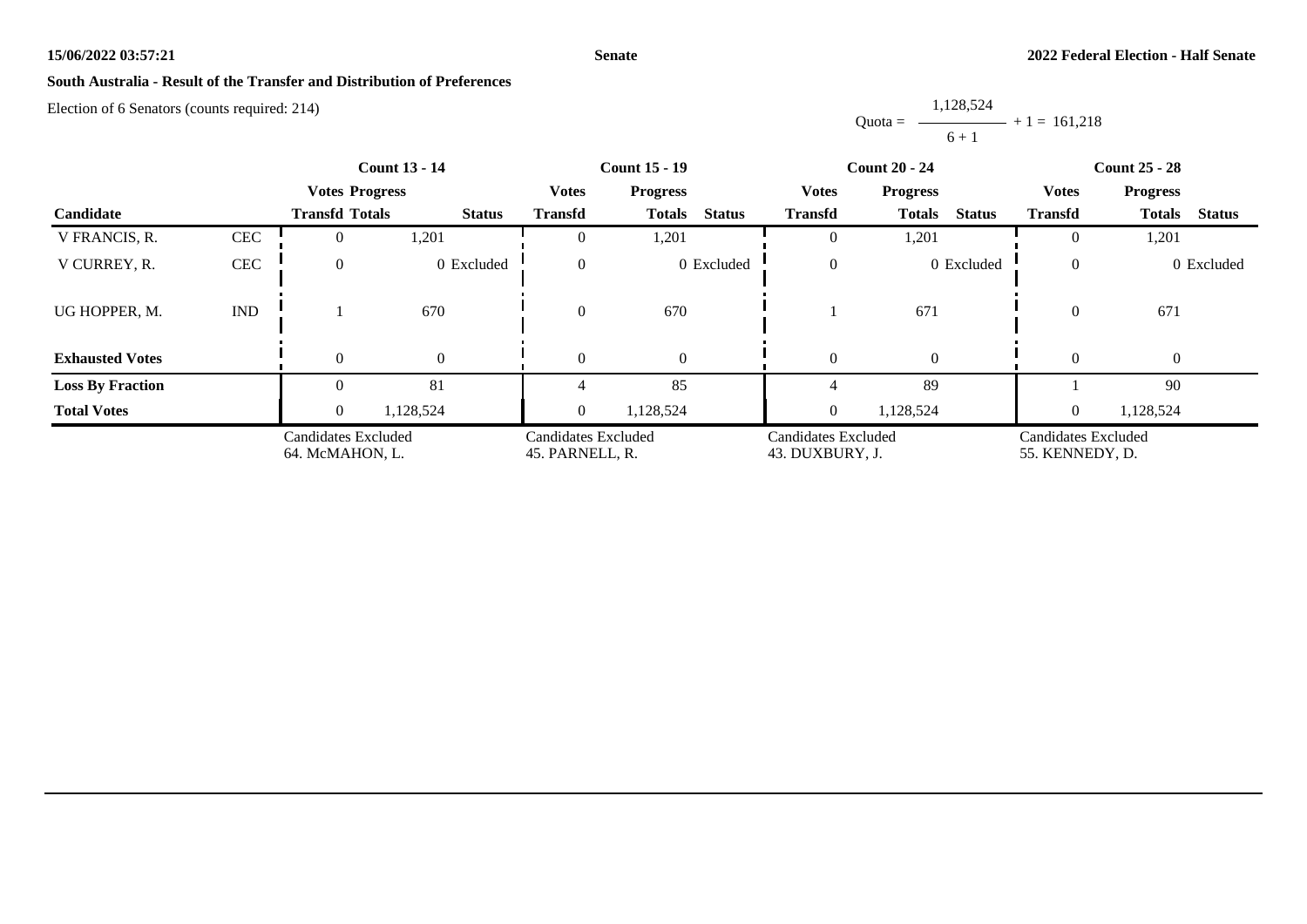**South Australia - Result of the Transfer and Distribution of Preferences**

Election of 6 Senators (counts required: 214)

Quota = $\frac{1,128,524}{6 + 1} + 1 = 161,218$

| Candidate | | Count 13 - 14 | | | Count 15 - 19 | | | Count 20 - 24 | | | Count 25 - 28 | | |
|---|---|---|---|---|---|---|---|---|---|---|---|---|---|
| | | Votes Transfd | Progress Totals | Status | Votes Transfd | Progress Totals | Status | Votes Transfd | Progress Totals | Status | Votes Transfd | Progress Totals | Status |
| V FRANCIS, R. | CEC | 0 | 1,201 | | 0 | 1,201 | | 0 | 1,201 | | 0 | 1,201 | |
| V CURREY, R. | CEC | 0 | 0 | Excluded | 0 | 0 | Excluded | 0 | 0 | Excluded | 0 | 0 | Excluded |
| UG HOPPER, M. | IND | 1 | 670 | | 0 | 670 | | 1 | 671 | | 0 | 671 | |
| **Exhausted Votes** | | 0 | 0 | | 0 | 0 | | 0 | 0 | | 0 | 0 | |
| **Loss By Fraction** | | 0 | 81 | | 4 | 85 | | 4 | 89 | | 1 | 90 | |
| **Total Votes** | | 0 | 1,128,524 | | 0 | 1,128,524 | | 0 | 1,128,524 | | 0 | 1,128,524 | |
| | | Candidates Excluded 64. McMAHON, L. | | | Candidates Excluded 45. PARNELL, R. | | | Candidates Excluded 43. DUXBURY, J. | | | Candidates Excluded 55. KENNEDY, D. | | |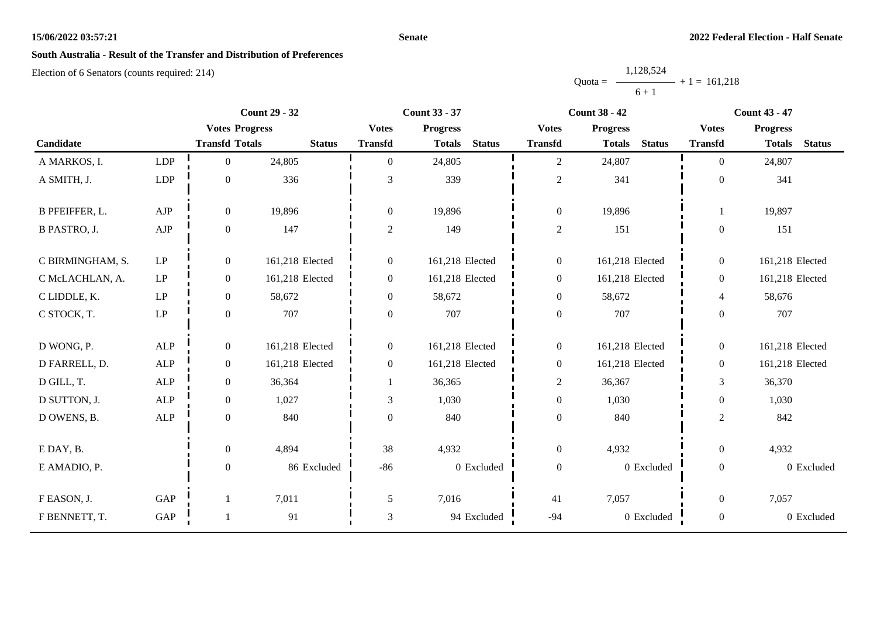## South Australia - Result of the Transfer and Distribution of Preferences

Election of 6 Senators (counts required: 214)

$$\text{Quota} = \frac{1{,}128{,}524}{6 + 1} + 1 = 161{,}218$$

| Candidate | | Count 29 - 32 | | | Count 33 - 37 | | | Count 38 - 42 | | | Count 43 - 47 | | |
|---|---|---|---|---|---|---|---|---|---|---|---|---|---|
| | | Votes Transfd | Progress Totals | Status | Votes Transfd | Progress Totals | Status | Votes Transfd | Progress Totals | Status | Votes Transfd | Progress Totals | Status |
| A MARKOS, I. | LDP | 0 | 24,805 | | 0 | 24,805 | | 2 | 24,807 | | 0 | 24,807 | |
| A SMITH, J. | LDP | 0 | 336 | | 3 | 339 | | 2 | 341 | | 0 | 341 | |
| B PFEIFFER, L. | AJP | 0 | 19,896 | | 0 | 19,896 | | 0 | 19,896 | | 1 | 19,897 | |
| B PASTRO, J. | AJP | 0 | 147 | | 2 | 149 | | 2 | 151 | | 0 | 151 | |
| C BIRMINGHAM, S. | LP | 0 | 161,218 | Elected | 0 | 161,218 | Elected | 0 | 161,218 | Elected | 0 | 161,218 | Elected |
| C McLACHLAN, A. | LP | 0 | 161,218 | Elected | 0 | 161,218 | Elected | 0 | 161,218 | Elected | 0 | 161,218 | Elected |
| C LIDDLE, K. | LP | 0 | 58,672 | | 0 | 58,672 | | 0 | 58,672 | | 4 | 58,676 | |
| C STOCK, T. | LP | 0 | 707 | | 0 | 707 | | 0 | 707 | | 0 | 707 | |
| D WONG, P. | ALP | 0 | 161,218 | Elected | 0 | 161,218 | Elected | 0 | 161,218 | Elected | 0 | 161,218 | Elected |
| D FARRELL, D. | ALP | 0 | 161,218 | Elected | 0 | 161,218 | Elected | 0 | 161,218 | Elected | 0 | 161,218 | Elected |
| D GILL, T. | ALP | 0 | 36,364 | | 1 | 36,365 | | 2 | 36,367 | | 3 | 36,370 | |
| D SUTTON, J. | ALP | 0 | 1,027 | | 3 | 1,030 | | 0 | 1,030 | | 0 | 1,030 | |
| D OWENS, B. | ALP | 0 | 840 | | 0 | 840 | | 0 | 840 | | 2 | 842 | |
| E DAY, B. | | 0 | 4,894 | | 38 | 4,932 | | 0 | 4,932 | | 0 | 4,932 | |
| E AMADIO, P. | | 0 | 86 | Excluded | -86 | 0 | Excluded | 0 | 0 | Excluded | 0 | 0 | Excluded |
| F EASON, J. | GAP | 1 | 7,011 | | 5 | 7,016 | | 41 | 7,057 | | 0 | 7,057 | |
| F BENNETT, T. | GAP | 1 | 91 | | 3 | 94 | Excluded | -94 | 0 | Excluded | 0 | 0 | Excluded |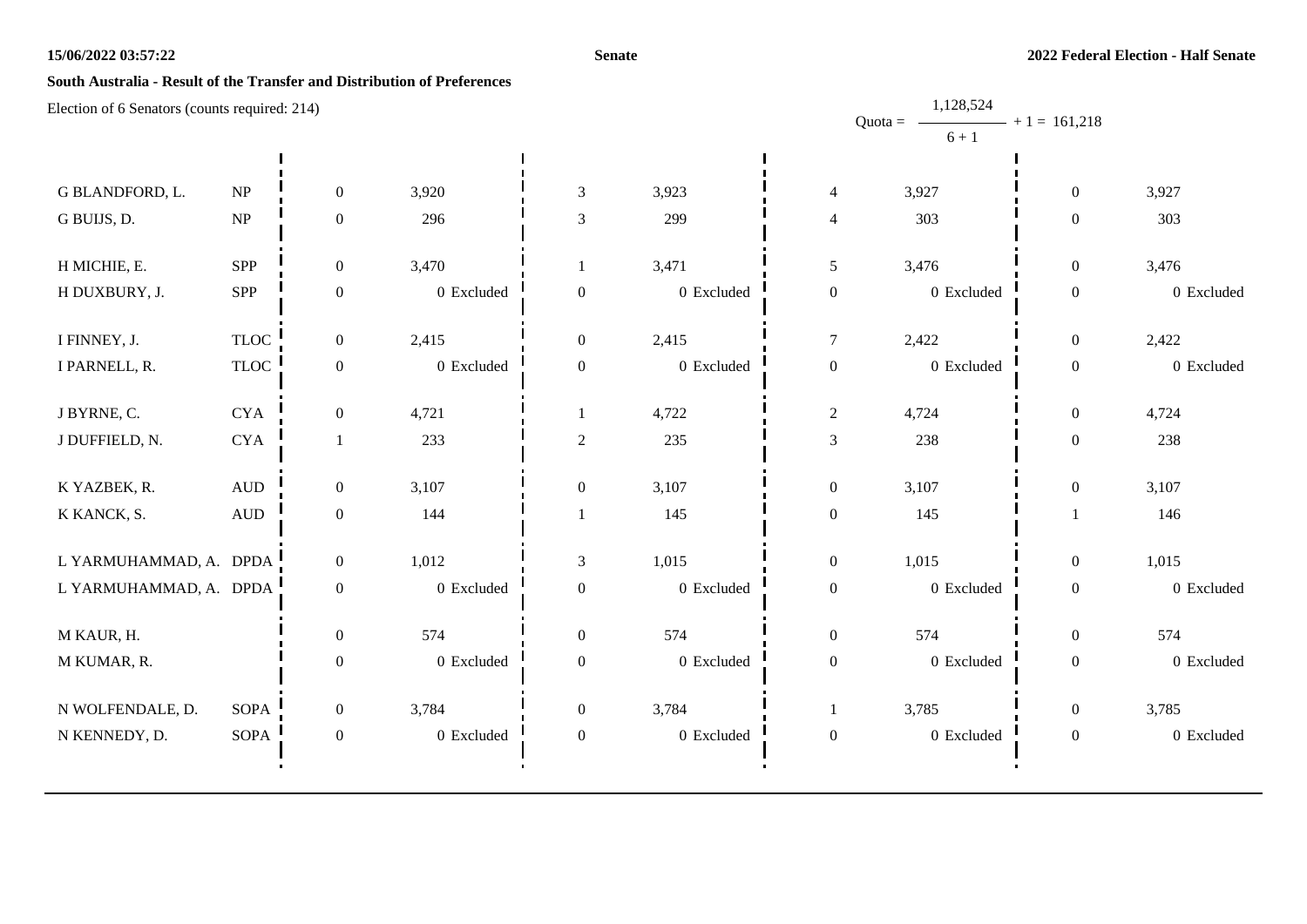**15/06/2022 03:57:22** **Senate** **2022 Federal Election - Half Senate**

**South Australia - Result of the Transfer and Distribution of Preferences**

Election of 6 Senators (counts required: 214)

$$\text{Quota} = \frac{1,128,524}{6 + 1} + 1 = 161,218$$

| Candidate | Party | | | | | | | | |
|---|---|---|---|---|---|---|---|---|---|
| G BLANDFORD, L. | NP | 0 | 3,920 | 3 | 3,923 | 4 | 3,927 | 0 | 3,927 |
| G BUIJS, D. | NP | 0 | 296 | 3 | 299 | 4 | 303 | 0 | 303 |
| H MICHIE, E. | SPP | 0 | 3,470 | 1 | 3,471 | 5 | 3,476 | 0 | 3,476 |
| H DUXBURY, J. | SPP | 0 | 0 Excluded | 0 | 0 Excluded | 0 | 0 Excluded | 0 | 0 Excluded |
| I FINNEY, J. | TLOC | 0 | 2,415 | 0 | 2,415 | 7 | 2,422 | 0 | 2,422 |
| I PARNELL, R. | TLOC | 0 | 0 Excluded | 0 | 0 Excluded | 0 | 0 Excluded | 0 | 0 Excluded |
| J BYRNE, C. | CYA | 0 | 4,721 | 1 | 4,722 | 2 | 4,724 | 0 | 4,724 |
| J DUFFIELD, N. | CYA | 1 | 233 | 2 | 235 | 3 | 238 | 0 | 238 |
| K YAZBEK, R. | AUD | 0 | 3,107 | 0 | 3,107 | 0 | 3,107 | 0 | 3,107 |
| K KANCK, S. | AUD | 0 | 144 | 1 | 145 | 0 | 145 | 1 | 146 |
| L YARMUHAMMAD, A. | DPDA | 0 | 1,012 | 3 | 1,015 | 0 | 1,015 | 0 | 1,015 |
| L YARMUHAMMAD, A. | DPDA | 0 | 0 Excluded | 0 | 0 Excluded | 0 | 0 Excluded | 0 | 0 Excluded |
| M KAUR, H. | | 0 | 574 | 0 | 574 | 0 | 574 | 0 | 574 |
| M KUMAR, R. | | 0 | 0 Excluded | 0 | 0 Excluded | 0 | 0 Excluded | 0 | 0 Excluded |
| N WOLFENDALE, D. | SOPA | 0 | 3,784 | 0 | 3,784 | 1 | 3,785 | 0 | 3,785 |
| N KENNEDY, D. | SOPA | 0 | 0 Excluded | 0 | 0 Excluded | 0 | 0 Excluded | 0 | 0 Excluded |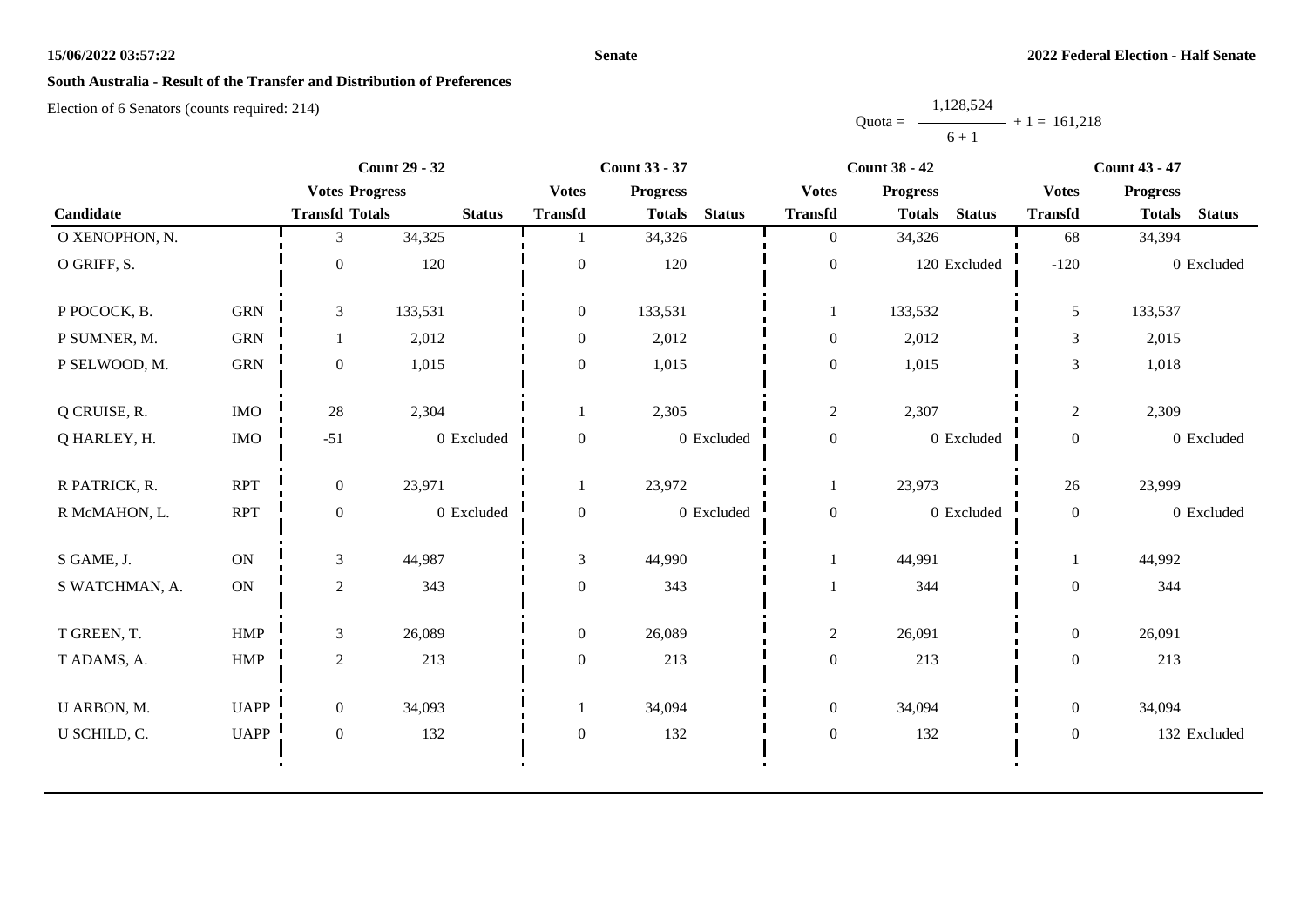**15/06/2022 03:57:22** **Senate** **2022 Federal Election - Half Senate**

## South Australia - Result of the Transfer and Distribution of Preferences

Election of 6 Senators (counts required: 214)

$$\text{Quota} = \frac{1{,}128{,}524}{6 + 1} + 1 = 161{,}218$$

| | | Count 29 - 32 | | | Count 33 - 37 | | | Count 38 - 42 | | | Count 43 - 47 | | |
|---|---|---|---|---|---|---|---|---|---|---|---|---|---|
| | | Votes | Progress | | Votes | Progress | | Votes | Progress | | Votes | Progress | |
| Candidate | | Transfd | Totals | Status | Transfd | Totals | Status | Transfd | Totals | Status | Transfd | Totals | Status |
| O XENOPHON, N. | | 3 | 34,325 | | 1 | 34,326 | | 0 | 34,326 | | 68 | 34,394 | |
| O GRIFF, S. | | 0 | 120 | | 0 | 120 | | 0 | 120 | Excluded | -120 | 0 | Excluded |
| P POCOCK, B. | GRN | 3 | 133,531 | | 0 | 133,531 | | 1 | 133,532 | | 5 | 133,537 | |
| P SUMNER, M. | GRN | 1 | 2,012 | | 0 | 2,012 | | 0 | 2,012 | | 3 | 2,015 | |
| P SELWOOD, M. | GRN | 0 | 1,015 | | 0 | 1,015 | | 0 | 1,015 | | 3 | 1,018 | |
| Q CRUISE, R. | IMO | 28 | 2,304 | | 1 | 2,305 | | 2 | 2,307 | | 2 | 2,309 | |
| Q HARLEY, H. | IMO | -51 | 0 | Excluded | 0 | 0 | Excluded | 0 | 0 | Excluded | 0 | 0 | Excluded |
| R PATRICK, R. | RPT | 0 | 23,971 | | 1 | 23,972 | | 1 | 23,973 | | 26 | 23,999 | |
| R McMAHON, L. | RPT | 0 | 0 | Excluded | 0 | 0 | Excluded | 0 | 0 | Excluded | 0 | 0 | Excluded |
| S GAME, J. | ON | 3 | 44,987 | | 3 | 44,990 | | 1 | 44,991 | | 1 | 44,992 | |
| S WATCHMAN, A. | ON | 2 | 343 | | 0 | 343 | | 1 | 344 | | 0 | 344 | |
| T GREEN, T. | HMP | 3 | 26,089 | | 0 | 26,089 | | 2 | 26,091 | | 0 | 26,091 | |
| T ADAMS, A. | HMP | 2 | 213 | | 0 | 213 | | 0 | 213 | | 0 | 213 | |
| U ARBON, M. | UAPP | 0 | 34,093 | | 1 | 34,094 | | 0 | 34,094 | | 0 | 34,094 | |
| U SCHILD, C. | UAPP | 0 | 132 | | 0 | 132 | | 0 | 132 | | 0 | 132 | Excluded |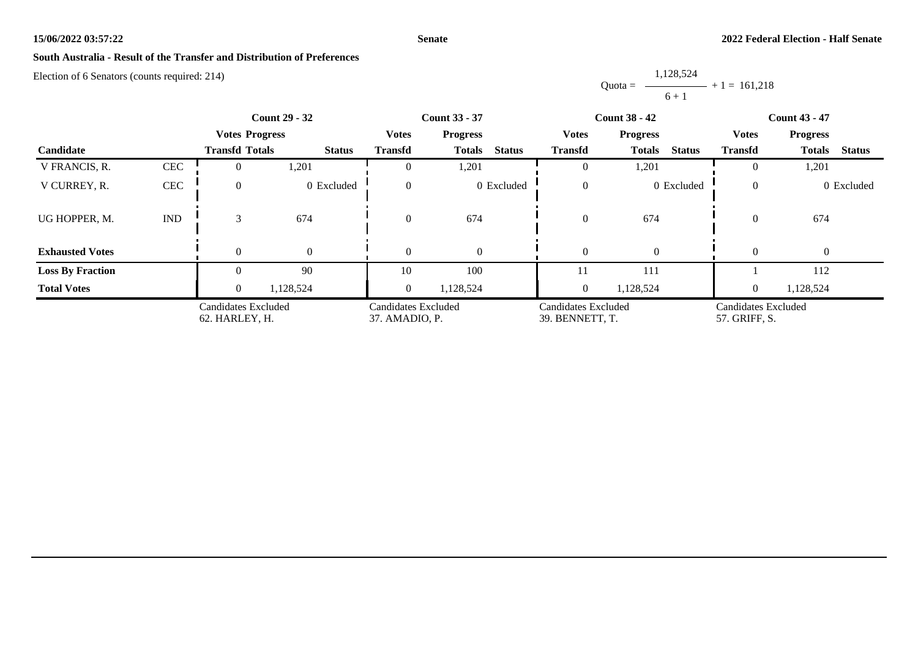**South Australia - Result of the Transfer and Distribution of Preferences**

Election of 6 Senators (counts required: 214)

$$\text{Quota} = \frac{1{,}128{,}524}{6 + 1} + 1 = 161{,}218$$

| Candidate | | Count 29 - 32 | | | Count 33 - 37 | | | Count 38 - 42 | | | Count 43 - 47 | | |
|---|---|---|---|---|---|---|---|---|---|---|---|---|---|
| | | Votes Transfd | Progress Totals | Status | Votes Transfd | Progress Totals | Status | Votes Transfd | Progress Totals | Status | Votes Transfd | Progress Totals | Status |
| V FRANCIS, R. | CEC | 0 | 1,201 | | 0 | 1,201 | | 0 | 1,201 | | 0 | 1,201 | |
| V CURREY, R. | CEC | 0 | 0 | Excluded | 0 | 0 | Excluded | 0 | 0 | Excluded | 0 | 0 | Excluded |
| UG HOPPER, M. | IND | 3 | 674 | | 0 | 674 | | 0 | 674 | | 0 | 674 | |
| **Exhausted Votes** | | 0 | 0 | | 0 | 0 | | 0 | 0 | | 0 | 0 | |
| **Loss By Fraction** | | 0 | 90 | | 10 | 100 | | 11 | 111 | | 1 | 112 | |
| **Total Votes** | | 0 | 1,128,524 | | 0 | 1,128,524 | | 0 | 1,128,524 | | 0 | 1,128,524 | |
| | | Candidates Excluded 62. HARLEY, H. | | | Candidates Excluded 37. AMADIO, P. | | | Candidates Excluded 39. BENNETT, T. | | | Candidates Excluded 57. GRIFF, S. | | |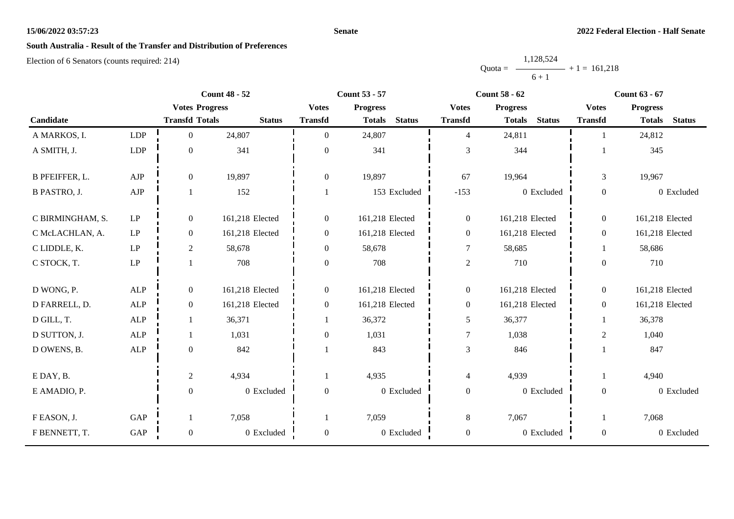## South Australia - Result of the Transfer and Distribution of Preferences

Election of 6 Senators (counts required: 214)

$$\text{Quota} = \frac{1,128,524}{6 + 1} + 1 = 161,218$$

| Candidate | | Count 48 - 52 | | | Count 53 - 57 | | | Count 58 - 62 | | | Count 63 - 67 | | |
|---|---|---|---|---|---|---|---|---|---|---|---|---|---|
| | | Votes Progress | | | Votes | Progress | | Votes | Progress | | Votes | Progress | |
| | | Transfd | Totals | Status | Transfd | Totals | Status | Transfd | Totals | Status | Transfd | Totals | Status |
| A MARKOS, I. | LDP | 0 | 24,807 | | 0 | 24,807 | | 4 | 24,811 | | 1 | 24,812 | |
| A SMITH, J. | LDP | 0 | 341 | | 0 | 341 | | 3 | 344 | | 1 | 345 | |
| B PFEIFFER, L. | AJP | 0 | 19,897 | | 0 | 19,897 | | 67 | 19,964 | | 3 | 19,967 | |
| B PASTRO, J. | AJP | 1 | 152 | | 1 | 153 | Excluded | -153 | 0 | Excluded | 0 | 0 | Excluded |
| C BIRMINGHAM, S. | LP | 0 | 161,218 | Elected | 0 | 161,218 | Elected | 0 | 161,218 | Elected | 0 | 161,218 | Elected |
| C McLACHLAN, A. | LP | 0 | 161,218 | Elected | 0 | 161,218 | Elected | 0 | 161,218 | Elected | 0 | 161,218 | Elected |
| C LIDDLE, K. | LP | 2 | 58,678 | | 0 | 58,678 | | 7 | 58,685 | | 1 | 58,686 | |
| C STOCK, T. | LP | 1 | 708 | | 0 | 708 | | 2 | 710 | | 0 | 710 | |
| D WONG, P. | ALP | 0 | 161,218 | Elected | 0 | 161,218 | Elected | 0 | 161,218 | Elected | 0 | 161,218 | Elected |
| D FARRELL, D. | ALP | 0 | 161,218 | Elected | 0 | 161,218 | Elected | 0 | 161,218 | Elected | 0 | 161,218 | Elected |
| D GILL, T. | ALP | 1 | 36,371 | | 1 | 36,372 | | 5 | 36,377 | | 1 | 36,378 | |
| D SUTTON, J. | ALP | 1 | 1,031 | | 0 | 1,031 | | 7 | 1,038 | | 2 | 1,040 | |
| D OWENS, B. | ALP | 0 | 842 | | 1 | 843 | | 3 | 846 | | 1 | 847 | |
| E DAY, B. | | 2 | 4,934 | | 1 | 4,935 | | 4 | 4,939 | | 1 | 4,940 | |
| E AMADIO, P. | | 0 | 0 | Excluded | 0 | 0 | Excluded | 0 | 0 | Excluded | 0 | 0 | Excluded |
| F EASON, J. | GAP | 1 | 7,058 | | 1 | 7,059 | | 8 | 7,067 | | 1 | 7,068 | |
| F BENNETT, T. | GAP | 0 | 0 | Excluded | 0 | 0 | Excluded | 0 | 0 | Excluded | 0 | 0 | Excluded |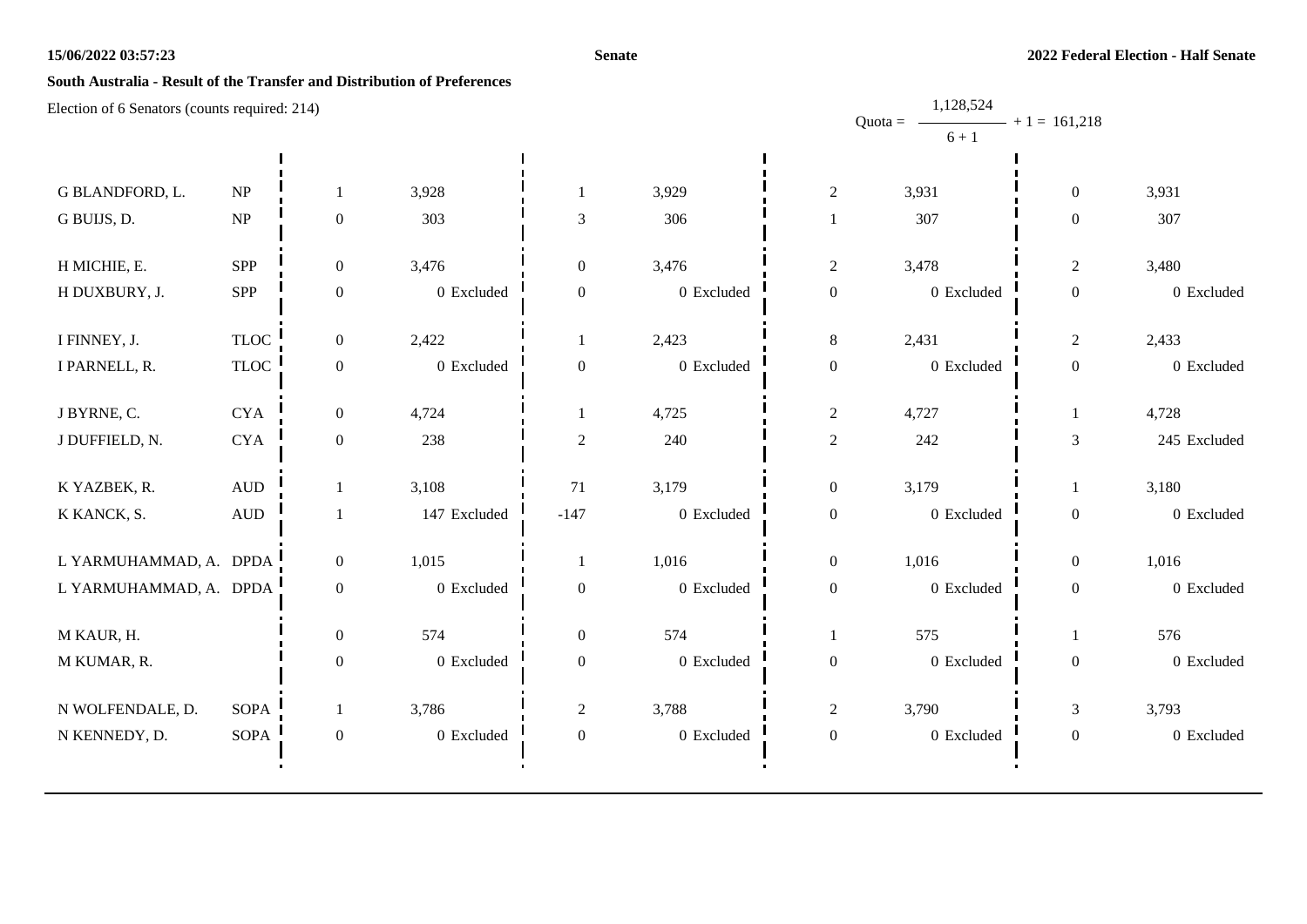**South Australia - Result of the Transfer and Distribution of Preferences**

Election of 6 Senators (counts required: 214)

$$\text{Quota} = \frac{1,128,524}{6+1} + 1 = 161,218$$

| Candidate | Party | | | | | | | | |
|---|---|---|---|---|---|---|---|---|---|
| G BLANDFORD, L. | NP | 1 | 3,928 | 1 | 3,929 | 2 | 3,931 | 0 | 3,931 |
| G BUIJS, D. | NP | 0 | 303 | 3 | 306 | 1 | 307 | 0 | 307 |
| H MICHIE, E. | SPP | 0 | 3,476 | 0 | 3,476 | 2 | 3,478 | 2 | 3,480 |
| H DUXBURY, J. | SPP | 0 | 0 Excluded | 0 | 0 Excluded | 0 | 0 Excluded | 0 | 0 Excluded |
| I FINNEY, J. | TLOC | 0 | 2,422 | 1 | 2,423 | 8 | 2,431 | 2 | 2,433 |
| I PARNELL, R. | TLOC | 0 | 0 Excluded | 0 | 0 Excluded | 0 | 0 Excluded | 0 | 0 Excluded |
| J BYRNE, C. | CYA | 0 | 4,724 | 1 | 4,725 | 2 | 4,727 | 1 | 4,728 |
| J DUFFIELD, N. | CYA | 0 | 238 | 2 | 240 | 2 | 242 | 3 | 245 Excluded |
| K YAZBEK, R. | AUD | 1 | 3,108 | 71 | 3,179 | 0 | 3,179 | 1 | 3,180 |
| K KANCK, S. | AUD | 1 | 147 Excluded | -147 | 0 Excluded | 0 | 0 Excluded | 0 | 0 Excluded |
| L YARMUHAMMAD, A. | DPDA | 0 | 1,015 | 1 | 1,016 | 0 | 1,016 | 0 | 1,016 |
| L YARMUHAMMAD, A. | DPDA | 0 | 0 Excluded | 0 | 0 Excluded | 0 | 0 Excluded | 0 | 0 Excluded |
| M KAUR, H. | | 0 | 574 | 0 | 574 | 1 | 575 | 1 | 576 |
| M KUMAR, R. | | 0 | 0 Excluded | 0 | 0 Excluded | 0 | 0 Excluded | 0 | 0 Excluded |
| N WOLFENDALE, D. | SOPA | 1 | 3,786 | 2 | 3,788 | 2 | 3,790 | 3 | 3,793 |
| N KENNEDY, D. | SOPA | 0 | 0 Excluded | 0 | 0 Excluded | 0 | 0 Excluded | 0 | 0 Excluded |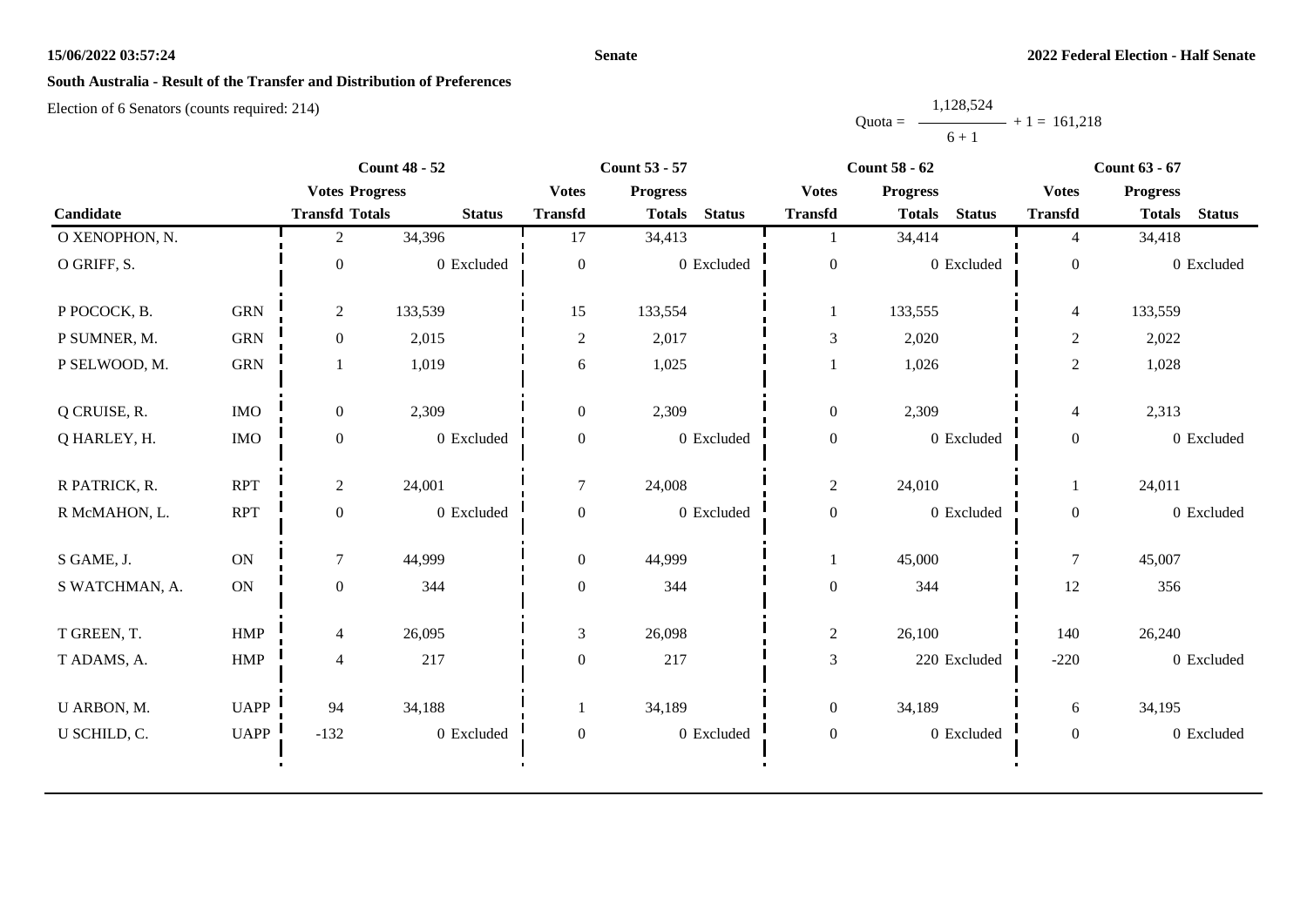# South Australia - Result of the Transfer and Distribution of Preferences

Election of 6 Senators (counts required: 214)

$$\text{Quota} = \frac{1{,}128{,}524}{6+1} + 1 = 161{,}218$$

| Candidate | | Count 48 - 52 | | | Count 53 - 57 | | | Count 58 - 62 | | | Count 63 - 67 | | |
|---|---|---|---|---|---|---|---|---|---|---|---|---|---|
| | | Votes Transfd | Progress Totals | Status | Votes Transfd | Progress Totals | Status | Votes Transfd | Progress Totals | Status | Votes Transfd | Progress Totals | Status |
| O XENOPHON, N. | | 2 | 34,396 | | 17 | 34,413 | | 1 | 34,414 | | 4 | 34,418 | |
| O GRIFF, S. | | 0 | 0 | Excluded | 0 | 0 | Excluded | 0 | 0 | Excluded | 0 | 0 | Excluded |
| P POCOCK, B. | GRN | 2 | 133,539 | | 15 | 133,554 | | 1 | 133,555 | | 4 | 133,559 | |
| P SUMNER, M. | GRN | 0 | 2,015 | | 2 | 2,017 | | 3 | 2,020 | | 2 | 2,022 | |
| P SELWOOD, M. | GRN | 1 | 1,019 | | 6 | 1,025 | | 1 | 1,026 | | 2 | 1,028 | |
| Q CRUISE, R. | IMO | 0 | 2,309 | | 0 | 2,309 | | 0 | 2,309 | | 4 | 2,313 | |
| Q HARLEY, H. | IMO | 0 | 0 | Excluded | 0 | 0 | Excluded | 0 | 0 | Excluded | 0 | 0 | Excluded |
| R PATRICK, R. | RPT | 2 | 24,001 | | 7 | 24,008 | | 2 | 24,010 | | 1 | 24,011 | |
| R McMAHON, L. | RPT | 0 | 0 | Excluded | 0 | 0 | Excluded | 0 | 0 | Excluded | 0 | 0 | Excluded |
| S GAME, J. | ON | 7 | 44,999 | | 0 | 44,999 | | 1 | 45,000 | | 7 | 45,007 | |
| S WATCHMAN, A. | ON | 0 | 344 | | 0 | 344 | | 0 | 344 | | 12 | 356 | |
| T GREEN, T. | HMP | 4 | 26,095 | | 3 | 26,098 | | 2 | 26,100 | | 140 | 26,240 | |
| T ADAMS, A. | HMP | 4 | 217 | | 0 | 217 | | 3 | 220 | Excluded | -220 | 0 | Excluded |
| U ARBON, M. | UAPP | 94 | 34,188 | | 1 | 34,189 | | 0 | 34,189 | | 6 | 34,195 | |
| U SCHILD, C. | UAPP | -132 | 0 | Excluded | 0 | 0 | Excluded | 0 | 0 | Excluded | 0 | 0 | Excluded |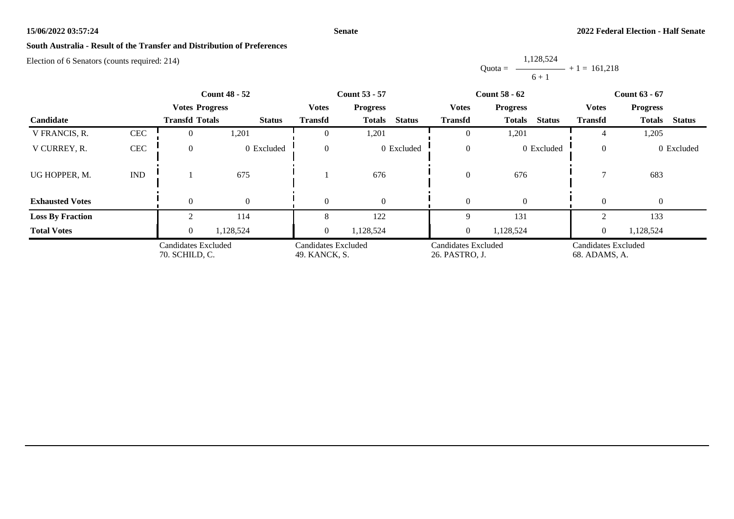**15/06/2022 03:57:24** **Senate** **2022 Federal Election - Half Senate**

**South Australia - Result of the Transfer and Distribution of Preferences**

Election of 6 Senators (counts required: 214)

$$\text{Quota} = \frac{1,128,524}{6 + 1} + 1 = 161,218$$

| Candidate | | Count 48 - 52 | | | Count 53 - 57 | | | Count 58 - 62 | | | Count 63 - 67 | | |
|---|---|---|---|---|---|---|---|---|---|---|---|---|---|
| | | Votes Transfd | Progress Totals | Status | Votes Transfd | Progress Totals | Status | Votes Transfd | Progress Totals | Status | Votes Transfd | Progress Totals | Status |
| V FRANCIS, R. | CEC | 0 | 1,201 | | 0 | 1,201 | | 0 | 1,201 | | 4 | 1,205 | |
| V CURREY, R. | CEC | 0 | 0 | Excluded | 0 | 0 | Excluded | 0 | 0 | Excluded | 0 | 0 | Excluded |
| UG HOPPER, M. | IND | 1 | 675 | | 1 | 676 | | 0 | 676 | | 7 | 683 | |
| **Exhausted Votes** | | 0 | 0 | | 0 | 0 | | 0 | 0 | | 0 | 0 | |
| **Loss By Fraction** | | 2 | 114 | | 8 | 122 | | 9 | 131 | | 2 | 133 | |
| **Total Votes** | | 0 | 1,128,524 | | 0 | 1,128,524 | | 0 | 1,128,524 | | 0 | 1,128,524 | |
| | | Candidates Excluded 70. SCHILD, C. | | | Candidates Excluded 49. KANCK, S. | | | Candidates Excluded 26. PASTRO, J. | | | Candidates Excluded 68. ADAMS, A. | | |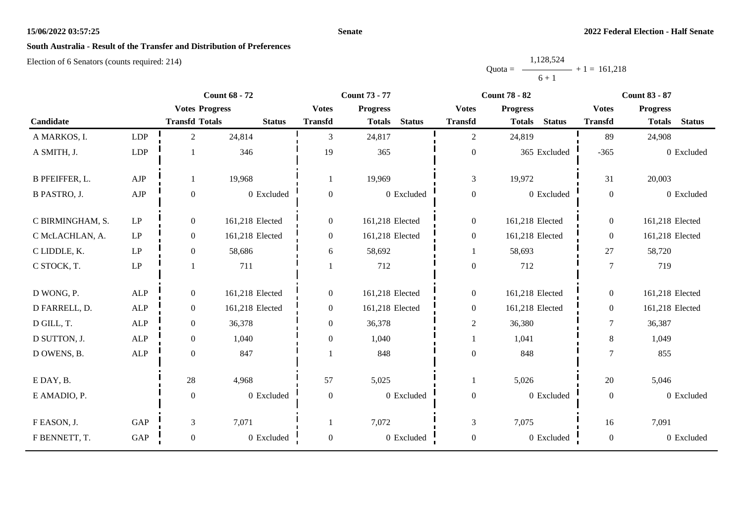**15/06/2022 03:57:25** | **Senate** | **2022 Federal Election - Half Senate**

## South Australia - Result of the Transfer and Distribution of Preferences

Election of 6 Senators (counts required: 214)

$$Quota = \frac{1,128,524}{6 + 1} + 1 = 161,218$$

| Candidate | | Count 68 - 72 | | | Count 73 - 77 | | | Count 78 - 82 | | | Count 83 - 87 | | |
|---|---|---|---|---|---|---|---|---|---|---|---|---|---|
| | | Votes Transfd | Progress Totals | Status | Votes Transfd | Progress Totals | Status | Votes Transfd | Progress Totals | Status | Votes Transfd | Progress Totals | Status |
| A MARKOS, I. | LDP | 2 | 24,814 | | 3 | 24,817 | | 2 | 24,819 | | 89 | 24,908 | |
| A SMITH, J. | LDP | 1 | 346 | | 19 | 365 | | 0 | 365 | Excluded | -365 | 0 | Excluded |
| B PFEIFFER, L. | AJP | 1 | 19,968 | | 1 | 19,969 | | 3 | 19,972 | | 31 | 20,003 | |
| B PASTRO, J. | AJP | 0 | 0 | Excluded | 0 | 0 | Excluded | 0 | 0 | Excluded | 0 | 0 | Excluded |
| C BIRMINGHAM, S. | LP | 0 | 161,218 | Elected | 0 | 161,218 | Elected | 0 | 161,218 | Elected | 0 | 161,218 | Elected |
| C McLACHLAN, A. | LP | 0 | 161,218 | Elected | 0 | 161,218 | Elected | 0 | 161,218 | Elected | 0 | 161,218 | Elected |
| C LIDDLE, K. | LP | 0 | 58,686 | | 6 | 58,692 | | 1 | 58,693 | | 27 | 58,720 | |
| C STOCK, T. | LP | 1 | 711 | | 1 | 712 | | 0 | 712 | | 7 | 719 | |
| D WONG, P. | ALP | 0 | 161,218 | Elected | 0 | 161,218 | Elected | 0 | 161,218 | Elected | 0 | 161,218 | Elected |
| D FARRELL, D. | ALP | 0 | 161,218 | Elected | 0 | 161,218 | Elected | 0 | 161,218 | Elected | 0 | 161,218 | Elected |
| D GILL, T. | ALP | 0 | 36,378 | | 0 | 36,378 | | 2 | 36,380 | | 7 | 36,387 | |
| D SUTTON, J. | ALP | 0 | 1,040 | | 0 | 1,040 | | 1 | 1,041 | | 8 | 1,049 | |
| D OWENS, B. | ALP | 0 | 847 | | 1 | 848 | | 0 | 848 | | 7 | 855 | |
| E DAY, B. | | 28 | 4,968 | | 57 | 5,025 | | 1 | 5,026 | | 20 | 5,046 | |
| E AMADIO, P. | | 0 | 0 | Excluded | 0 | 0 | Excluded | 0 | 0 | Excluded | 0 | 0 | Excluded |
| F EASON, J. | GAP | 3 | 7,071 | | 1 | 7,072 | | 3 | 7,075 | | 16 | 7,091 | |
| F BENNETT, T. | GAP | 0 | 0 | Excluded | 0 | 0 | Excluded | 0 | 0 | Excluded | 0 | 0 | Excluded |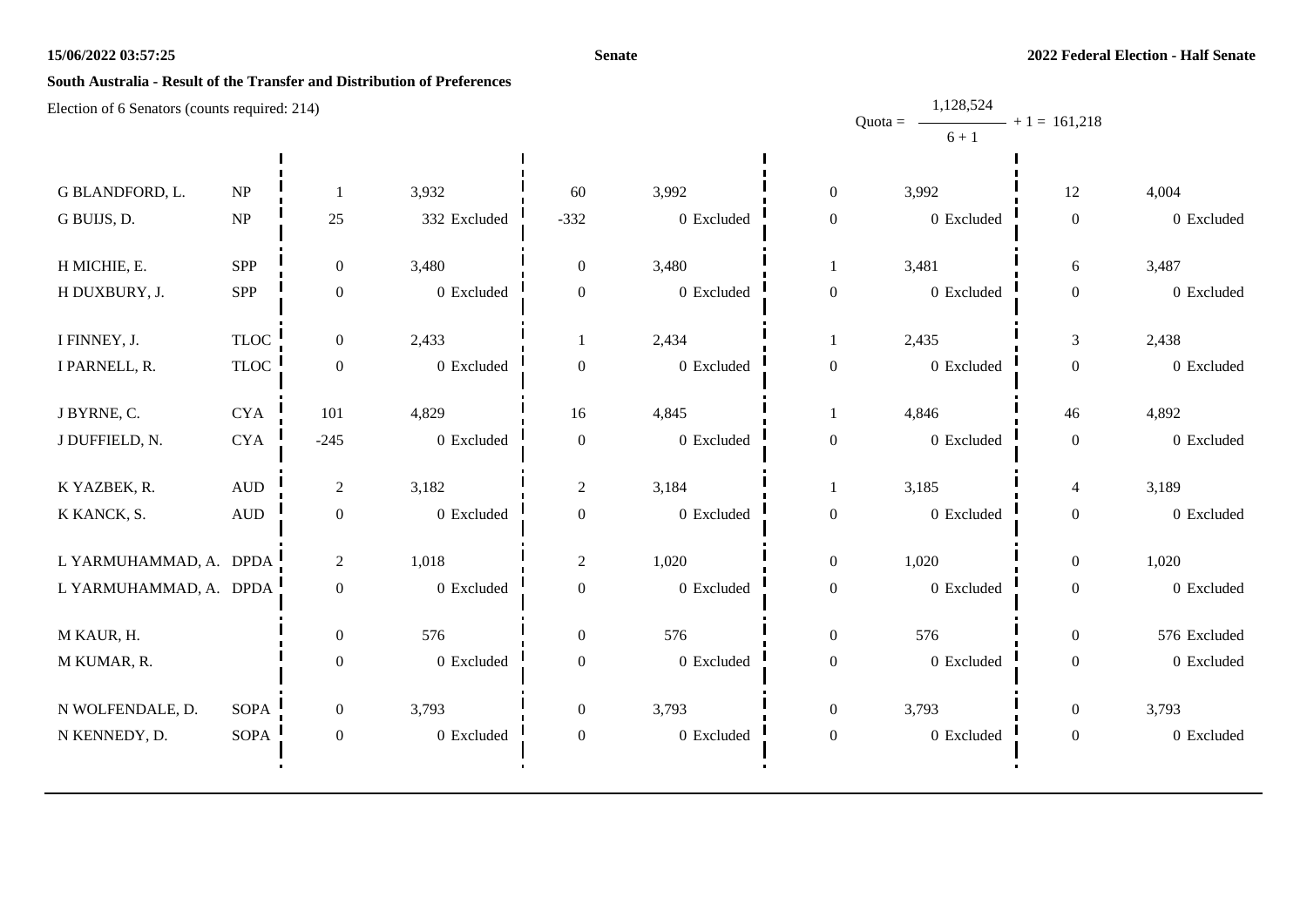**South Australia - Result of the Transfer and Distribution of Preferences**

Election of 6 Senators (counts required: 214)

$$\text{Quota} = \frac{1,128,524}{6 + 1} + 1 = 161,218$$

| Candidate | Party | | | | | | | | |
|---|---|---|---|---|---|---|---|---|---|
| G BLANDFORD, L. | NP | 1 | 3,932 | 60 | 3,992 | 0 | 3,992 | 12 | 4,004 |
| G BUIJS, D. | NP | 25 | 332 Excluded | -332 | 0 Excluded | 0 | 0 Excluded | 0 | 0 Excluded |
| H MICHIE, E. | SPP | 0 | 3,480 | 0 | 3,480 | 1 | 3,481 | 6 | 3,487 |
| H DUXBURY, J. | SPP | 0 | 0 Excluded | 0 | 0 Excluded | 0 | 0 Excluded | 0 | 0 Excluded |
| I FINNEY, J. | TLOC | 0 | 2,433 | 1 | 2,434 | 1 | 2,435 | 3 | 2,438 |
| I PARNELL, R. | TLOC | 0 | 0 Excluded | 0 | 0 Excluded | 0 | 0 Excluded | 0 | 0 Excluded |
| J BYRNE, C. | CYA | 101 | 4,829 | 16 | 4,845 | 1 | 4,846 | 46 | 4,892 |
| J DUFFIELD, N. | CYA | -245 | 0 Excluded | 0 | 0 Excluded | 0 | 0 Excluded | 0 | 0 Excluded |
| K YAZBEK, R. | AUD | 2 | 3,182 | 2 | 3,184 | 1 | 3,185 | 4 | 3,189 |
| K KANCK, S. | AUD | 0 | 0 Excluded | 0 | 0 Excluded | 0 | 0 Excluded | 0 | 0 Excluded |
| L YARMUHAMMAD, A. | DPDA | 2 | 1,018 | 2 | 1,020 | 0 | 1,020 | 0 | 1,020 |
| L YARMUHAMMAD, A. | DPDA | 0 | 0 Excluded | 0 | 0 Excluded | 0 | 0 Excluded | 0 | 0 Excluded |
| M KAUR, H. | | 0 | 576 | 0 | 576 | 0 | 576 | 0 | 576 Excluded |
| M KUMAR, R. | | 0 | 0 Excluded | 0 | 0 Excluded | 0 | 0 Excluded | 0 | 0 Excluded |
| N WOLFENDALE, D. | SOPA | 0 | 3,793 | 0 | 3,793 | 0 | 3,793 | 0 | 3,793 |
| N KENNEDY, D. | SOPA | 0 | 0 Excluded | 0 | 0 Excluded | 0 | 0 Excluded | 0 | 0 Excluded |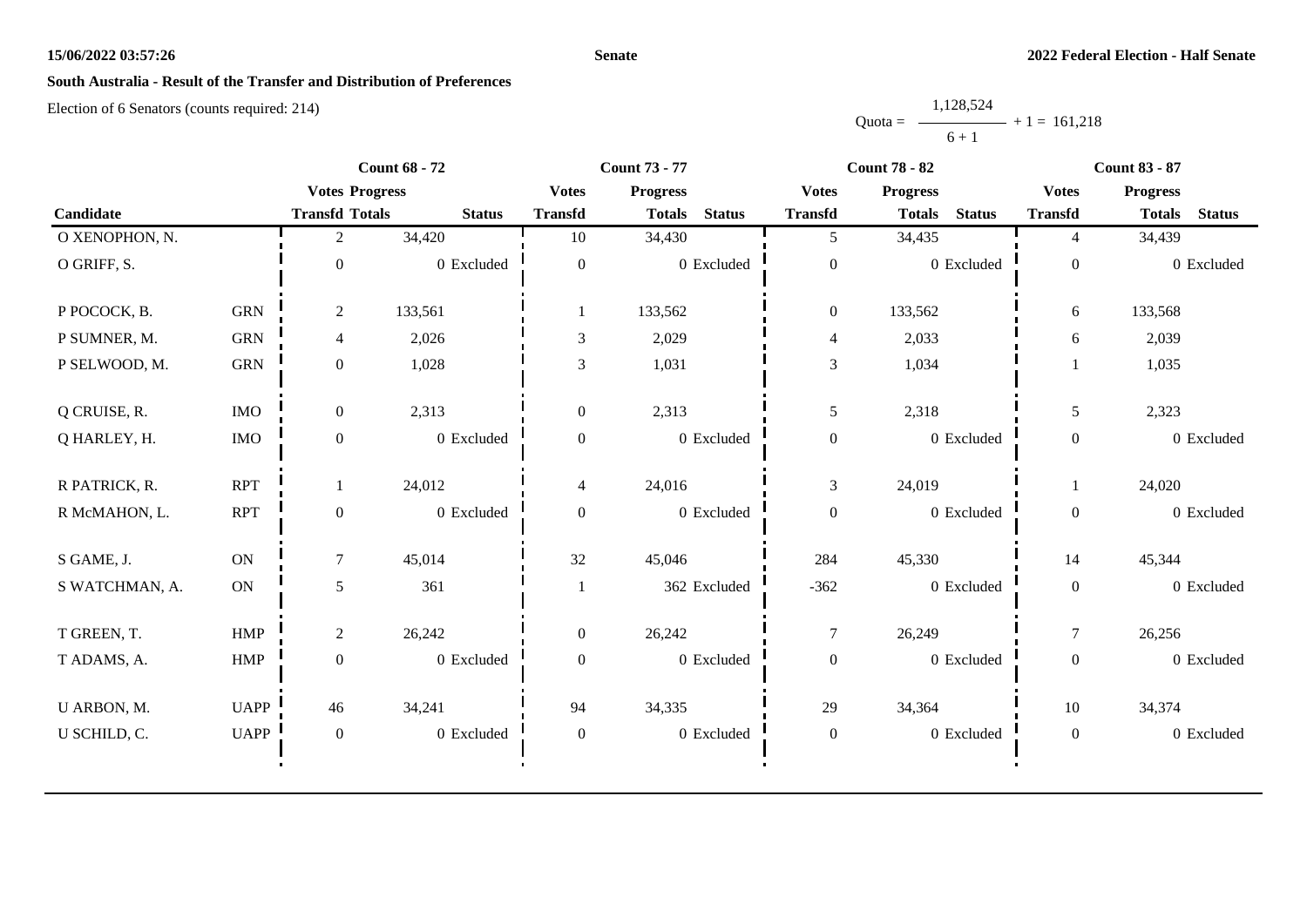# South Australia - Result of the Transfer and Distribution of Preferences

Election of 6 Senators (counts required: 214)

$$\text{Quota} = \frac{1{,}128{,}524}{6 + 1} + 1 = 161{,}218$$

| Candidate | | Count 68 - 72 | | | Count 73 - 77 | | | Count 78 - 82 | | | Count 83 - 87 | | |
|---|---|---|---|---|---|---|---|---|---|---|---|---|---|
| | | Votes Transfd | Progress Totals | Status | Votes Transfd | Progress Totals | Status | Votes Transfd | Progress Totals | Status | Votes Transfd | Progress Totals | Status |
| O XENOPHON, N. | | 2 | 34,420 | | 10 | 34,430 | | 5 | 34,435 | | 4 | 34,439 | |
| O GRIFF, S. | | 0 | 0 | Excluded | 0 | 0 | Excluded | 0 | 0 | Excluded | 0 | 0 | Excluded |
| P POCOCK, B. | GRN | 2 | 133,561 | | 1 | 133,562 | | 0 | 133,562 | | 6 | 133,568 | |
| P SUMNER, M. | GRN | 4 | 2,026 | | 3 | 2,029 | | 4 | 2,033 | | 6 | 2,039 | |
| P SELWOOD, M. | GRN | 0 | 1,028 | | 3 | 1,031 | | 3 | 1,034 | | 1 | 1,035 | |
| Q CRUISE, R. | IMO | 0 | 2,313 | | 0 | 2,313 | | 5 | 2,318 | | 5 | 2,323 | |
| Q HARLEY, H. | IMO | 0 | 0 | Excluded | 0 | 0 | Excluded | 0 | 0 | Excluded | 0 | 0 | Excluded |
| R PATRICK, R. | RPT | 1 | 24,012 | | 4 | 24,016 | | 3 | 24,019 | | 1 | 24,020 | |
| R McMAHON, L. | RPT | 0 | 0 | Excluded | 0 | 0 | Excluded | 0 | 0 | Excluded | 0 | 0 | Excluded |
| S GAME, J. | ON | 7 | 45,014 | | 32 | 45,046 | | 284 | 45,330 | | 14 | 45,344 | |
| S WATCHMAN, A. | ON | 5 | 361 | | 1 | 362 | Excluded | -362 | 0 | Excluded | 0 | 0 | Excluded |
| T GREEN, T. | HMP | 2 | 26,242 | | 0 | 26,242 | | 7 | 26,249 | | 7 | 26,256 | |
| T ADAMS, A. | HMP | 0 | 0 | Excluded | 0 | 0 | Excluded | 0 | 0 | Excluded | 0 | 0 | Excluded |
| U ARBON, M. | UAPP | 46 | 34,241 | | 94 | 34,335 | | 29 | 34,364 | | 10 | 34,374 | |
| U SCHILD, C. | UAPP | 0 | 0 | Excluded | 0 | 0 | Excluded | 0 | 0 | Excluded | 0 | 0 | Excluded |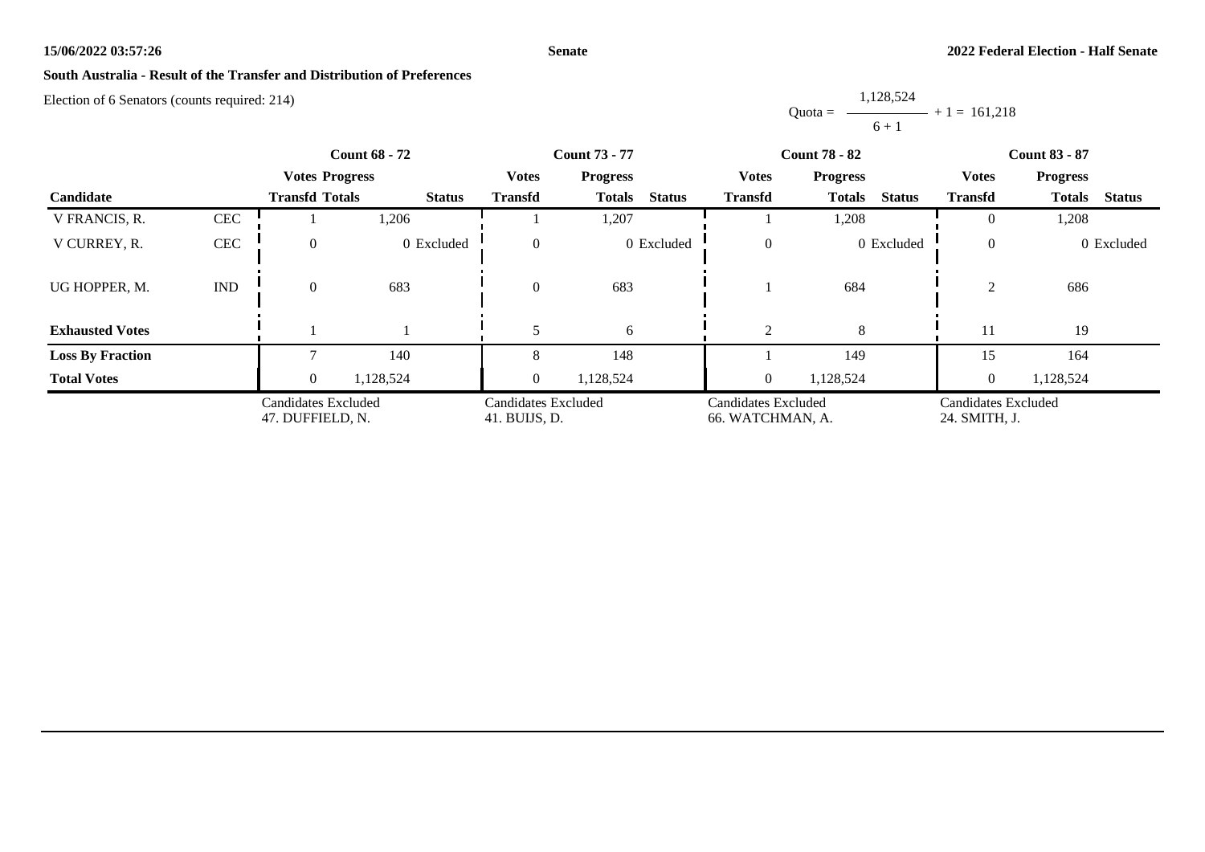**Senate**

**2022 Federal Election - Half Senate**

**South Australia - Result of the Transfer and Distribution of Preferences**

Election of 6 Senators (counts required: 214)

$$\text{Quota} = \frac{1,128,524}{6 + 1} + 1 = 161,218$$

| | | Count 68 - 72 | | | Count 73 - 77 | | | Count 78 - 82 | | | Count 83 - 87 | | |
|---|---|---|---|---|---|---|---|---|---|---|---|---|---|
| | | Votes | Progress | | Votes | Progress | | Votes | Progress | | Votes | Progress | |
| Candidate | | Transfd | Totals | Status | Transfd | Totals | Status | Transfd | Totals | Status | Transfd | Totals | Status |
| V FRANCIS, R. | CEC | 1 | 1,206 | | 1 | 1,207 | | 1 | 1,208 | | 0 | 1,208 | |
| V CURREY, R. | CEC | 0 | 0 | Excluded | 0 | 0 | Excluded | 0 | 0 | Excluded | 0 | 0 | Excluded |
| UG HOPPER, M. | IND | 0 | 683 | | 0 | 683 | | 1 | 684 | | 2 | 686 | |
| **Exhausted Votes** | | 1 | 1 | | 5 | 6 | | 2 | 8 | | 11 | 19 | |
| **Loss By Fraction** | | 7 | 140 | | 8 | 148 | | 1 | 149 | | 15 | 164 | |
| **Total Votes** | | 0 | 1,128,524 | | 0 | 1,128,524 | | 0 | 1,128,524 | | 0 | 1,128,524 | |
| | | Candidates Excluded 47. DUFFIELD, N. | | | Candidates Excluded 41. BUIJS, D. | | | Candidates Excluded 66. WATCHMAN, A. | | | Candidates Excluded 24. SMITH, J. | | |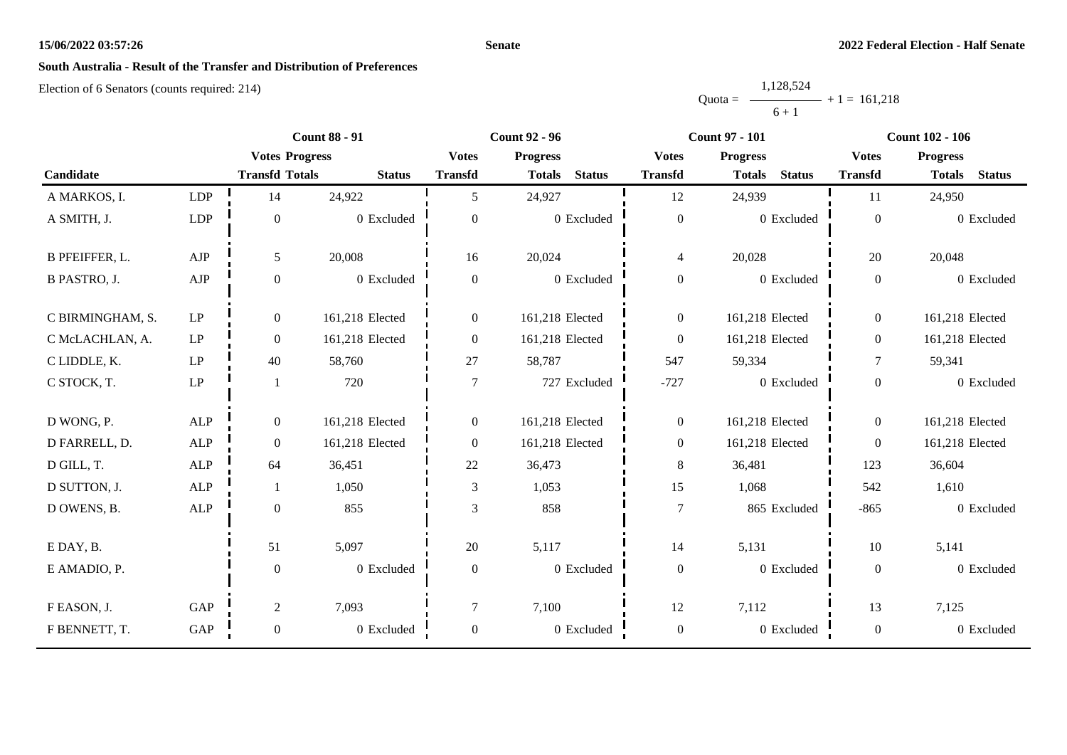**South Australia - Result of the Transfer and Distribution of Preferences**

Election of 6 Senators (counts required: 214)

$$\text{Quota} = \frac{1,128,524}{6 + 1} + 1 = 161,218$$

| Candidate | | Count 88 - 91 | | | Count 92 - 96 | | | Count 97 - 101 | | | Count 102 - 106 | | |
|---|---|---|---|---|---|---|---|---|---|---|---|---|---|
| | | Votes Transfd | Progress Totals | Status | Votes Transfd | Progress Totals | Status | Votes Transfd | Progress Totals | Status | Votes Transfd | Progress Totals | Status |
| A MARKOS, I. | LDP | 14 | 24,922 | | 5 | 24,927 | | 12 | 24,939 | | 11 | 24,950 | |
| A SMITH, J. | LDP | 0 | 0 | Excluded | 0 | 0 | Excluded | 0 | 0 | Excluded | 0 | 0 | Excluded |
| B PFEIFFER, L. | AJP | 5 | 20,008 | | 16 | 20,024 | | 4 | 20,028 | | 20 | 20,048 | |
| B PASTRO, J. | AJP | 0 | 0 | Excluded | 0 | 0 | Excluded | 0 | 0 | Excluded | 0 | 0 | Excluded |
| C BIRMINGHAM, S. | LP | 0 | 161,218 | Elected | 0 | 161,218 | Elected | 0 | 161,218 | Elected | 0 | 161,218 | Elected |
| C McLACHLAN, A. | LP | 0 | 161,218 | Elected | 0 | 161,218 | Elected | 0 | 161,218 | Elected | 0 | 161,218 | Elected |
| C LIDDLE, K. | LP | 40 | 58,760 | | 27 | 58,787 | | 547 | 59,334 | | 7 | 59,341 | |
| C STOCK, T. | LP | 1 | 720 | | 7 | 727 | Excluded | -727 | 0 | Excluded | 0 | 0 | Excluded |
| D WONG, P. | ALP | 0 | 161,218 | Elected | 0 | 161,218 | Elected | 0 | 161,218 | Elected | 0 | 161,218 | Elected |
| D FARRELL, D. | ALP | 0 | 161,218 | Elected | 0 | 161,218 | Elected | 0 | 161,218 | Elected | 0 | 161,218 | Elected |
| D GILL, T. | ALP | 64 | 36,451 | | 22 | 36,473 | | 8 | 36,481 | | 123 | 36,604 | |
| D SUTTON, J. | ALP | 1 | 1,050 | | 3 | 1,053 | | 15 | 1,068 | | 542 | 1,610 | |
| D OWENS, B. | ALP | 0 | 855 | | 3 | 858 | | 7 | 865 | Excluded | -865 | 0 | Excluded |
| E DAY, B. | | 51 | 5,097 | | 20 | 5,117 | | 14 | 5,131 | | 10 | 5,141 | |
| E AMADIO, P. | | 0 | 0 | Excluded | 0 | 0 | Excluded | 0 | 0 | Excluded | 0 | 0 | Excluded |
| F EASON, J. | GAP | 2 | 7,093 | | 7 | 7,100 | | 12 | 7,112 | | 13 | 7,125 | |
| F BENNETT, T. | GAP | 0 | 0 | Excluded | 0 | 0 | Excluded | 0 | 0 | Excluded | 0 | 0 | Excluded |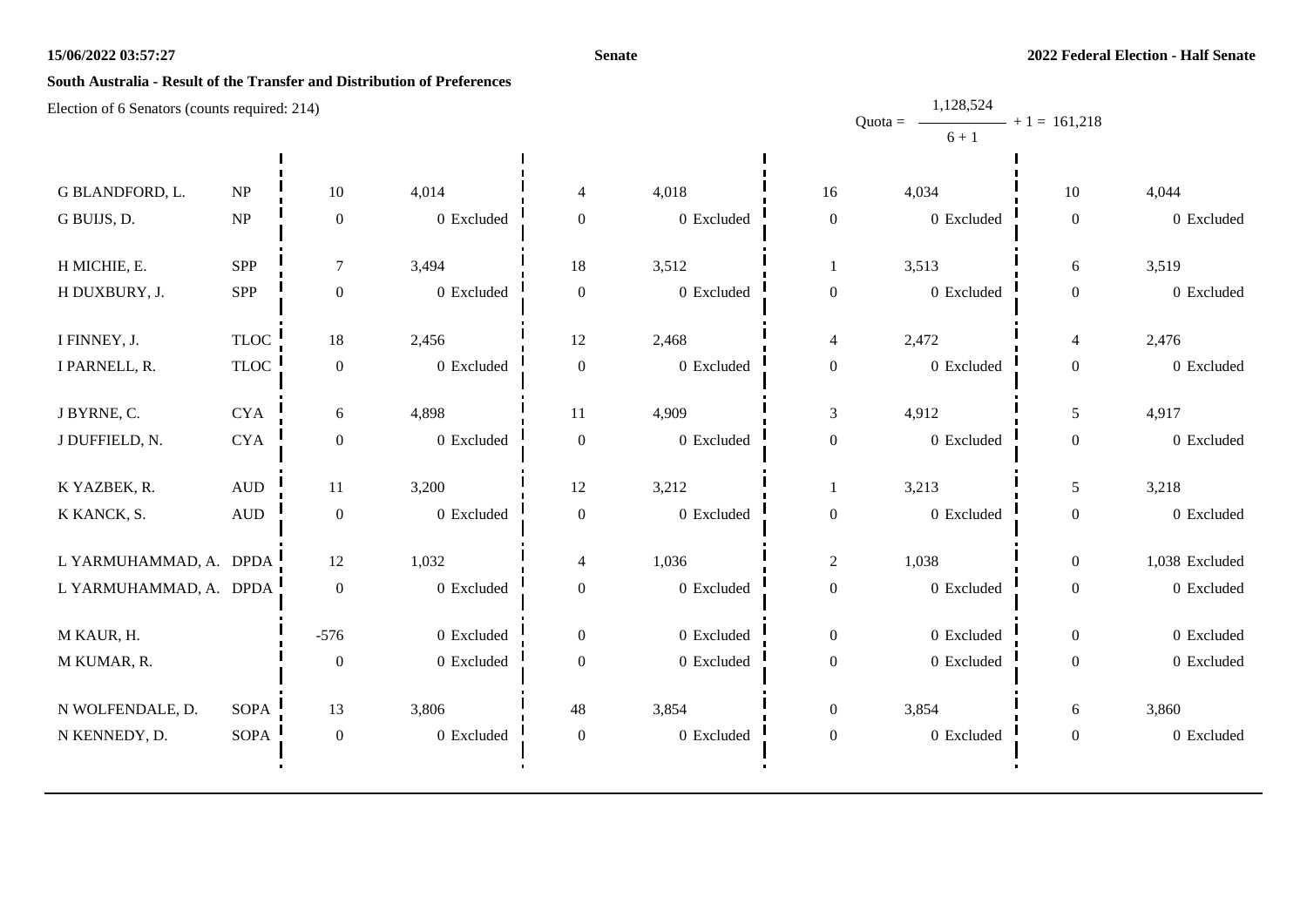**South Australia - Result of the Transfer and Distribution of Preferences**

Election of 6 Senators (counts required: 214)

$$\text{Quota} = \frac{1,128,524}{6+1} + 1 = 161,218$$

| Candidate | Party | | | | | | | | |
|---|---|---|---|---|---|---|---|---|---|
| G BLANDFORD, L. | NP | 10 | 4,014 | 4 | 4,018 | 16 | 4,034 | 10 | 4,044 |
| G BUIJS, D. | NP | 0 | 0 Excluded | 0 | 0 Excluded | 0 | 0 Excluded | 0 | 0 Excluded |
| H MICHIE, E. | SPP | 7 | 3,494 | 18 | 3,512 | 1 | 3,513 | 6 | 3,519 |
| H DUXBURY, J. | SPP | 0 | 0 Excluded | 0 | 0 Excluded | 0 | 0 Excluded | 0 | 0 Excluded |
| I FINNEY, J. | TLOC | 18 | 2,456 | 12 | 2,468 | 4 | 2,472 | 4 | 2,476 |
| I PARNELL, R. | TLOC | 0 | 0 Excluded | 0 | 0 Excluded | 0 | 0 Excluded | 0 | 0 Excluded |
| J BYRNE, C. | CYA | 6 | 4,898 | 11 | 4,909 | 3 | 4,912 | 5 | 4,917 |
| J DUFFIELD, N. | CYA | 0 | 0 Excluded | 0 | 0 Excluded | 0 | 0 Excluded | 0 | 0 Excluded |
| K YAZBEK, R. | AUD | 11 | 3,200 | 12 | 3,212 | 1 | 3,213 | 5 | 3,218 |
| K KANCK, S. | AUD | 0 | 0 Excluded | 0 | 0 Excluded | 0 | 0 Excluded | 0 | 0 Excluded |
| L YARMUHAMMAD, A. | DPDA | 12 | 1,032 | 4 | 1,036 | 2 | 1,038 | 0 | 1,038 Excluded |
| L YARMUHAMMAD, A. | DPDA | 0 | 0 Excluded | 0 | 0 Excluded | 0 | 0 Excluded | 0 | 0 Excluded |
| M KAUR, H. | | -576 | 0 Excluded | 0 | 0 Excluded | 0 | 0 Excluded | 0 | 0 Excluded |
| M KUMAR, R. | | 0 | 0 Excluded | 0 | 0 Excluded | 0 | 0 Excluded | 0 | 0 Excluded |
| N WOLFENDALE, D. | SOPA | 13 | 3,806 | 48 | 3,854 | 0 | 3,854 | 6 | 3,860 |
| N KENNEDY, D. | SOPA | 0 | 0 Excluded | 0 | 0 Excluded | 0 | 0 Excluded | 0 | 0 Excluded |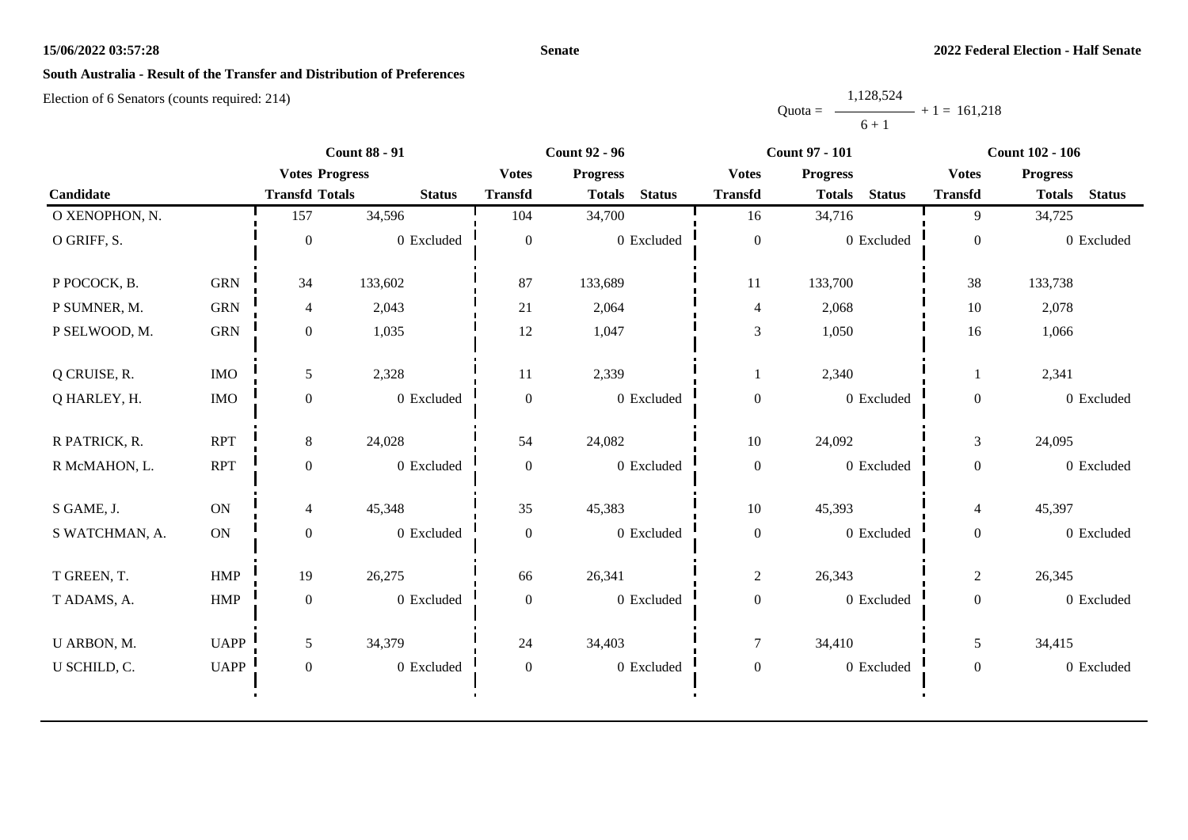## South Australia - Result of the Transfer and Distribution of Preferences

Election of 6 Senators (counts required: 214)

$$\text{Quota} = \frac{1{,}128{,}524}{6 + 1} + 1 = 161{,}218$$

| Candidate | | Count 88 - 91 | | | Count 92 - 96 | | | Count 97 - 101 | | | Count 102 - 106 | | |
|---|---|---|---|---|---|---|---|---|---|---|---|---|---|
| | | Votes Transfd | Progress Totals | Status | Votes Transfd | Progress Totals | Status | Votes Transfd | Progress Totals | Status | Votes Transfd | Progress Totals | Status |
| O XENOPHON, N. | | 157 | 34,596 | | 104 | 34,700 | | 16 | 34,716 | | 9 | 34,725 | |
| O GRIFF, S. | | 0 | 0 | Excluded | 0 | 0 | Excluded | 0 | 0 | Excluded | 0 | 0 | Excluded |
| P POCOCK, B. | GRN | 34 | 133,602 | | 87 | 133,689 | | 11 | 133,700 | | 38 | 133,738 | |
| P SUMNER, M. | GRN | 4 | 2,043 | | 21 | 2,064 | | 4 | 2,068 | | 10 | 2,078 | |
| P SELWOOD, M. | GRN | 0 | 1,035 | | 12 | 1,047 | | 3 | 1,050 | | 16 | 1,066 | |
| Q CRUISE, R. | IMO | 5 | 2,328 | | 11 | 2,339 | | 1 | 2,340 | | 1 | 2,341 | |
| Q HARLEY, H. | IMO | 0 | 0 | Excluded | 0 | 0 | Excluded | 0 | 0 | Excluded | 0 | 0 | Excluded |
| R PATRICK, R. | RPT | 8 | 24,028 | | 54 | 24,082 | | 10 | 24,092 | | 3 | 24,095 | |
| R McMAHON, L. | RPT | 0 | 0 | Excluded | 0 | 0 | Excluded | 0 | 0 | Excluded | 0 | 0 | Excluded |
| S GAME, J. | ON | 4 | 45,348 | | 35 | 45,383 | | 10 | 45,393 | | 4 | 45,397 | |
| S WATCHMAN, A. | ON | 0 | 0 | Excluded | 0 | 0 | Excluded | 0 | 0 | Excluded | 0 | 0 | Excluded |
| T GREEN, T. | HMP | 19 | 26,275 | | 66 | 26,341 | | 2 | 26,343 | | 2 | 26,345 | |
| T ADAMS, A. | HMP | 0 | 0 | Excluded | 0 | 0 | Excluded | 0 | 0 | Excluded | 0 | 0 | Excluded |
| U ARBON, M. | UAPP | 5 | 34,379 | | 24 | 34,403 | | 7 | 34,410 | | 5 | 34,415 | |
| U SCHILD, C. | UAPP | 0 | 0 | Excluded | 0 | 0 | Excluded | 0 | 0 | Excluded | 0 | 0 | Excluded |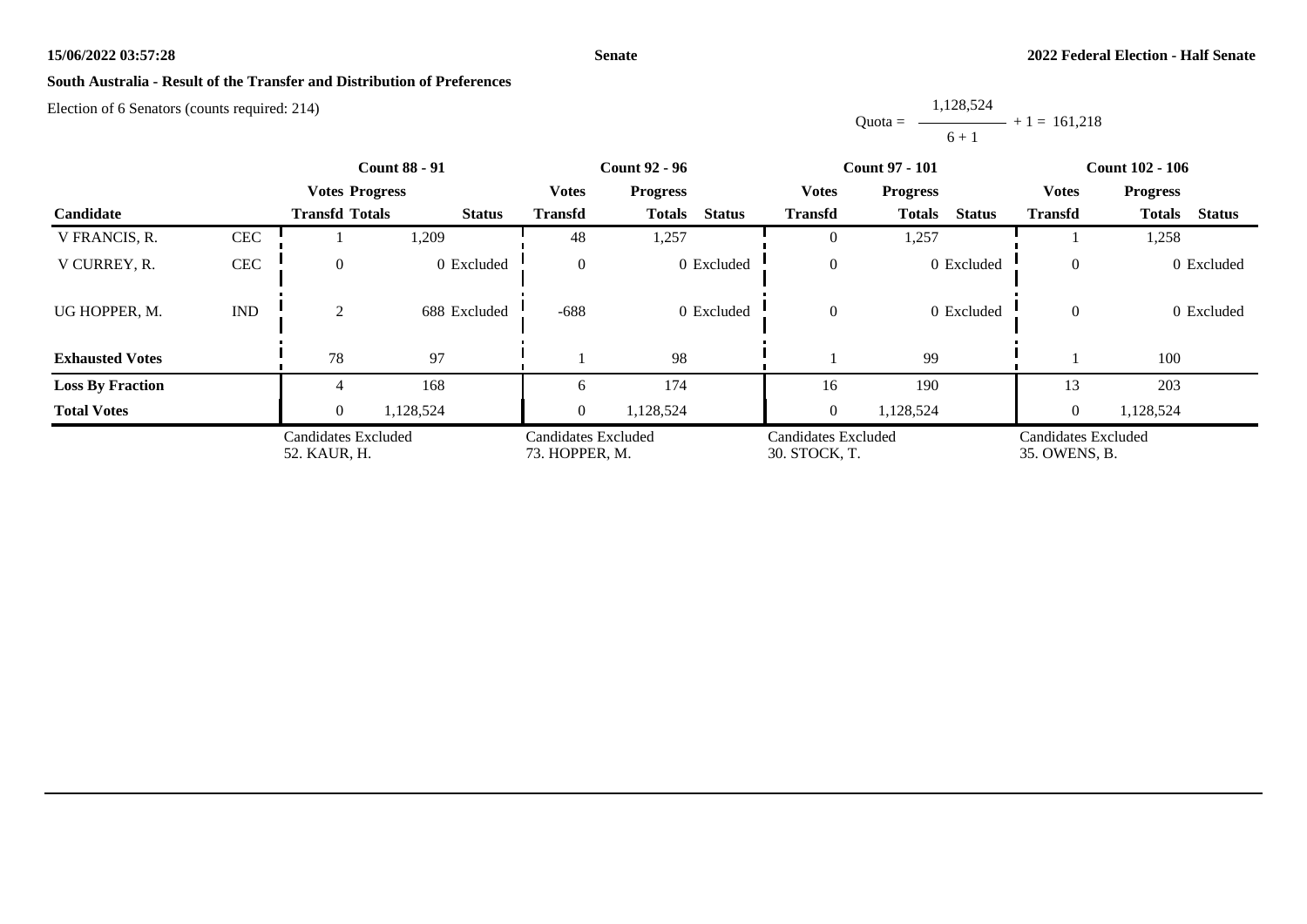**South Australia - Result of the Transfer and Distribution of Preferences**

Election of 6 Senators (counts required: 214)

$$\text{Quota} = \frac{1,128,524}{6 + 1} + 1 = 161,218$$

| | | Count 88 - 91 | | | Count 92 - 96 | | | Count 97 - 101 | | | Count 102 - 106 | | |
|---|---|---|---|---|---|---|---|---|---|---|---|---|---|
| | | Votes | Progress | | Votes | Progress | | Votes | Progress | | Votes | Progress | |
| Candidate | | Transfd | Totals | Status | Transfd | Totals | Status | Transfd | Totals | Status | Transfd | Totals | Status |
| V FRANCIS, R. | CEC | 1 | 1,209 | | 48 | 1,257 | | 0 | 1,257 | | 1 | 1,258 | |
| V CURREY, R. | CEC | 0 | 0 | Excluded | 0 | 0 | Excluded | 0 | 0 | Excluded | 0 | 0 | Excluded |
| UG HOPPER, M. | IND | 2 | 688 | Excluded | -688 | 0 | Excluded | 0 | 0 | Excluded | 0 | 0 | Excluded |
| **Exhausted Votes** | | 78 | 97 | | 1 | 98 | | 1 | 99 | | 1 | 100 | |
| **Loss By Fraction** | | 4 | 168 | | 6 | 174 | | 16 | 190 | | 13 | 203 | |
| **Total Votes** | | 0 | 1,128,524 | | 0 | 1,128,524 | | 0 | 1,128,524 | | 0 | 1,128,524 | |
| | | Candidates Excluded 52. KAUR, H. | | | Candidates Excluded 73. HOPPER, M. | | | Candidates Excluded 30. STOCK, T. | | | Candidates Excluded 35. OWENS, B. | | |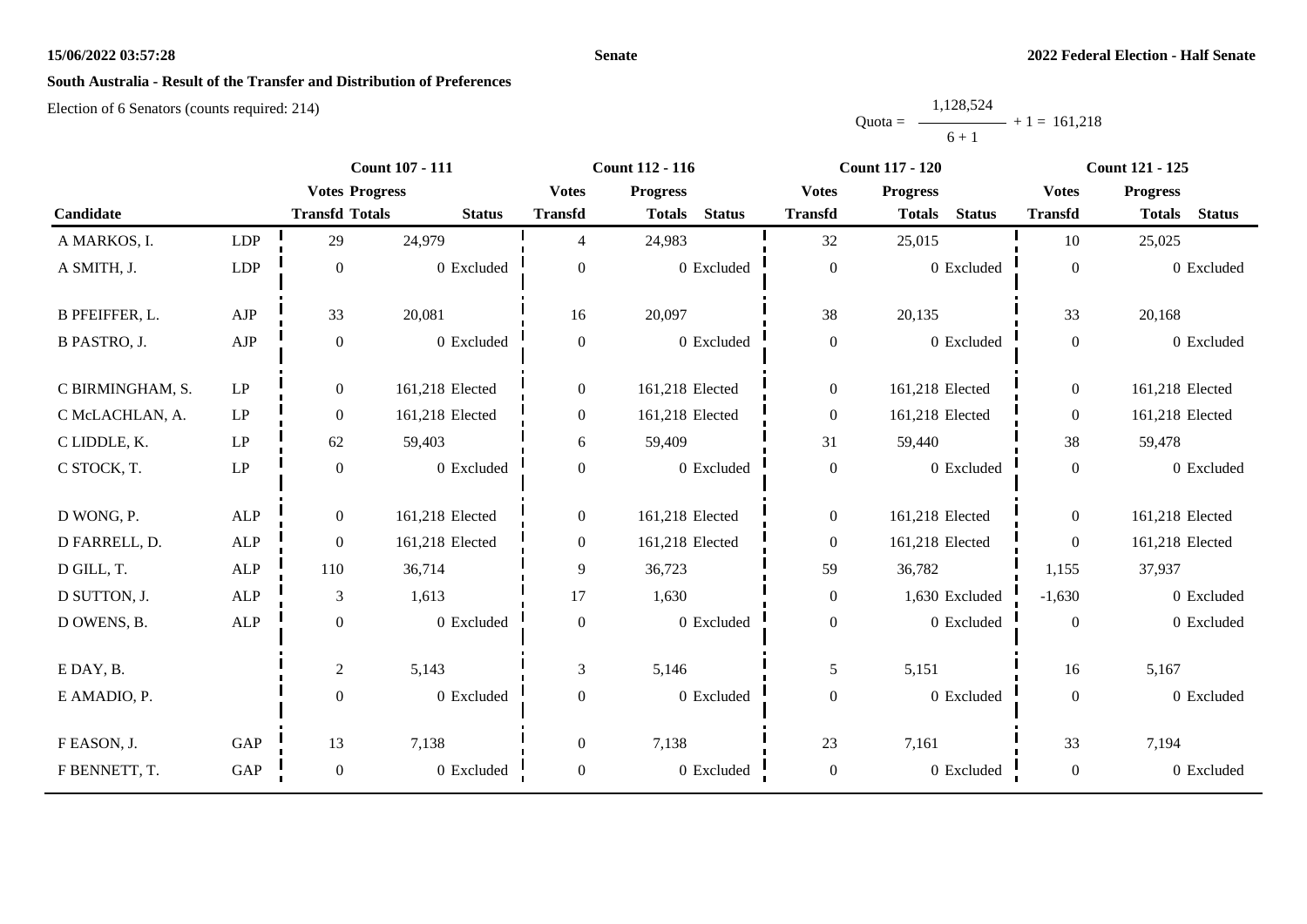## South Australia - Result of the Transfer and Distribution of Preferences

Election of 6 Senators (counts required: 214)

$$\text{Quota} = \frac{1{,}128{,}524}{6+1} + 1 = 161{,}218$$

| | | Count 107 - 111 | | | Count 112 - 116 | | | Count 117 - 120 | | | Count 121 - 125 | | |
|---|---|---|---|---|---|---|---|---|---|---|---|---|---|
| | | Votes | Progress | | Votes | Progress | | Votes | Progress | | Votes | Progress | |
| Candidate | | Transfd | Totals | Status | Transfd | Totals | Status | Transfd | Totals | Status | Transfd | Totals | Status |
| A MARKOS, I. | LDP | 29 | 24,979 | | 4 | 24,983 | | 32 | 25,015 | | 10 | 25,025 | |
| A SMITH, J. | LDP | 0 | 0 | Excluded | 0 | 0 | Excluded | 0 | 0 | Excluded | 0 | 0 | Excluded |
| B PFEIFFER, L. | AJP | 33 | 20,081 | | 16 | 20,097 | | 38 | 20,135 | | 33 | 20,168 | |
| B PASTRO, J. | AJP | 0 | 0 | Excluded | 0 | 0 | Excluded | 0 | 0 | Excluded | 0 | 0 | Excluded |
| C BIRMINGHAM, S. | LP | 0 | 161,218 | Elected | 0 | 161,218 | Elected | 0 | 161,218 | Elected | 0 | 161,218 | Elected |
| C McLACHLAN, A. | LP | 0 | 161,218 | Elected | 0 | 161,218 | Elected | 0 | 161,218 | Elected | 0 | 161,218 | Elected |
| C LIDDLE, K. | LP | 62 | 59,403 | | 6 | 59,409 | | 31 | 59,440 | | 38 | 59,478 | |
| C STOCK, T. | LP | 0 | 0 | Excluded | 0 | 0 | Excluded | 0 | 0 | Excluded | 0 | 0 | Excluded |
| D WONG, P. | ALP | 0 | 161,218 | Elected | 0 | 161,218 | Elected | 0 | 161,218 | Elected | 0 | 161,218 | Elected |
| D FARRELL, D. | ALP | 0 | 161,218 | Elected | 0 | 161,218 | Elected | 0 | 161,218 | Elected | 0 | 161,218 | Elected |
| D GILL, T. | ALP | 110 | 36,714 | | 9 | 36,723 | | 59 | 36,782 | | 1,155 | 37,937 | |
| D SUTTON, J. | ALP | 3 | 1,613 | | 17 | 1,630 | | 0 | 1,630 | Excluded | -1,630 | 0 | Excluded |
| D OWENS, B. | ALP | 0 | 0 | Excluded | 0 | 0 | Excluded | 0 | 0 | Excluded | 0 | 0 | Excluded |
| E DAY, B. | | 2 | 5,143 | | 3 | 5,146 | | 5 | 5,151 | | 16 | 5,167 | |
| E AMADIO, P. | | 0 | 0 | Excluded | 0 | 0 | Excluded | 0 | 0 | Excluded | 0 | 0 | Excluded |
| F EASON, J. | GAP | 13 | 7,138 | | 0 | 7,138 | | 23 | 7,161 | | 33 | 7,194 | |
| F BENNETT, T. | GAP | 0 | 0 | Excluded | 0 | 0 | Excluded | 0 | 0 | Excluded | 0 | 0 | Excluded |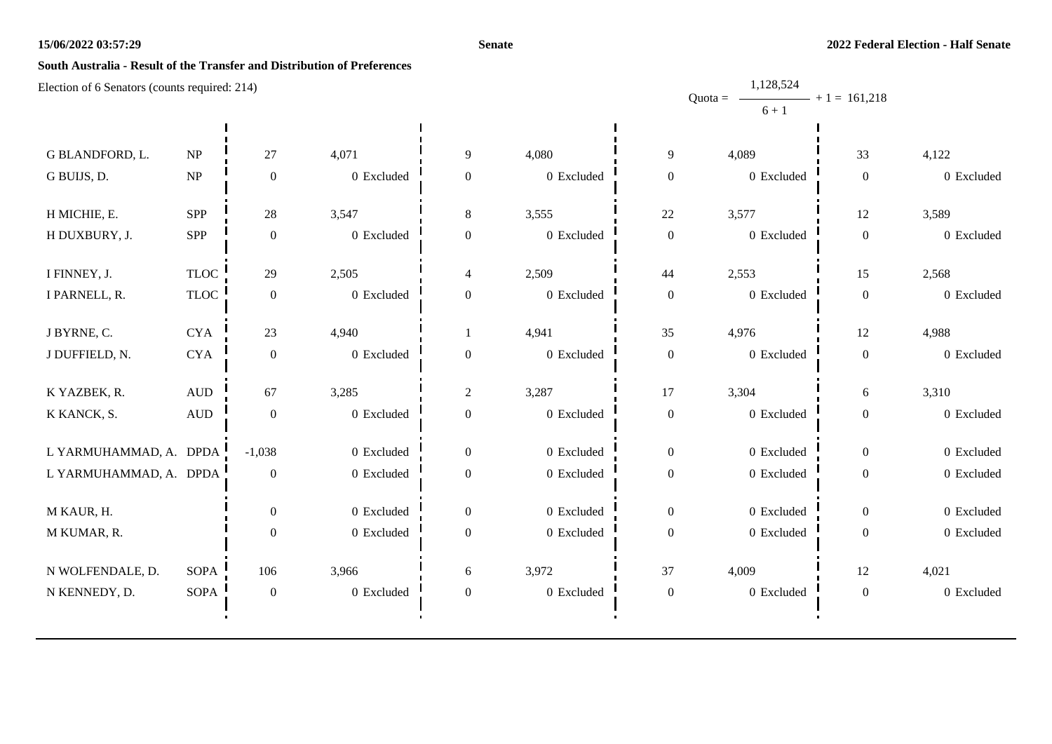**South Australia - Result of the Transfer and Distribution of Preferences**

Election of 6 Senators (counts required: 214)

$$\text{Quota} = \frac{1{,}128{,}524}{6 + 1} + 1 = 161{,}218$$

| Candidate | Party | | | | | | | | |
|---|---|---|---|---|---|---|---|---|---|
| G BLANDFORD, L. | NP | 27 | 4,071 | 9 | 4,080 | 9 | 4,089 | 33 | 4,122 |
| G BUIJS, D. | NP | 0 | 0 Excluded | 0 | 0 Excluded | 0 | 0 Excluded | 0 | 0 Excluded |
| H MICHIE, E. | SPP | 28 | 3,547 | 8 | 3,555 | 22 | 3,577 | 12 | 3,589 |
| H DUXBURY, J. | SPP | 0 | 0 Excluded | 0 | 0 Excluded | 0 | 0 Excluded | 0 | 0 Excluded |
| I FINNEY, J. | TLOC | 29 | 2,505 | 4 | 2,509 | 44 | 2,553 | 15 | 2,568 |
| I PARNELL, R. | TLOC | 0 | 0 Excluded | 0 | 0 Excluded | 0 | 0 Excluded | 0 | 0 Excluded |
| J BYRNE, C. | CYA | 23 | 4,940 | 1 | 4,941 | 35 | 4,976 | 12 | 4,988 |
| J DUFFIELD, N. | CYA | 0 | 0 Excluded | 0 | 0 Excluded | 0 | 0 Excluded | 0 | 0 Excluded |
| K YAZBEK, R. | AUD | 67 | 3,285 | 2 | 3,287 | 17 | 3,304 | 6 | 3,310 |
| K KANCK, S. | AUD | 0 | 0 Excluded | 0 | 0 Excluded | 0 | 0 Excluded | 0 | 0 Excluded |
| L YARMUHAMMAD, A. | DPDA | -1,038 | 0 Excluded | 0 | 0 Excluded | 0 | 0 Excluded | 0 | 0 Excluded |
| L YARMUHAMMAD, A. | DPDA | 0 | 0 Excluded | 0 | 0 Excluded | 0 | 0 Excluded | 0 | 0 Excluded |
| M KAUR, H. | | 0 | 0 Excluded | 0 | 0 Excluded | 0 | 0 Excluded | 0 | 0 Excluded |
| M KUMAR, R. | | 0 | 0 Excluded | 0 | 0 Excluded | 0 | 0 Excluded | 0 | 0 Excluded |
| N WOLFENDALE, D. | SOPA | 106 | 3,966 | 6 | 3,972 | 37 | 4,009 | 12 | 4,021 |
| N KENNEDY, D. | SOPA | 0 | 0 Excluded | 0 | 0 Excluded | 0 | 0 Excluded | 0 | 0 Excluded |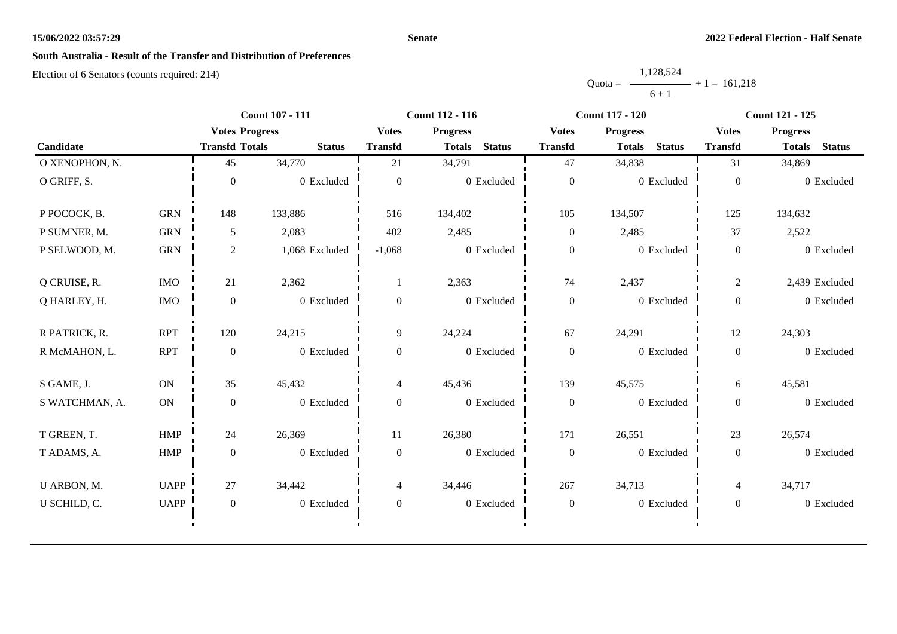15/06/2022 03:57:29

**Senate**

**2022 Federal Election - Half Senate**

## South Australia - Result of the Transfer and Distribution of Preferences

Election of 6 Senators (counts required: 214)

$$\text{Quota} = \frac{1{,}128{,}524}{6 + 1} + 1 = 161{,}218$$

| Candidate | | Count 107 - 111 | | | Count 112 - 116 | | | Count 117 - 120 | | | Count 121 - 125 | | |
|---|---|---|---|---|---|---|---|---|---|---|---|---|---|
| | | Votes Transfd | Progress Totals | Status | Votes Transfd | Progress Totals | Status | Votes Transfd | Progress Totals | Status | Votes Transfd | Progress Totals | Status |
| O XENOPHON, N. | | 45 | 34,770 | | 21 | 34,791 | | 47 | 34,838 | | 31 | 34,869 | |
| O GRIFF, S. | | 0 | 0 | Excluded | 0 | 0 | Excluded | 0 | 0 | Excluded | 0 | 0 | Excluded |
| P POCOCK, B. | GRN | 148 | 133,886 | | 516 | 134,402 | | 105 | 134,507 | | 125 | 134,632 | |
| P SUMNER, M. | GRN | 5 | 2,083 | | 402 | 2,485 | | 0 | 2,485 | | 37 | 2,522 | |
| P SELWOOD, M. | GRN | 2 | 1,068 | Excluded | -1,068 | 0 | Excluded | 0 | 0 | Excluded | 0 | 0 | Excluded |
| Q CRUISE, R. | IMO | 21 | 2,362 | | 1 | 2,363 | | 74 | 2,437 | | 2 | 2,439 | Excluded |
| Q HARLEY, H. | IMO | 0 | 0 | Excluded | 0 | 0 | Excluded | 0 | 0 | Excluded | 0 | 0 | Excluded |
| R PATRICK, R. | RPT | 120 | 24,215 | | 9 | 24,224 | | 67 | 24,291 | | 12 | 24,303 | |
| R McMAHON, L. | RPT | 0 | 0 | Excluded | 0 | 0 | Excluded | 0 | 0 | Excluded | 0 | 0 | Excluded |
| S GAME, J. | ON | 35 | 45,432 | | 4 | 45,436 | | 139 | 45,575 | | 6 | 45,581 | |
| S WATCHMAN, A. | ON | 0 | 0 | Excluded | 0 | 0 | Excluded | 0 | 0 | Excluded | 0 | 0 | Excluded |
| T GREEN, T. | HMP | 24 | 26,369 | | 11 | 26,380 | | 171 | 26,551 | | 23 | 26,574 | |
| T ADAMS, A. | HMP | 0 | 0 | Excluded | 0 | 0 | Excluded | 0 | 0 | Excluded | 0 | 0 | Excluded |
| U ARBON, M. | UAPP | 27 | 34,442 | | 4 | 34,446 | | 267 | 34,713 | | 4 | 34,717 | |
| U SCHILD, C. | UAPP | 0 | 0 | Excluded | 0 | 0 | Excluded | 0 | 0 | Excluded | 0 | 0 | Excluded |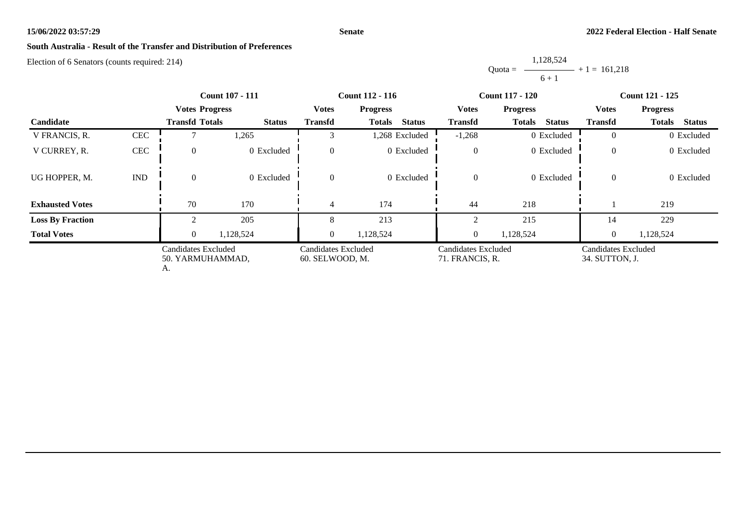**South Australia - Result of the Transfer and Distribution of Preferences**

Election of 6 Senators (counts required: 214)

Quota = $\frac{1,128,524}{6 + 1} + 1 = 161,218$

| Candidate | | Count 107 - 111 | | | Count 112 - 116 | | | Count 117 - 120 | | | Count 121 - 125 | | |
|---|---|---|---|---|---|---|---|---|---|---|---|---|---|
| | | Votes Transfd | Progress Totals | Status | Votes Transfd | Progress Totals | Status | Votes Transfd | Progress Totals | Status | Votes Transfd | Progress Totals | Status |
| V FRANCIS, R. | CEC | 7 | 1,265 | | 3 | 1,268 | Excluded | -1,268 | 0 | Excluded | 0 | 0 | Excluded |
| V CURREY, R. | CEC | 0 | 0 | Excluded | 0 | 0 | Excluded | 0 | 0 | Excluded | 0 | 0 | Excluded |
| UG HOPPER, M. | IND | 0 | 0 | Excluded | 0 | 0 | Excluded | 0 | 0 | Excluded | 0 | 0 | Excluded |
| **Exhausted Votes** | | 70 | 170 | | 4 | 174 | | 44 | 218 | | 1 | 219 | |
| **Loss By Fraction** | | 2 | 205 | | 8 | 213 | | 2 | 215 | | 14 | 229 | |
| **Total Votes** | | 0 | 1,128,524 | | 0 | 1,128,524 | | 0 | 1,128,524 | | 0 | 1,128,524 | |
| | | Candidates Excluded 50. YARMUHAMMAD, A. | | | Candidates Excluded 60. SELWOOD, M. | | | Candidates Excluded 71. FRANCIS, R. | | | Candidates Excluded 34. SUTTON, J. | | |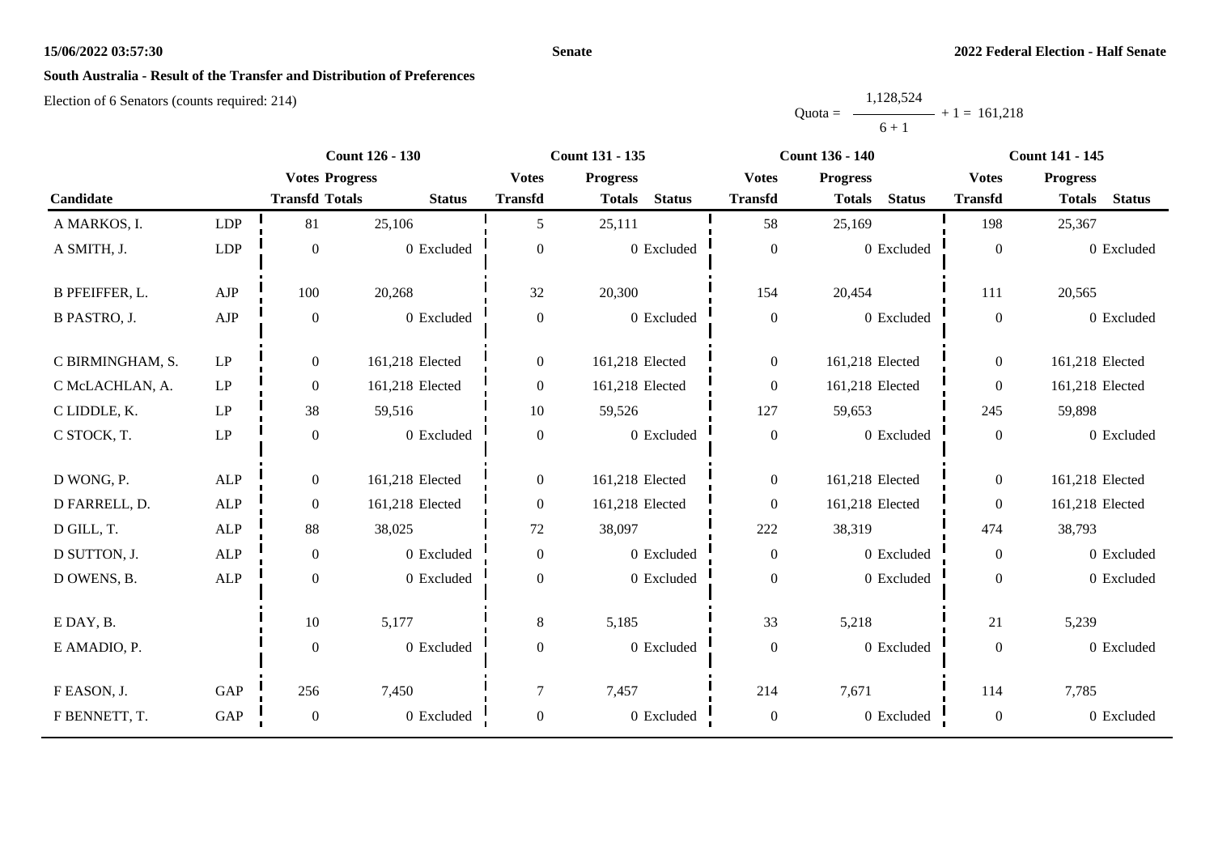## South Australia - Result of the Transfer and Distribution of Preferences

Election of 6 Senators (counts required: 214)

$$\text{Quota} = \frac{1{,}128{,}524}{6 + 1} + 1 = 161{,}218$$

| | | Count 126 - 130 | | | Count 131 - 135 | | | Count 136 - 140 | | | Count 141 - 145 | | |
|---|---|---|---|---|---|---|---|---|---|---|---|---|---|
| | | Votes | Progress | | Votes | Progress | | Votes | Progress | | Votes | Progress | |
| Candidate | | Transfd | Totals | Status | Transfd | Totals | Status | Transfd | Totals | Status | Transfd | Totals | Status |
| A MARKOS, I. | LDP | 81 | 25,106 | | 5 | 25,111 | | 58 | 25,169 | | 198 | 25,367 | |
| A SMITH, J. | LDP | 0 | 0 | Excluded | 0 | 0 | Excluded | 0 | 0 | Excluded | 0 | 0 | Excluded |
| B PFEIFFER, L. | AJP | 100 | 20,268 | | 32 | 20,300 | | 154 | 20,454 | | 111 | 20,565 | |
| B PASTRO, J. | AJP | 0 | 0 | Excluded | 0 | 0 | Excluded | 0 | 0 | Excluded | 0 | 0 | Excluded |
| C BIRMINGHAM, S. | LP | 0 | 161,218 | Elected | 0 | 161,218 | Elected | 0 | 161,218 | Elected | 0 | 161,218 | Elected |
| C McLACHLAN, A. | LP | 0 | 161,218 | Elected | 0 | 161,218 | Elected | 0 | 161,218 | Elected | 0 | 161,218 | Elected |
| C LIDDLE, K. | LP | 38 | 59,516 | | 10 | 59,526 | | 127 | 59,653 | | 245 | 59,898 | |
| C STOCK, T. | LP | 0 | 0 | Excluded | 0 | 0 | Excluded | 0 | 0 | Excluded | 0 | 0 | Excluded |
| D WONG, P. | ALP | 0 | 161,218 | Elected | 0 | 161,218 | Elected | 0 | 161,218 | Elected | 0 | 161,218 | Elected |
| D FARRELL, D. | ALP | 0 | 161,218 | Elected | 0 | 161,218 | Elected | 0 | 161,218 | Elected | 0 | 161,218 | Elected |
| D GILL, T. | ALP | 88 | 38,025 | | 72 | 38,097 | | 222 | 38,319 | | 474 | 38,793 | |
| D SUTTON, J. | ALP | 0 | 0 | Excluded | 0 | 0 | Excluded | 0 | 0 | Excluded | 0 | 0 | Excluded |
| D OWENS, B. | ALP | 0 | 0 | Excluded | 0 | 0 | Excluded | 0 | 0 | Excluded | 0 | 0 | Excluded |
| E DAY, B. | | 10 | 5,177 | | 8 | 5,185 | | 33 | 5,218 | | 21 | 5,239 | |
| E AMADIO, P. | | 0 | 0 | Excluded | 0 | 0 | Excluded | 0 | 0 | Excluded | 0 | 0 | Excluded |
| F EASON, J. | GAP | 256 | 7,450 | | 7 | 7,457 | | 214 | 7,671 | | 114 | 7,785 | |
| F BENNETT, T. | GAP | 0 | 0 | Excluded | 0 | 0 | Excluded | 0 | 0 | Excluded | 0 | 0 | Excluded |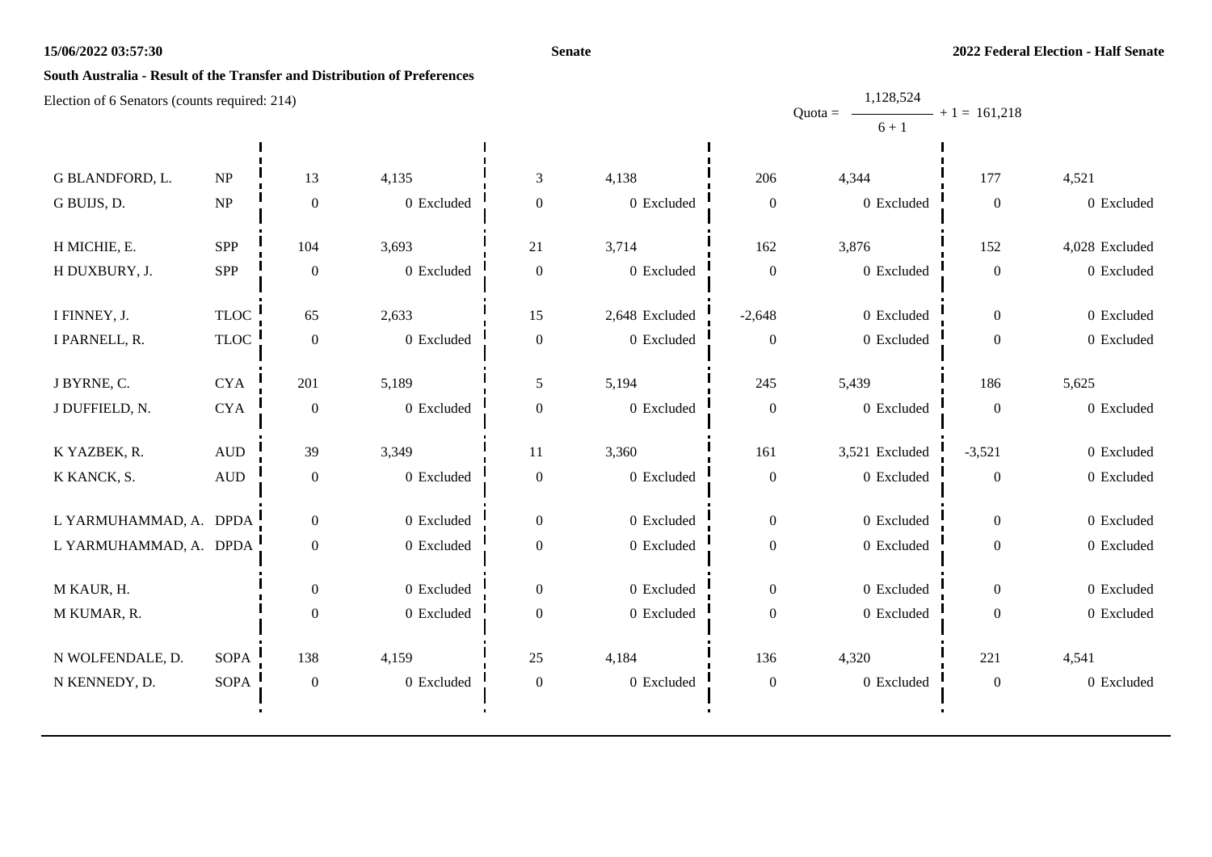**South Australia - Result of the Transfer and Distribution of Preferences**

Election of 6 Senators (counts required: 214)

$$\text{Quota} = \frac{1{,}128{,}524}{6 + 1} + 1 = 161{,}218$$

| Candidate | Party | | | | | | | | |
|---|---|---|---|---|---|---|---|---|---|
| G BLANDFORD, L. | NP | 13 | 4,135 | 3 | 4,138 | 206 | 4,344 | 177 | 4,521 |
| G BUIJS, D. | NP | 0 | 0 Excluded | 0 | 0 Excluded | 0 | 0 Excluded | 0 | 0 Excluded |
| H MICHIE, E. | SPP | 104 | 3,693 | 21 | 3,714 | 162 | 3,876 | 152 | 4,028 Excluded |
| H DUXBURY, J. | SPP | 0 | 0 Excluded | 0 | 0 Excluded | 0 | 0 Excluded | 0 | 0 Excluded |
| I FINNEY, J. | TLOC | 65 | 2,633 | 15 | 2,648 Excluded | -2,648 | 0 Excluded | 0 | 0 Excluded |
| I PARNELL, R. | TLOC | 0 | 0 Excluded | 0 | 0 Excluded | 0 | 0 Excluded | 0 | 0 Excluded |
| J BYRNE, C. | CYA | 201 | 5,189 | 5 | 5,194 | 245 | 5,439 | 186 | 5,625 |
| J DUFFIELD, N. | CYA | 0 | 0 Excluded | 0 | 0 Excluded | 0 | 0 Excluded | 0 | 0 Excluded |
| K YAZBEK, R. | AUD | 39 | 3,349 | 11 | 3,360 | 161 | 3,521 Excluded | -3,521 | 0 Excluded |
| K KANCK, S. | AUD | 0 | 0 Excluded | 0 | 0 Excluded | 0 | 0 Excluded | 0 | 0 Excluded |
| L YARMUHAMMAD, A. | DPDA | 0 | 0 Excluded | 0 | 0 Excluded | 0 | 0 Excluded | 0 | 0 Excluded |
| L YARMUHAMMAD, A. | DPDA | 0 | 0 Excluded | 0 | 0 Excluded | 0 | 0 Excluded | 0 | 0 Excluded |
| M KAUR, H. | | 0 | 0 Excluded | 0 | 0 Excluded | 0 | 0 Excluded | 0 | 0 Excluded |
| M KUMAR, R. | | 0 | 0 Excluded | 0 | 0 Excluded | 0 | 0 Excluded | 0 | 0 Excluded |
| N WOLFENDALE, D. | SOPA | 138 | 4,159 | 25 | 4,184 | 136 | 4,320 | 221 | 4,541 |
| N KENNEDY, D. | SOPA | 0 | 0 Excluded | 0 | 0 Excluded | 0 | 0 Excluded | 0 | 0 Excluded |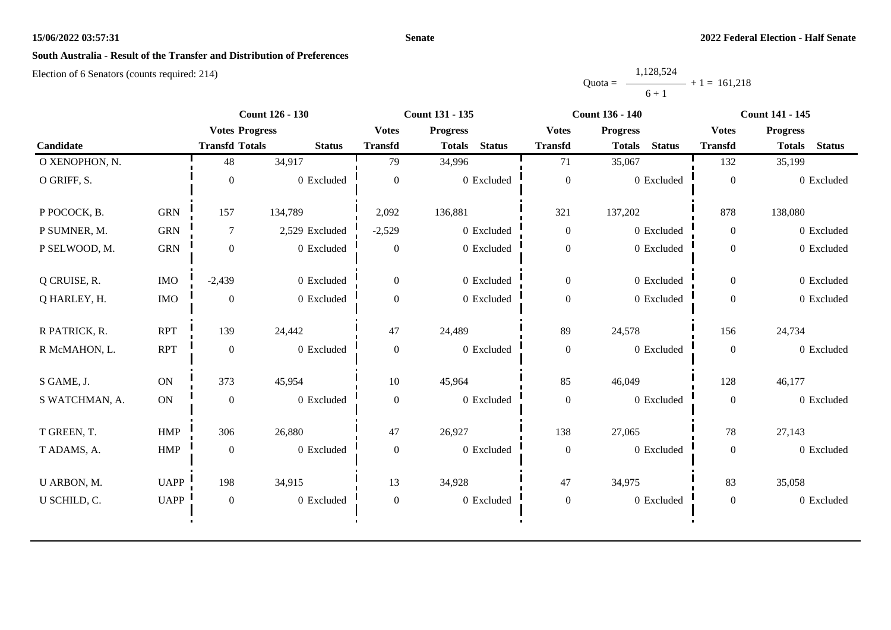**15/06/2022 03:57:31** **Senate** **2022 Federal Election - Half Senate**

## South Australia - Result of the Transfer and Distribution of Preferences

Election of 6 Senators (counts required: 214)

$$\text{Quota} = \frac{1,128,524}{6 + 1} + 1 = 161,218$$

| | | Count 126 - 130 | | | Count 131 - 135 | | | Count 136 - 140 | | | Count 141 - 145 | | |
|---|---|---|---|---|---|---|---|---|---|---|---|---|---|
| | | Votes | Progress | | Votes | Progress | | Votes | Progress | | Votes | Progress | |
| Candidate | | Transfd | Totals | Status | Transfd | Totals | Status | Transfd | Totals | Status | Transfd | Totals | Status |
| O XENOPHON, N. | | 48 | 34,917 | | 79 | 34,996 | | 71 | 35,067 | | 132 | 35,199 | |
| O GRIFF, S. | | 0 | 0 | Excluded | 0 | 0 | Excluded | 0 | 0 | Excluded | 0 | 0 | Excluded |
| P POCOCK, B. | GRN | 157 | 134,789 | | 2,092 | 136,881 | | 321 | 137,202 | | 878 | 138,080 | |
| P SUMNER, M. | GRN | 7 | 2,529 | Excluded | -2,529 | 0 | Excluded | 0 | 0 | Excluded | 0 | 0 | Excluded |
| P SELWOOD, M. | GRN | 0 | 0 | Excluded | 0 | 0 | Excluded | 0 | 0 | Excluded | 0 | 0 | Excluded |
| Q CRUISE, R. | IMO | -2,439 | 0 | Excluded | 0 | 0 | Excluded | 0 | 0 | Excluded | 0 | 0 | Excluded |
| Q HARLEY, H. | IMO | 0 | 0 | Excluded | 0 | 0 | Excluded | 0 | 0 | Excluded | 0 | 0 | Excluded |
| R PATRICK, R. | RPT | 139 | 24,442 | | 47 | 24,489 | | 89 | 24,578 | | 156 | 24,734 | |
| R McMAHON, L. | RPT | 0 | 0 | Excluded | 0 | 0 | Excluded | 0 | 0 | Excluded | 0 | 0 | Excluded |
| S GAME, J. | ON | 373 | 45,954 | | 10 | 45,964 | | 85 | 46,049 | | 128 | 46,177 | |
| S WATCHMAN, A. | ON | 0 | 0 | Excluded | 0 | 0 | Excluded | 0 | 0 | Excluded | 0 | 0 | Excluded |
| T GREEN, T. | HMP | 306 | 26,880 | | 47 | 26,927 | | 138 | 27,065 | | 78 | 27,143 | |
| T ADAMS, A. | HMP | 0 | 0 | Excluded | 0 | 0 | Excluded | 0 | 0 | Excluded | 0 | 0 | Excluded |
| U ARBON, M. | UAPP | 198 | 34,915 | | 13 | 34,928 | | 47 | 34,975 | | 83 | 35,058 | |
| U SCHILD, C. | UAPP | 0 | 0 | Excluded | 0 | 0 | Excluded | 0 | 0 | Excluded | 0 | 0 | Excluded |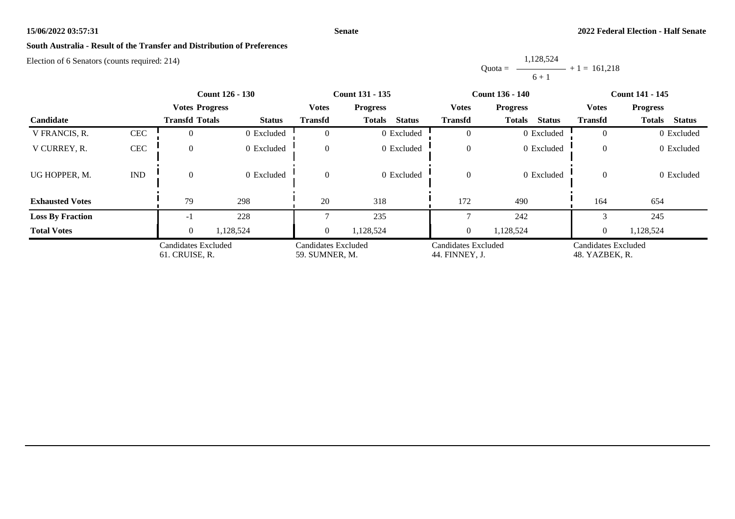**South Australia - Result of the Transfer and Distribution of Preferences**

Election of 6 Senators (counts required: 214)

Quota = 1,128,524 / (6 + 1) + 1 = 161,218

| Candidate | | Count 126 - 130 | | | Count 131 - 135 | | | Count 136 - 140 | | | Count 141 - 145 | | |
|---|---|---|---|---|---|---|---|---|---|---|---|---|---|
| | | Votes Transfd | Progress Totals | Status | Votes Transfd | Progress Totals | Status | Votes Transfd | Progress Totals | Status | Votes Transfd | Progress Totals | Status |
| V FRANCIS, R. | CEC | 0 | 0 | Excluded | 0 | 0 | Excluded | 0 | 0 | Excluded | 0 | 0 | Excluded |
| V CURREY, R. | CEC | 0 | 0 | Excluded | 0 | 0 | Excluded | 0 | 0 | Excluded | 0 | 0 | Excluded |
| UG HOPPER, M. | IND | 0 | 0 | Excluded | 0 | 0 | Excluded | 0 | 0 | Excluded | 0 | 0 | Excluded |
| **Exhausted Votes** | | 79 | 298 | | 20 | 318 | | 172 | 490 | | 164 | 654 | |
| **Loss By Fraction** | | -1 | 228 | | 7 | 235 | | 7 | 242 | | 3 | 245 | |
| **Total Votes** | | 0 | 1,128,524 | | 0 | 1,128,524 | | 0 | 1,128,524 | | 0 | 1,128,524 | |
| | | Candidates Excluded 61. CRUISE, R. | | | Candidates Excluded 59. SUMNER, M. | | | Candidates Excluded 44. FINNEY, J. | | | Candidates Excluded 48. YAZBEK, R. | | |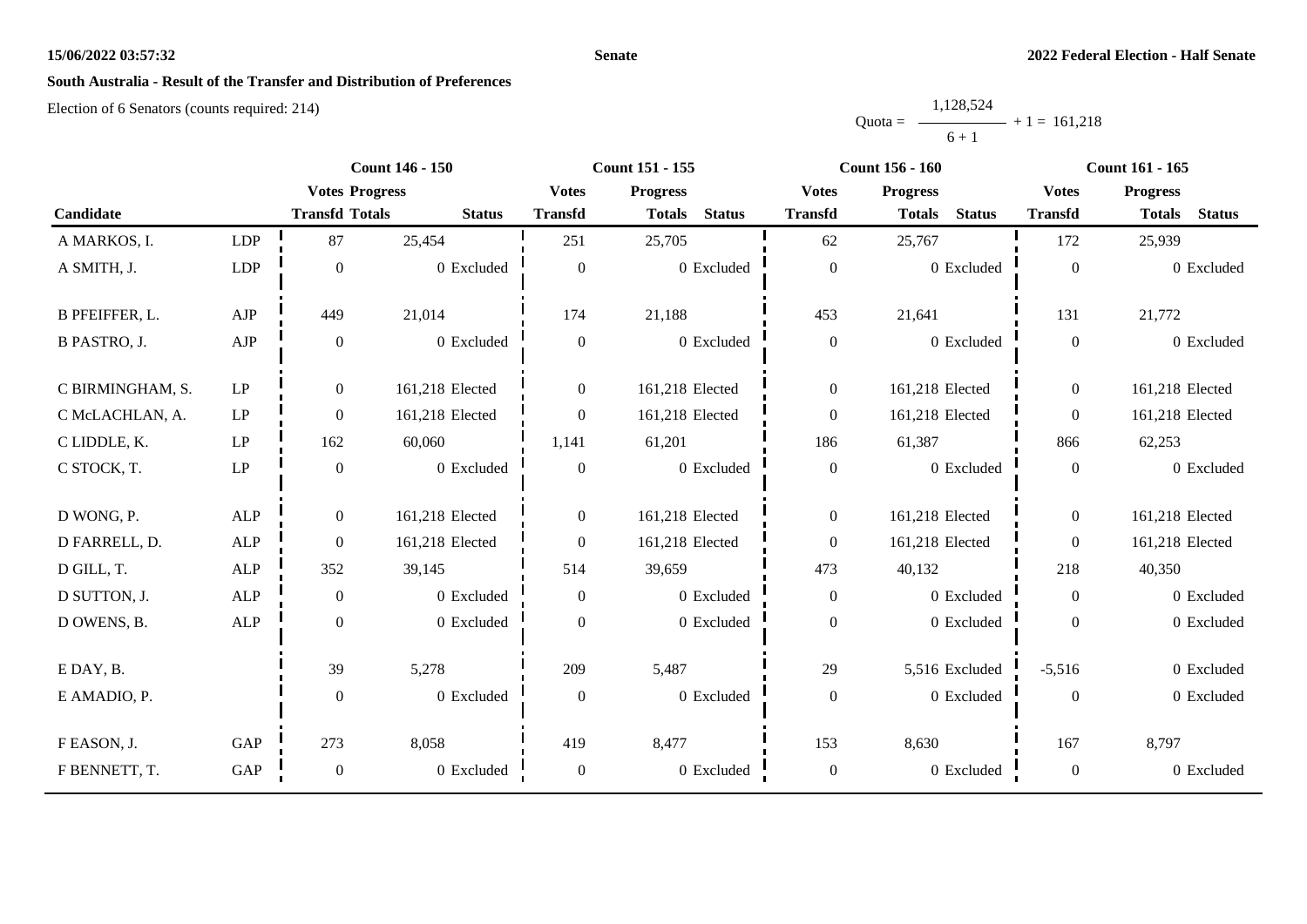**South Australia - Result of the Transfer and Distribution of Preferences**

Election of 6 Senators (counts required: 214)

$$\text{Quota} = \frac{1{,}128{,}524}{6 + 1} + 1 = 161{,}218$$

| | | Count 146 - 150 | | | Count 151 - 155 | | | Count 156 - 160 | | | Count 161 - 165 | | |
|---|---|---|---|---|---|---|---|---|---|---|---|---|---|
| | | Votes | Progress | | Votes | Progress | | Votes | Progress | | Votes | Progress | |
| Candidate | | Transfd | Totals | Status | Transfd | Totals | Status | Transfd | Totals | Status | Transfd | Totals | Status |
| A MARKOS, I. | LDP | 87 | 25,454 | | 251 | 25,705 | | 62 | 25,767 | | 172 | 25,939 | |
| A SMITH, J. | LDP | 0 | 0 | Excluded | 0 | 0 | Excluded | 0 | 0 | Excluded | 0 | 0 | Excluded |
| B PFEIFFER, L. | AJP | 449 | 21,014 | | 174 | 21,188 | | 453 | 21,641 | | 131 | 21,772 | |
| B PASTRO, J. | AJP | 0 | 0 | Excluded | 0 | 0 | Excluded | 0 | 0 | Excluded | 0 | 0 | Excluded |
| C BIRMINGHAM, S. | LP | 0 | 161,218 | Elected | 0 | 161,218 | Elected | 0 | 161,218 | Elected | 0 | 161,218 | Elected |
| C McLACHLAN, A. | LP | 0 | 161,218 | Elected | 0 | 161,218 | Elected | 0 | 161,218 | Elected | 0 | 161,218 | Elected |
| C LIDDLE, K. | LP | 162 | 60,060 | | 1,141 | 61,201 | | 186 | 61,387 | | 866 | 62,253 | |
| C STOCK, T. | LP | 0 | 0 | Excluded | 0 | 0 | Excluded | 0 | 0 | Excluded | 0 | 0 | Excluded |
| D WONG, P. | ALP | 0 | 161,218 | Elected | 0 | 161,218 | Elected | 0 | 161,218 | Elected | 0 | 161,218 | Elected |
| D FARRELL, D. | ALP | 0 | 161,218 | Elected | 0 | 161,218 | Elected | 0 | 161,218 | Elected | 0 | 161,218 | Elected |
| D GILL, T. | ALP | 352 | 39,145 | | 514 | 39,659 | | 473 | 40,132 | | 218 | 40,350 | |
| D SUTTON, J. | ALP | 0 | 0 | Excluded | 0 | 0 | Excluded | 0 | 0 | Excluded | 0 | 0 | Excluded |
| D OWENS, B. | ALP | 0 | 0 | Excluded | 0 | 0 | Excluded | 0 | 0 | Excluded | 0 | 0 | Excluded |
| E DAY, B. | | 39 | 5,278 | | 209 | 5,487 | | 29 | 5,516 | Excluded | -5,516 | 0 | Excluded |
| E AMADIO, P. | | 0 | 0 | Excluded | 0 | 0 | Excluded | 0 | 0 | Excluded | 0 | 0 | Excluded |
| F EASON, J. | GAP | 273 | 8,058 | | 419 | 8,477 | | 153 | 8,630 | | 167 | 8,797 | |
| F BENNETT, T. | GAP | 0 | 0 | Excluded | 0 | 0 | Excluded | 0 | 0 | Excluded | 0 | 0 | Excluded |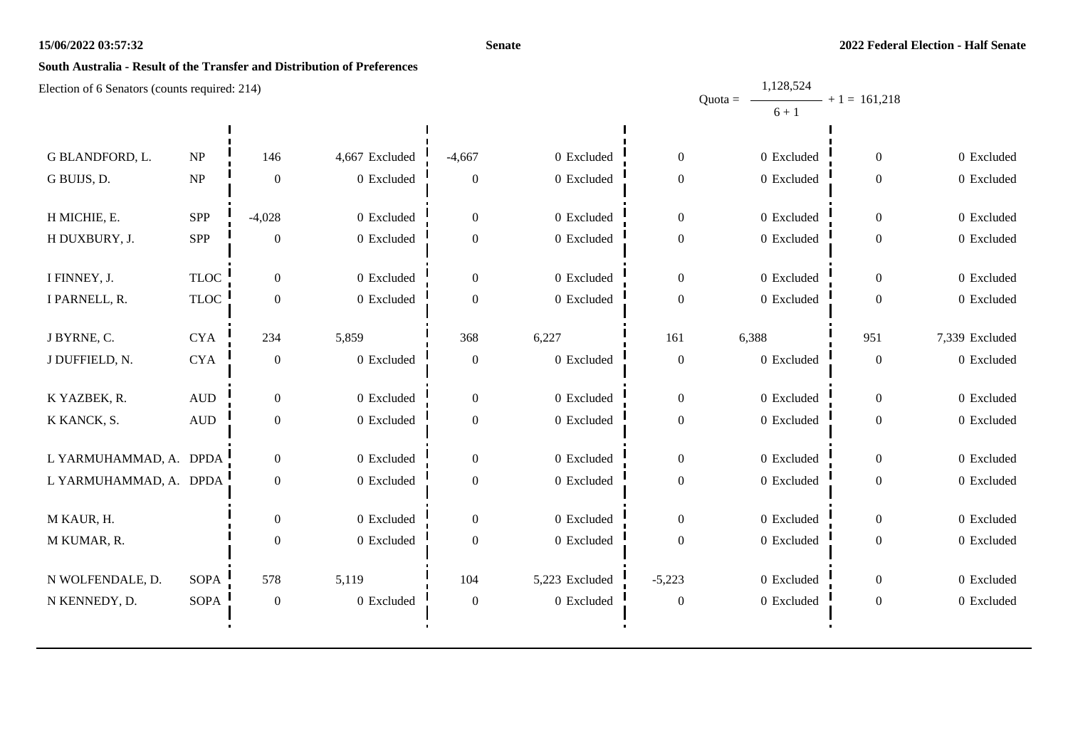**South Australia - Result of the Transfer and Distribution of Preferences**

Election of 6 Senators (counts required: 214)

Quota = $\frac{1,128,524}{6 + 1} + 1 = 161,218$

| Candidate | Party | | | | | | | | |
|---|---|---|---|---|---|---|---|---|---|
| G BLANDFORD, L. | NP | 146 | 4,667 Excluded | -4,667 | 0 Excluded | 0 | 0 Excluded | 0 | 0 Excluded |
| G BUIJS, D. | NP | 0 | 0 Excluded | 0 | 0 Excluded | 0 | 0 Excluded | 0 | 0 Excluded |
| H MICHIE, E. | SPP | -4,028 | 0 Excluded | 0 | 0 Excluded | 0 | 0 Excluded | 0 | 0 Excluded |
| H DUXBURY, J. | SPP | 0 | 0 Excluded | 0 | 0 Excluded | 0 | 0 Excluded | 0 | 0 Excluded |
| I FINNEY, J. | TLOC | 0 | 0 Excluded | 0 | 0 Excluded | 0 | 0 Excluded | 0 | 0 Excluded |
| I PARNELL, R. | TLOC | 0 | 0 Excluded | 0 | 0 Excluded | 0 | 0 Excluded | 0 | 0 Excluded |
| J BYRNE, C. | CYA | 234 | 5,859 | 368 | 6,227 | 161 | 6,388 | 951 | 7,339 Excluded |
| J DUFFIELD, N. | CYA | 0 | 0 Excluded | 0 | 0 Excluded | 0 | 0 Excluded | 0 | 0 Excluded |
| K YAZBEK, R. | AUD | 0 | 0 Excluded | 0 | 0 Excluded | 0 | 0 Excluded | 0 | 0 Excluded |
| K KANCK, S. | AUD | 0 | 0 Excluded | 0 | 0 Excluded | 0 | 0 Excluded | 0 | 0 Excluded |
| L YARMUHAMMAD, A. | DPDA | 0 | 0 Excluded | 0 | 0 Excluded | 0 | 0 Excluded | 0 | 0 Excluded |
| L YARMUHAMMAD, A. | DPDA | 0 | 0 Excluded | 0 | 0 Excluded | 0 | 0 Excluded | 0 | 0 Excluded |
| M KAUR, H. | | 0 | 0 Excluded | 0 | 0 Excluded | 0 | 0 Excluded | 0 | 0 Excluded |
| M KUMAR, R. | | 0 | 0 Excluded | 0 | 0 Excluded | 0 | 0 Excluded | 0 | 0 Excluded |
| N WOLFENDALE, D. | SOPA | 578 | 5,119 | 104 | 5,223 Excluded | -5,223 | 0 Excluded | 0 | 0 Excluded |
| N KENNEDY, D. | SOPA | 0 | 0 Excluded | 0 | 0 Excluded | 0 | 0 Excluded | 0 | 0 Excluded |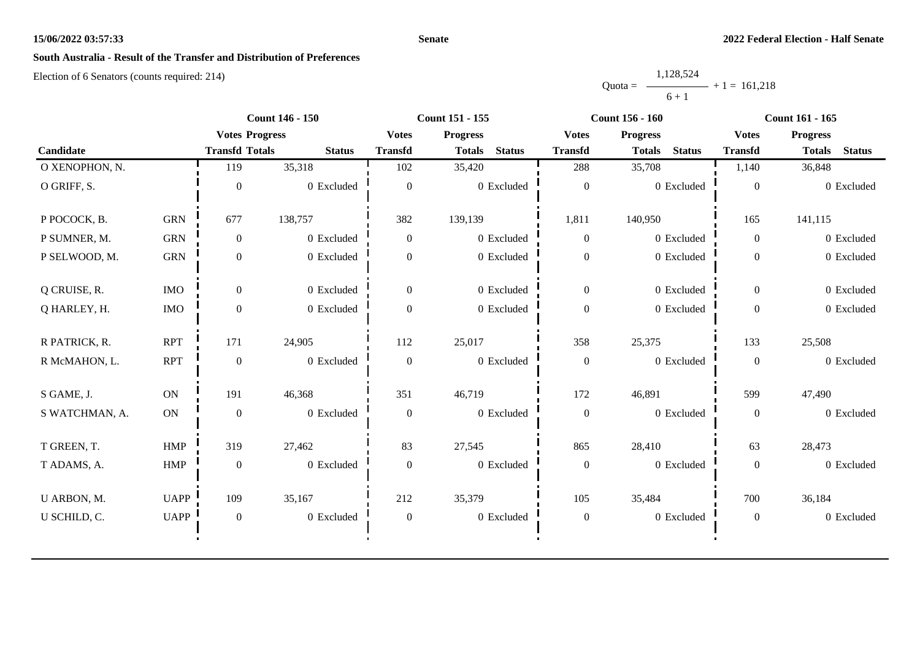**South Australia - Result of the Transfer and Distribution of Preferences**

Election of 6 Senators (counts required: 214)

Quota = 1,128,524 / (6 + 1) + 1 = 161,218

| Candidate | | Count 146 - 150 | | | Count 151 - 155 | | | Count 156 - 160 | | | Count 161 - 165 | | |
|---|---|---|---|---|---|---|---|---|---|---|---|---|---|
| | | Votes Transfd | Progress Totals | Status | Votes Transfd | Progress Totals | Status | Votes Transfd | Progress Totals | Status | Votes Transfd | Progress Totals | Status |
| O XENOPHON, N. | | 119 | 35,318 | | 102 | 35,420 | | 288 | 35,708 | | 1,140 | 36,848 | |
| O GRIFF, S. | | 0 | 0 | Excluded | 0 | 0 | Excluded | 0 | 0 | Excluded | 0 | 0 | Excluded |
| P POCOCK, B. | GRN | 677 | 138,757 | | 382 | 139,139 | | 1,811 | 140,950 | | 165 | 141,115 | |
| P SUMNER, M. | GRN | 0 | 0 | Excluded | 0 | 0 | Excluded | 0 | 0 | Excluded | 0 | 0 | Excluded |
| P SELWOOD, M. | GRN | 0 | 0 | Excluded | 0 | 0 | Excluded | 0 | 0 | Excluded | 0 | 0 | Excluded |
| Q CRUISE, R. | IMO | 0 | 0 | Excluded | 0 | 0 | Excluded | 0 | 0 | Excluded | 0 | 0 | Excluded |
| Q HARLEY, H. | IMO | 0 | 0 | Excluded | 0 | 0 | Excluded | 0 | 0 | Excluded | 0 | 0 | Excluded |
| R PATRICK, R. | RPT | 171 | 24,905 | | 112 | 25,017 | | 358 | 25,375 | | 133 | 25,508 | |
| R McMAHON, L. | RPT | 0 | 0 | Excluded | 0 | 0 | Excluded | 0 | 0 | Excluded | 0 | 0 | Excluded |
| S GAME, J. | ON | 191 | 46,368 | | 351 | 46,719 | | 172 | 46,891 | | 599 | 47,490 | |
| S WATCHMAN, A. | ON | 0 | 0 | Excluded | 0 | 0 | Excluded | 0 | 0 | Excluded | 0 | 0 | Excluded |
| T GREEN, T. | HMP | 319 | 27,462 | | 83 | 27,545 | | 865 | 28,410 | | 63 | 28,473 | |
| T ADAMS, A. | HMP | 0 | 0 | Excluded | 0 | 0 | Excluded | 0 | 0 | Excluded | 0 | 0 | Excluded |
| U ARBON, M. | UAPP | 109 | 35,167 | | 212 | 35,379 | | 105 | 35,484 | | 700 | 36,184 | |
| U SCHILD, C. | UAPP | 0 | 0 | Excluded | 0 | 0 | Excluded | 0 | 0 | Excluded | 0 | 0 | Excluded |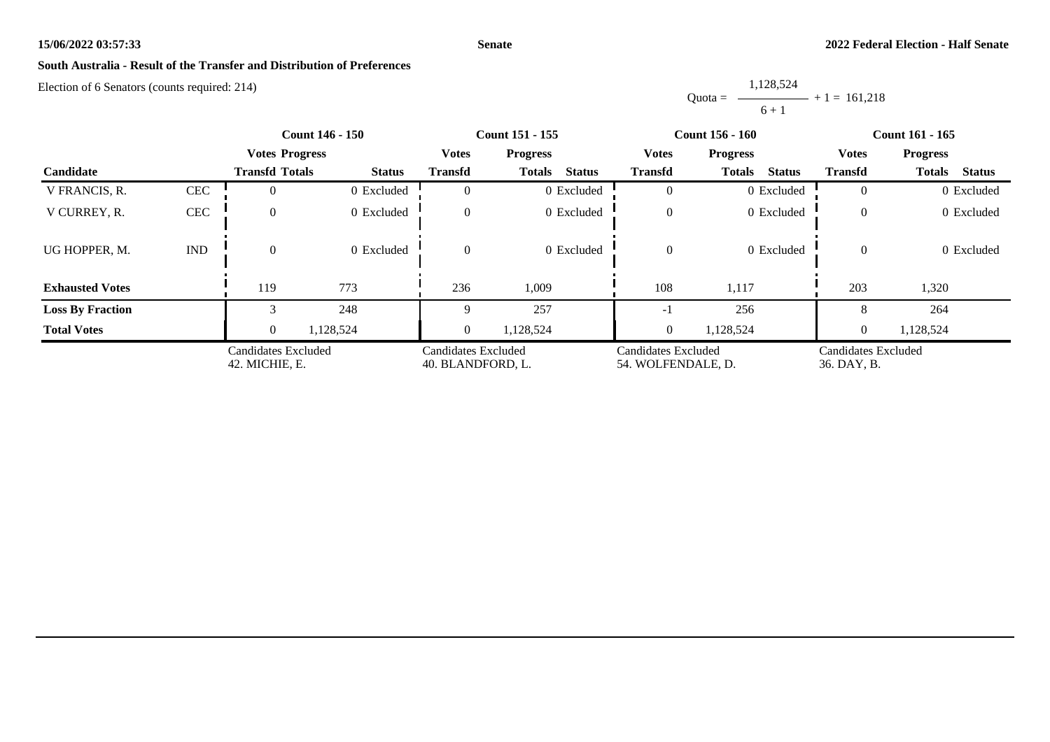## South Australia - Result of the Transfer and Distribution of Preferences

Election of 6 Senators (counts required: 214)

$$\text{Quota} = \frac{1,128,524}{6 + 1} + 1 = 161,218$$

| Candidate | | Count 146 - 150 | | | Count 151 - 155 | | | Count 156 - 160 | | | Count 161 - 165 | | |
|---|---|---|---|---|---|---|---|---|---|---|---|---|---|
| | | Votes Transfd | Progress Totals | Status | Votes Transfd | Progress Totals | Status | Votes Transfd | Progress Totals | Status | Votes Transfd | Progress Totals | Status |
| V FRANCIS, R. | CEC | 0 | 0 | Excluded | 0 | 0 | Excluded | 0 | 0 | Excluded | 0 | 0 | Excluded |
| V CURREY, R. | CEC | 0 | 0 | Excluded | 0 | 0 | Excluded | 0 | 0 | Excluded | 0 | 0 | Excluded |
| UG HOPPER, M. | IND | 0 | 0 | Excluded | 0 | 0 | Excluded | 0 | 0 | Excluded | 0 | 0 | Excluded |
| **Exhausted Votes** | | 119 | 773 | | 236 | 1,009 | | 108 | 1,117 | | 203 | 1,320 | |
| **Loss By Fraction** | | 3 | 248 | | 9 | 257 | | -1 | 256 | | 8 | 264 | |
| **Total Votes** | | 0 | 1,128,524 | | 0 | 1,128,524 | | 0 | 1,128,524 | | 0 | 1,128,524 | |
| | | Candidates Excluded 42. MICHIE, E. | | | Candidates Excluded 40. BLANDFORD, L. | | | Candidates Excluded 54. WOLFENDALE, D. | | | Candidates Excluded 36. DAY, B. | | |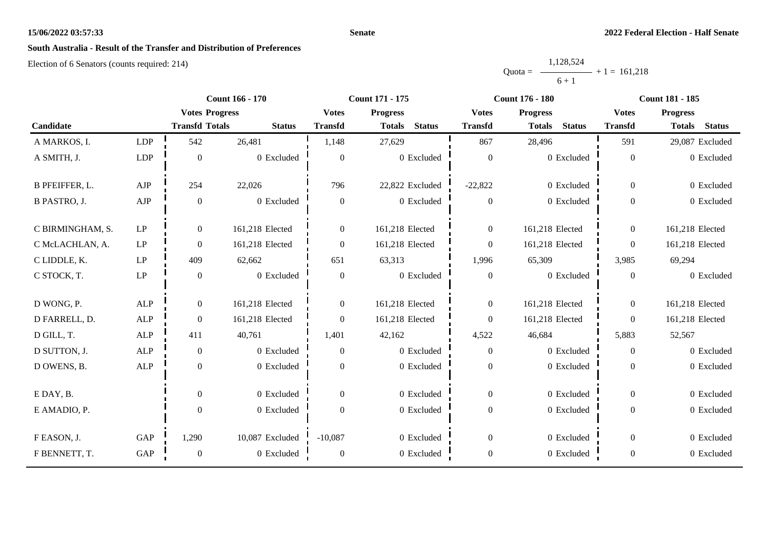# South Australia - Result of the Transfer and Distribution of Preferences

Election of 6 Senators (counts required: 214)

$$\text{Quota} = \frac{1,128,524}{6 + 1} + 1 = 161,218$$

| Candidate | | Count 166 - 170 | | | Count 171 - 175 | | | Count 176 - 180 | | | Count 181 - 185 | | |
|---|---|---|---|---|---|---|---|---|---|---|---|---|---|
| | | Votes Transfd | Progress Totals | Status | Votes Transfd | Progress Totals | Status | Votes Transfd | Progress Totals | Status | Votes Transfd | Progress Totals | Status |
| A MARKOS, I. | LDP | 542 | 26,481 | | 1,148 | 27,629 | | 867 | 28,496 | | 591 | 29,087 | Excluded |
| A SMITH, J. | LDP | 0 | 0 | Excluded | 0 | 0 | Excluded | 0 | 0 | Excluded | 0 | 0 | Excluded |
| B PFEIFFER, L. | AJP | 254 | 22,026 | | 796 | 22,822 | Excluded | -22,822 | 0 | Excluded | 0 | 0 | Excluded |
| B PASTRO, J. | AJP | 0 | 0 | Excluded | 0 | 0 | Excluded | 0 | 0 | Excluded | 0 | 0 | Excluded |
| C BIRMINGHAM, S. | LP | 0 | 161,218 | Elected | 0 | 161,218 | Elected | 0 | 161,218 | Elected | 0 | 161,218 | Elected |
| C McLACHLAN, A. | LP | 0 | 161,218 | Elected | 0 | 161,218 | Elected | 0 | 161,218 | Elected | 0 | 161,218 | Elected |
| C LIDDLE, K. | LP | 409 | 62,662 | | 651 | 63,313 | | 1,996 | 65,309 | | 3,985 | 69,294 | |
| C STOCK, T. | LP | 0 | 0 | Excluded | 0 | 0 | Excluded | 0 | 0 | Excluded | 0 | 0 | Excluded |
| D WONG, P. | ALP | 0 | 161,218 | Elected | 0 | 161,218 | Elected | 0 | 161,218 | Elected | 0 | 161,218 | Elected |
| D FARRELL, D. | ALP | 0 | 161,218 | Elected | 0 | 161,218 | Elected | 0 | 161,218 | Elected | 0 | 161,218 | Elected |
| D GILL, T. | ALP | 411 | 40,761 | | 1,401 | 42,162 | | 4,522 | 46,684 | | 5,883 | 52,567 | |
| D SUTTON, J. | ALP | 0 | 0 | Excluded | 0 | 0 | Excluded | 0 | 0 | Excluded | 0 | 0 | Excluded |
| D OWENS, B. | ALP | 0 | 0 | Excluded | 0 | 0 | Excluded | 0 | 0 | Excluded | 0 | 0 | Excluded |
| E DAY, B. | | 0 | 0 | Excluded | 0 | 0 | Excluded | 0 | 0 | Excluded | 0 | 0 | Excluded |
| E AMADIO, P. | | 0 | 0 | Excluded | 0 | 0 | Excluded | 0 | 0 | Excluded | 0 | 0 | Excluded |
| F EASON, J. | GAP | 1,290 | 10,087 | Excluded | -10,087 | 0 | Excluded | 0 | 0 | Excluded | 0 | 0 | Excluded |
| F BENNETT, T. | GAP | 0 | 0 | Excluded | 0 | 0 | Excluded | 0 | 0 | Excluded | 0 | 0 | Excluded |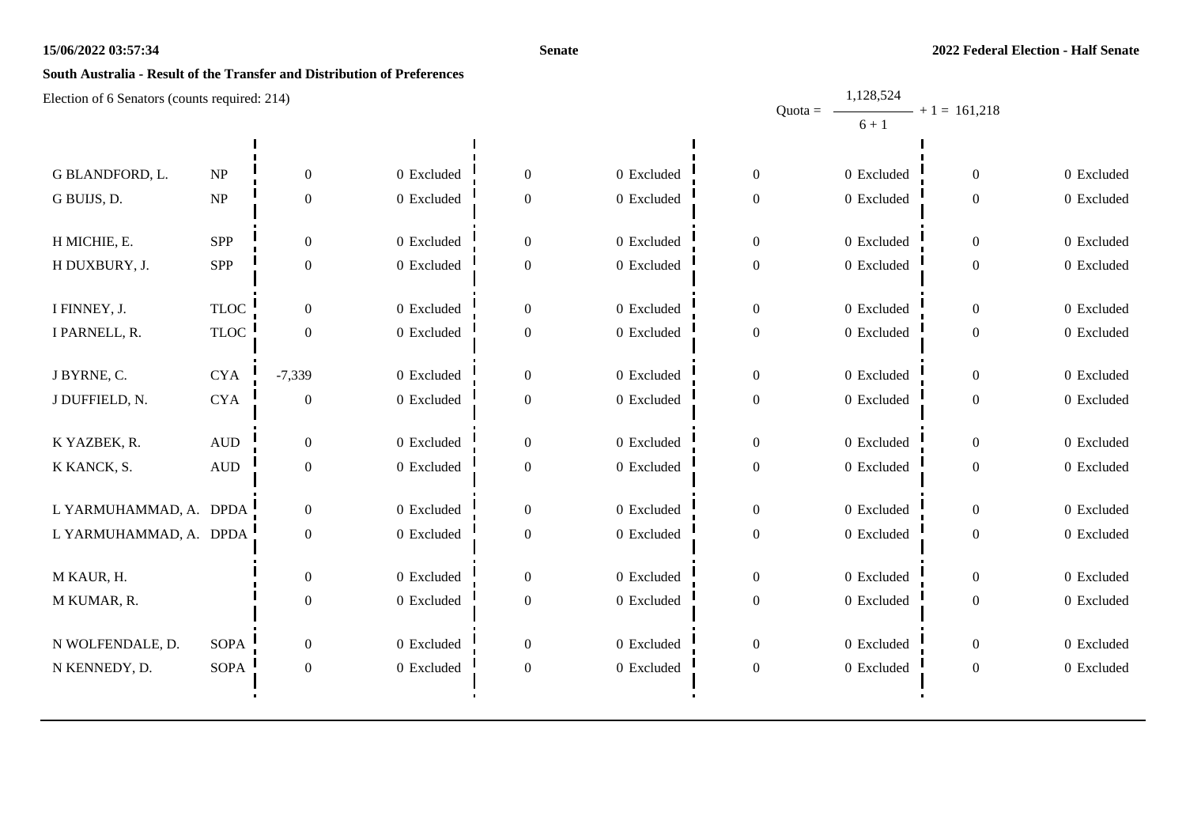**Senate**

**2022 Federal Election - Half Senate**

**South Australia - Result of the Transfer and Distribution of Preferences**

Election of 6 Senators (counts required: 214)

Quota = $\frac{1,128,524}{6 + 1} + 1 = 161,218$

| Candidate | Party | | | | | | | | |
|---|---|---|---|---|---|---|---|---|---|
| G BLANDFORD, L. | NP | 0 | 0 Excluded | 0 | 0 Excluded | 0 | 0 Excluded | 0 | 0 Excluded |
| G BUIJS, D. | NP | 0 | 0 Excluded | 0 | 0 Excluded | 0 | 0 Excluded | 0 | 0 Excluded |
| H MICHIE, E. | SPP | 0 | 0 Excluded | 0 | 0 Excluded | 0 | 0 Excluded | 0 | 0 Excluded |
| H DUXBURY, J. | SPP | 0 | 0 Excluded | 0 | 0 Excluded | 0 | 0 Excluded | 0 | 0 Excluded |
| I FINNEY, J. | TLOC | 0 | 0 Excluded | 0 | 0 Excluded | 0 | 0 Excluded | 0 | 0 Excluded |
| I PARNELL, R. | TLOC | 0 | 0 Excluded | 0 | 0 Excluded | 0 | 0 Excluded | 0 | 0 Excluded |
| J BYRNE, C. | CYA | -7,339 | 0 Excluded | 0 | 0 Excluded | 0 | 0 Excluded | 0 | 0 Excluded |
| J DUFFIELD, N. | CYA | 0 | 0 Excluded | 0 | 0 Excluded | 0 | 0 Excluded | 0 | 0 Excluded |
| K YAZBEK, R. | AUD | 0 | 0 Excluded | 0 | 0 Excluded | 0 | 0 Excluded | 0 | 0 Excluded |
| K KANCK, S. | AUD | 0 | 0 Excluded | 0 | 0 Excluded | 0 | 0 Excluded | 0 | 0 Excluded |
| L YARMUHAMMAD, A. | DPDA | 0 | 0 Excluded | 0 | 0 Excluded | 0 | 0 Excluded | 0 | 0 Excluded |
| L YARMUHAMMAD, A. | DPDA | 0 | 0 Excluded | 0 | 0 Excluded | 0 | 0 Excluded | 0 | 0 Excluded |
| M KAUR, H. | | 0 | 0 Excluded | 0 | 0 Excluded | 0 | 0 Excluded | 0 | 0 Excluded |
| M KUMAR, R. | | 0 | 0 Excluded | 0 | 0 Excluded | 0 | 0 Excluded | 0 | 0 Excluded |
| N WOLFENDALE, D. | SOPA | 0 | 0 Excluded | 0 | 0 Excluded | 0 | 0 Excluded | 0 | 0 Excluded |
| N KENNEDY, D. | SOPA | 0 | 0 Excluded | 0 | 0 Excluded | 0 | 0 Excluded | 0 | 0 Excluded |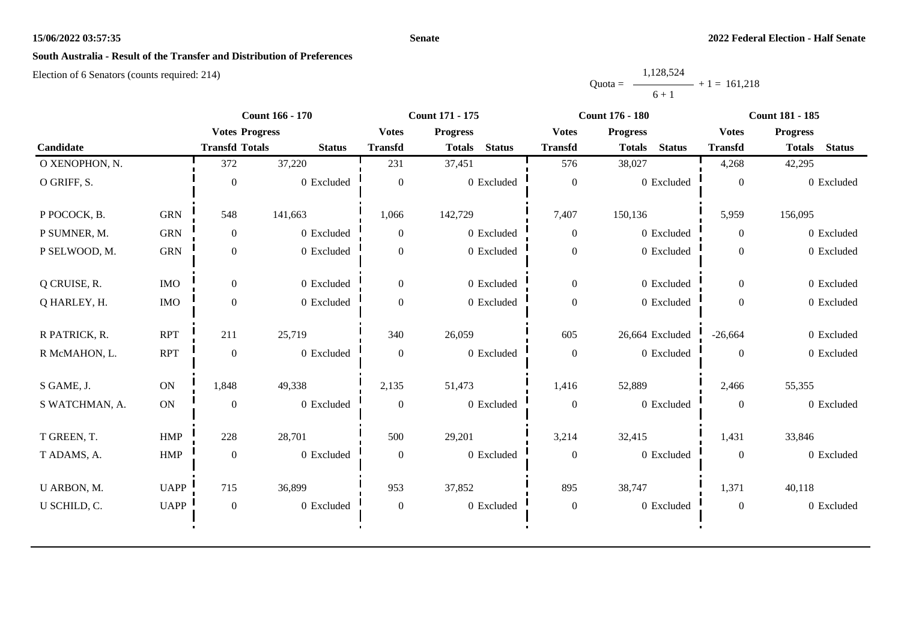**15/06/2022 03:57:35** **Senate** **2022 Federal Election - Half Senate**

## South Australia - Result of the Transfer and Distribution of Preferences

Election of 6 Senators (counts required: 214)

$$\text{Quota} = \frac{1,128,524}{6+1} + 1 = 161,218$$

| Candidate | | Count 166 - 170 | | | Count 171 - 175 | | | Count 176 - 180 | | | Count 181 - 185 | | |
|---|---|---|---|---|---|---|---|---|---|---|---|---|---|
| | | Votes Transfd | Progress Totals | Status | Votes Transfd | Progress Totals | Status | Votes Transfd | Progress Totals | Status | Votes Transfd | Progress Totals | Status |
| O XENOPHON, N. | | 372 | 37,220 | | 231 | 37,451 | | 576 | 38,027 | | 4,268 | 42,295 | |
| O GRIFF, S. | | 0 | 0 | Excluded | 0 | 0 | Excluded | 0 | 0 | Excluded | 0 | 0 | Excluded |
| P POCOCK, B. | GRN | 548 | 141,663 | | 1,066 | 142,729 | | 7,407 | 150,136 | | 5,959 | 156,095 | |
| P SUMNER, M. | GRN | 0 | 0 | Excluded | 0 | 0 | Excluded | 0 | 0 | Excluded | 0 | 0 | Excluded |
| P SELWOOD, M. | GRN | 0 | 0 | Excluded | 0 | 0 | Excluded | 0 | 0 | Excluded | 0 | 0 | Excluded |
| Q CRUISE, R. | IMO | 0 | 0 | Excluded | 0 | 0 | Excluded | 0 | 0 | Excluded | 0 | 0 | Excluded |
| Q HARLEY, H. | IMO | 0 | 0 | Excluded | 0 | 0 | Excluded | 0 | 0 | Excluded | 0 | 0 | Excluded |
| R PATRICK, R. | RPT | 211 | 25,719 | | 340 | 26,059 | | 605 | 26,664 | Excluded | -26,664 | 0 | Excluded |
| R McMAHON, L. | RPT | 0 | 0 | Excluded | 0 | 0 | Excluded | 0 | 0 | Excluded | 0 | 0 | Excluded |
| S GAME, J. | ON | 1,848 | 49,338 | | 2,135 | 51,473 | | 1,416 | 52,889 | | 2,466 | 55,355 | |
| S WATCHMAN, A. | ON | 0 | 0 | Excluded | 0 | 0 | Excluded | 0 | 0 | Excluded | 0 | 0 | Excluded |
| T GREEN, T. | HMP | 228 | 28,701 | | 500 | 29,201 | | 3,214 | 32,415 | | 1,431 | 33,846 | |
| T ADAMS, A. | HMP | 0 | 0 | Excluded | 0 | 0 | Excluded | 0 | 0 | Excluded | 0 | 0 | Excluded |
| U ARBON, M. | UAPP | 715 | 36,899 | | 953 | 37,852 | | 895 | 38,747 | | 1,371 | 40,118 | |
| U SCHILD, C. | UAPP | 0 | 0 | Excluded | 0 | 0 | Excluded | 0 | 0 | Excluded | 0 | 0 | Excluded |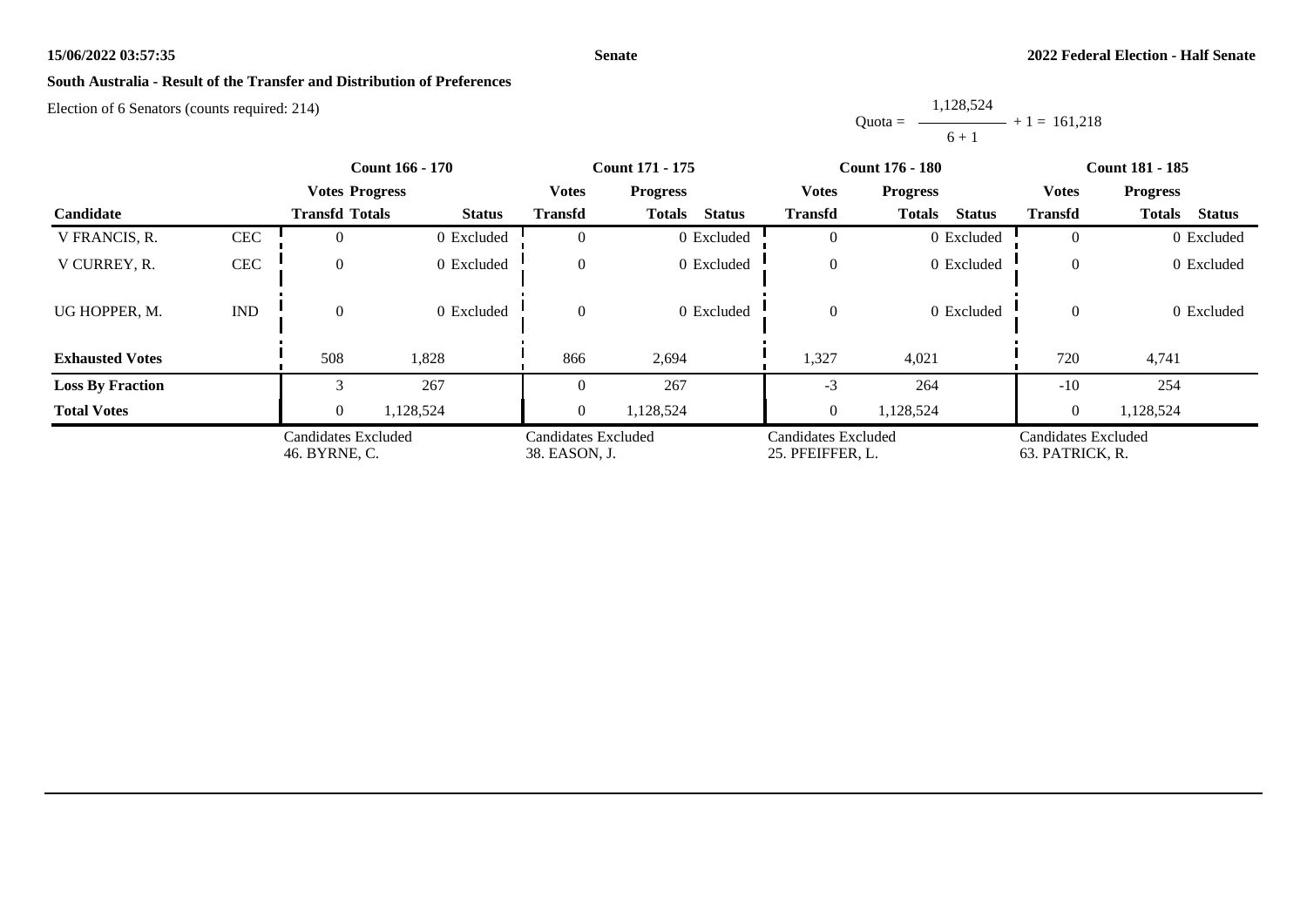**South Australia - Result of the Transfer and Distribution of Preferences**

Election of 6 Senators (counts required: 214)

$$\text{Quota} = \frac{1,128,524}{6 + 1} + 1 = 161,218$$

| Candidate | | Count 166 - 170 | | | Count 171 - 175 | | | Count 176 - 180 | | | Count 181 - 185 | | |
|---|---|---|---|---|---|---|---|---|---|---|---|---|---|
| | | Votes Transfd | Progress Totals | Status | Votes Transfd | Progress Totals | Status | Votes Transfd | Progress Totals | Status | Votes Transfd | Progress Totals | Status |
| V FRANCIS, R. | CEC | 0 | 0 | Excluded | 0 | 0 | Excluded | 0 | 0 | Excluded | 0 | 0 | Excluded |
| V CURREY, R. | CEC | 0 | 0 | Excluded | 0 | 0 | Excluded | 0 | 0 | Excluded | 0 | 0 | Excluded |
| UG HOPPER, M. | IND | 0 | 0 | Excluded | 0 | 0 | Excluded | 0 | 0 | Excluded | 0 | 0 | Excluded |
| **Exhausted Votes** | | 508 | 1,828 | | 866 | 2,694 | | 1,327 | 4,021 | | 720 | 4,741 | |
| **Loss By Fraction** | | 3 | 267 | | 0 | 267 | | -3 | 264 | | -10 | 254 | |
| **Total Votes** | | 0 | 1,128,524 | | 0 | 1,128,524 | | 0 | 1,128,524 | | 0 | 1,128,524 | |
| | | Candidates Excluded 46. BYRNE, C. | | | Candidates Excluded 38. EASON, J. | | | Candidates Excluded 25. PFEIFFER, L. | | | Candidates Excluded 63. PATRICK, R. | | |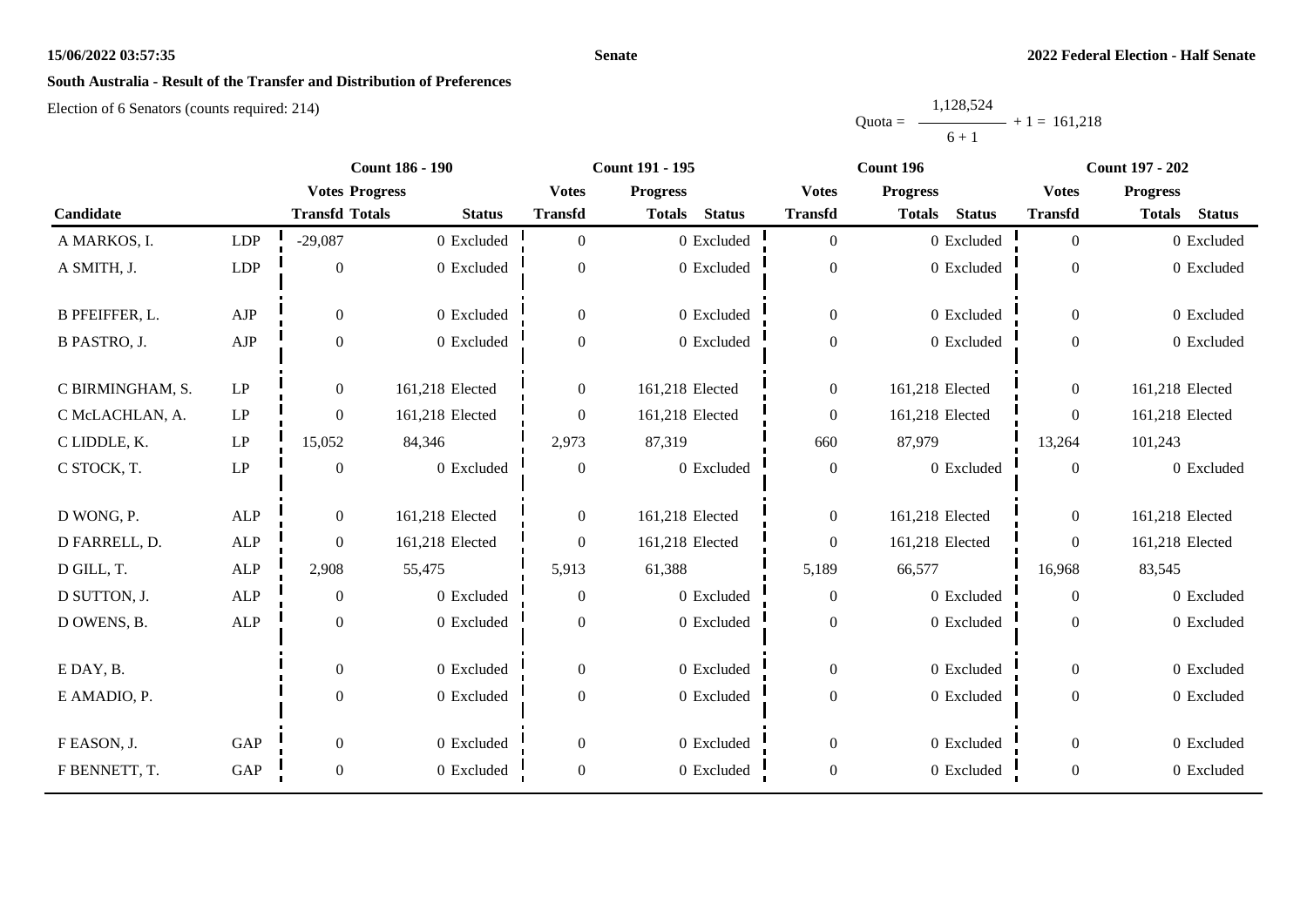**15/06/2022 03:57:35**

**Senate**

**2022 Federal Election - Half Senate**

## South Australia - Result of the Transfer and Distribution of Preferences

Election of 6 Senators (counts required: 214)

$$\text{Quota} = \frac{1{,}128{,}524}{6 + 1} + 1 = 161{,}218$$

| Candidate | | Count 186 - 190 | | | Count 191 - 195 | | | Count 196 | | | Count 197 - 202 | | |
|---|---|---|---|---|---|---|---|---|---|---|---|---|---|
| | | Votes Transfd | Progress Totals | Status | Votes Transfd | Progress Totals | Status | Votes Transfd | Progress Totals | Status | Votes Transfd | Progress Totals | Status |
| A MARKOS, I. | LDP | -29,087 | 0 | Excluded | 0 | 0 | Excluded | 0 | 0 | Excluded | 0 | 0 | Excluded |
| A SMITH, J. | LDP | 0 | 0 | Excluded | 0 | 0 | Excluded | 0 | 0 | Excluded | 0 | 0 | Excluded |
| B PFEIFFER, L. | AJP | 0 | 0 | Excluded | 0 | 0 | Excluded | 0 | 0 | Excluded | 0 | 0 | Excluded |
| B PASTRO, J. | AJP | 0 | 0 | Excluded | 0 | 0 | Excluded | 0 | 0 | Excluded | 0 | 0 | Excluded |
| C BIRMINGHAM, S. | LP | 0 | 161,218 | Elected | 0 | 161,218 | Elected | 0 | 161,218 | Elected | 0 | 161,218 | Elected |
| C McLACHLAN, A. | LP | 0 | 161,218 | Elected | 0 | 161,218 | Elected | 0 | 161,218 | Elected | 0 | 161,218 | Elected |
| C LIDDLE, K. | LP | 15,052 | 84,346 | | 2,973 | 87,319 | | 660 | 87,979 | | 13,264 | 101,243 | |
| C STOCK, T. | LP | 0 | 0 | Excluded | 0 | 0 | Excluded | 0 | 0 | Excluded | 0 | 0 | Excluded |
| D WONG, P. | ALP | 0 | 161,218 | Elected | 0 | 161,218 | Elected | 0 | 161,218 | Elected | 0 | 161,218 | Elected |
| D FARRELL, D. | ALP | 0 | 161,218 | Elected | 0 | 161,218 | Elected | 0 | 161,218 | Elected | 0 | 161,218 | Elected |
| D GILL, T. | ALP | 2,908 | 55,475 | | 5,913 | 61,388 | | 5,189 | 66,577 | | 16,968 | 83,545 | |
| D SUTTON, J. | ALP | 0 | 0 | Excluded | 0 | 0 | Excluded | 0 | 0 | Excluded | 0 | 0 | Excluded |
| D OWENS, B. | ALP | 0 | 0 | Excluded | 0 | 0 | Excluded | 0 | 0 | Excluded | 0 | 0 | Excluded |
| E DAY, B. | | 0 | 0 | Excluded | 0 | 0 | Excluded | 0 | 0 | Excluded | 0 | 0 | Excluded |
| E AMADIO, P. | | 0 | 0 | Excluded | 0 | 0 | Excluded | 0 | 0 | Excluded | 0 | 0 | Excluded |
| F EASON, J. | GAP | 0 | 0 | Excluded | 0 | 0 | Excluded | 0 | 0 | Excluded | 0 | 0 | Excluded |
| F BENNETT, T. | GAP | 0 | 0 | Excluded | 0 | 0 | Excluded | 0 | 0 | Excluded | 0 | 0 | Excluded |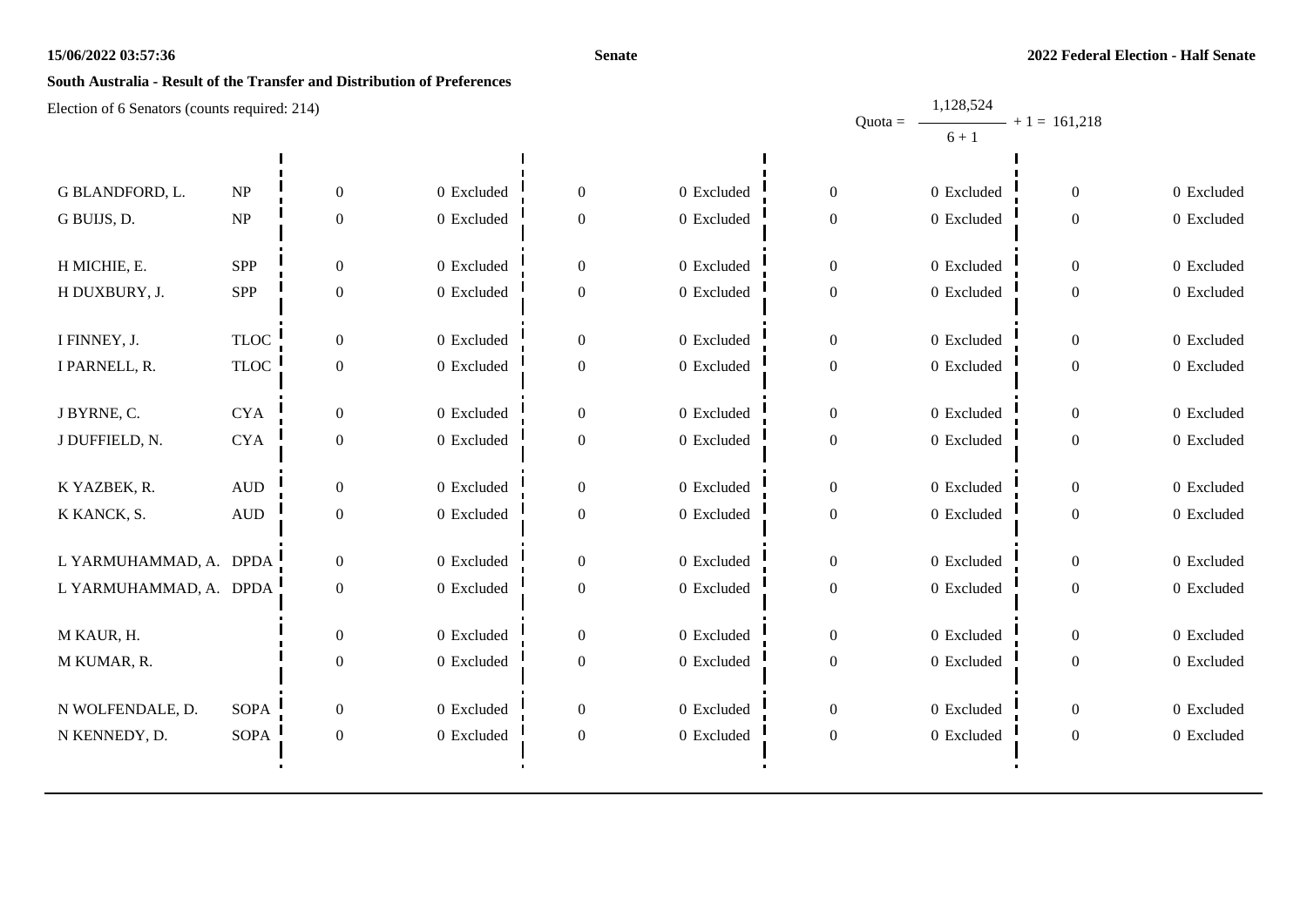**Senate**

**2022 Federal Election - Half Senate**

**South Australia - Result of the Transfer and Distribution of Preferences**

Election of 6 Senators (counts required: 214)

Quota = $\frac{1,128,524}{6 + 1} + 1 = 161,218$

| Candidate | Party | | | | | | | | |
|---|---|---|---|---|---|---|---|---|---|
| G BLANDFORD, L. | NP | 0 | 0 Excluded | 0 | 0 Excluded | 0 | 0 Excluded | 0 | 0 Excluded |
| G BUIJS, D. | NP | 0 | 0 Excluded | 0 | 0 Excluded | 0 | 0 Excluded | 0 | 0 Excluded |
| H MICHIE, E. | SPP | 0 | 0 Excluded | 0 | 0 Excluded | 0 | 0 Excluded | 0 | 0 Excluded |
| H DUXBURY, J. | SPP | 0 | 0 Excluded | 0 | 0 Excluded | 0 | 0 Excluded | 0 | 0 Excluded |
| I FINNEY, J. | TLOC | 0 | 0 Excluded | 0 | 0 Excluded | 0 | 0 Excluded | 0 | 0 Excluded |
| I PARNELL, R. | TLOC | 0 | 0 Excluded | 0 | 0 Excluded | 0 | 0 Excluded | 0 | 0 Excluded |
| J BYRNE, C. | CYA | 0 | 0 Excluded | 0 | 0 Excluded | 0 | 0 Excluded | 0 | 0 Excluded |
| J DUFFIELD, N. | CYA | 0 | 0 Excluded | 0 | 0 Excluded | 0 | 0 Excluded | 0 | 0 Excluded |
| K YAZBEK, R. | AUD | 0 | 0 Excluded | 0 | 0 Excluded | 0 | 0 Excluded | 0 | 0 Excluded |
| K KANCK, S. | AUD | 0 | 0 Excluded | 0 | 0 Excluded | 0 | 0 Excluded | 0 | 0 Excluded |
| L YARMUHAMMAD, A. | DPDA | 0 | 0 Excluded | 0 | 0 Excluded | 0 | 0 Excluded | 0 | 0 Excluded |
| L YARMUHAMMAD, A. | DPDA | 0 | 0 Excluded | 0 | 0 Excluded | 0 | 0 Excluded | 0 | 0 Excluded |
| M KAUR, H. | | 0 | 0 Excluded | 0 | 0 Excluded | 0 | 0 Excluded | 0 | 0 Excluded |
| M KUMAR, R. | | 0 | 0 Excluded | 0 | 0 Excluded | 0 | 0 Excluded | 0 | 0 Excluded |
| N WOLFENDALE, D. | SOPA | 0 | 0 Excluded | 0 | 0 Excluded | 0 | 0 Excluded | 0 | 0 Excluded |
| N KENNEDY, D. | SOPA | 0 | 0 Excluded | 0 | 0 Excluded | 0 | 0 Excluded | 0 | 0 Excluded |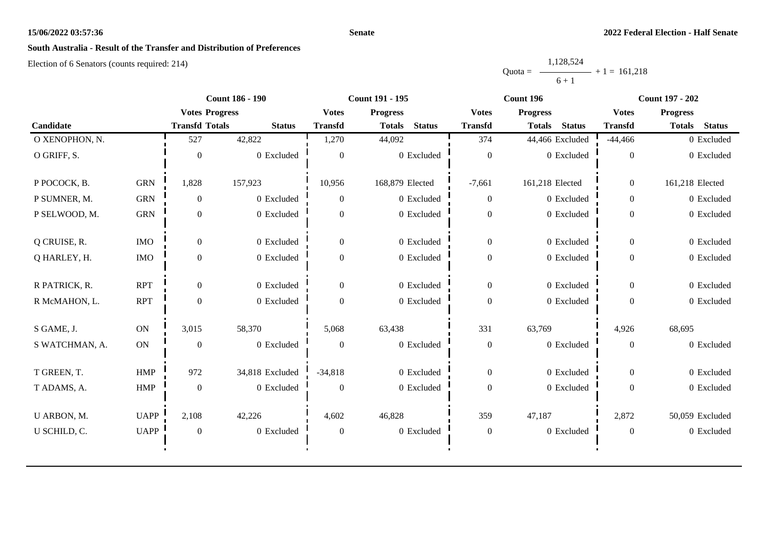**15/06/2022 03:57:36** **Senate** **2022 Federal Election - Half Senate**

## South Australia - Result of the Transfer and Distribution of Preferences

Election of 6 Senators (counts required: 214)

$$\text{Quota} = \frac{1,128,524}{6 + 1} + 1 = 161,218$$

| | | Count 186 - 190 | | | Count 191 - 195 | | | Count 196 | | | Count 197 - 202 | | |
|---|---|---|---|---|---|---|---|---|---|---|---|---|---|
| | | Votes | Progress | | Votes | Progress | | Votes | Progress | | Votes | Progress | |
| Candidate | | Transfd | Totals | Status | Transfd | Totals | Status | Transfd | Totals | Status | Transfd | Totals | Status |
| O XENOPHON, N. | | 527 | 42,822 | | 1,270 | 44,092 | | 374 | 44,466 | Excluded | -44,466 | 0 | Excluded |
| O GRIFF, S. | | 0 | 0 | Excluded | 0 | 0 | Excluded | 0 | 0 | Excluded | 0 | 0 | Excluded |
| P POCOCK, B. | GRN | 1,828 | 157,923 | | 10,956 | 168,879 | Elected | -7,661 | 161,218 | Elected | 0 | 161,218 | Elected |
| P SUMNER, M. | GRN | 0 | 0 | Excluded | 0 | 0 | Excluded | 0 | 0 | Excluded | 0 | 0 | Excluded |
| P SELWOOD, M. | GRN | 0 | 0 | Excluded | 0 | 0 | Excluded | 0 | 0 | Excluded | 0 | 0 | Excluded |
| Q CRUISE, R. | IMO | 0 | 0 | Excluded | 0 | 0 | Excluded | 0 | 0 | Excluded | 0 | 0 | Excluded |
| Q HARLEY, H. | IMO | 0 | 0 | Excluded | 0 | 0 | Excluded | 0 | 0 | Excluded | 0 | 0 | Excluded |
| R PATRICK, R. | RPT | 0 | 0 | Excluded | 0 | 0 | Excluded | 0 | 0 | Excluded | 0 | 0 | Excluded |
| R McMAHON, L. | RPT | 0 | 0 | Excluded | 0 | 0 | Excluded | 0 | 0 | Excluded | 0 | 0 | Excluded |
| S GAME, J. | ON | 3,015 | 58,370 | | 5,068 | 63,438 | | 331 | 63,769 | | 4,926 | 68,695 | |
| S WATCHMAN, A. | ON | 0 | 0 | Excluded | 0 | 0 | Excluded | 0 | 0 | Excluded | 0 | 0 | Excluded |
| T GREEN, T. | HMP | 972 | 34,818 | Excluded | -34,818 | 0 | Excluded | 0 | 0 | Excluded | 0 | 0 | Excluded |
| T ADAMS, A. | HMP | 0 | 0 | Excluded | 0 | 0 | Excluded | 0 | 0 | Excluded | 0 | 0 | Excluded |
| U ARBON, M. | UAPP | 2,108 | 42,226 | | 4,602 | 46,828 | | 359 | 47,187 | | 2,872 | 50,059 | Excluded |
| U SCHILD, C. | UAPP | 0 | 0 | Excluded | 0 | 0 | Excluded | 0 | 0 | Excluded | 0 | 0 | Excluded |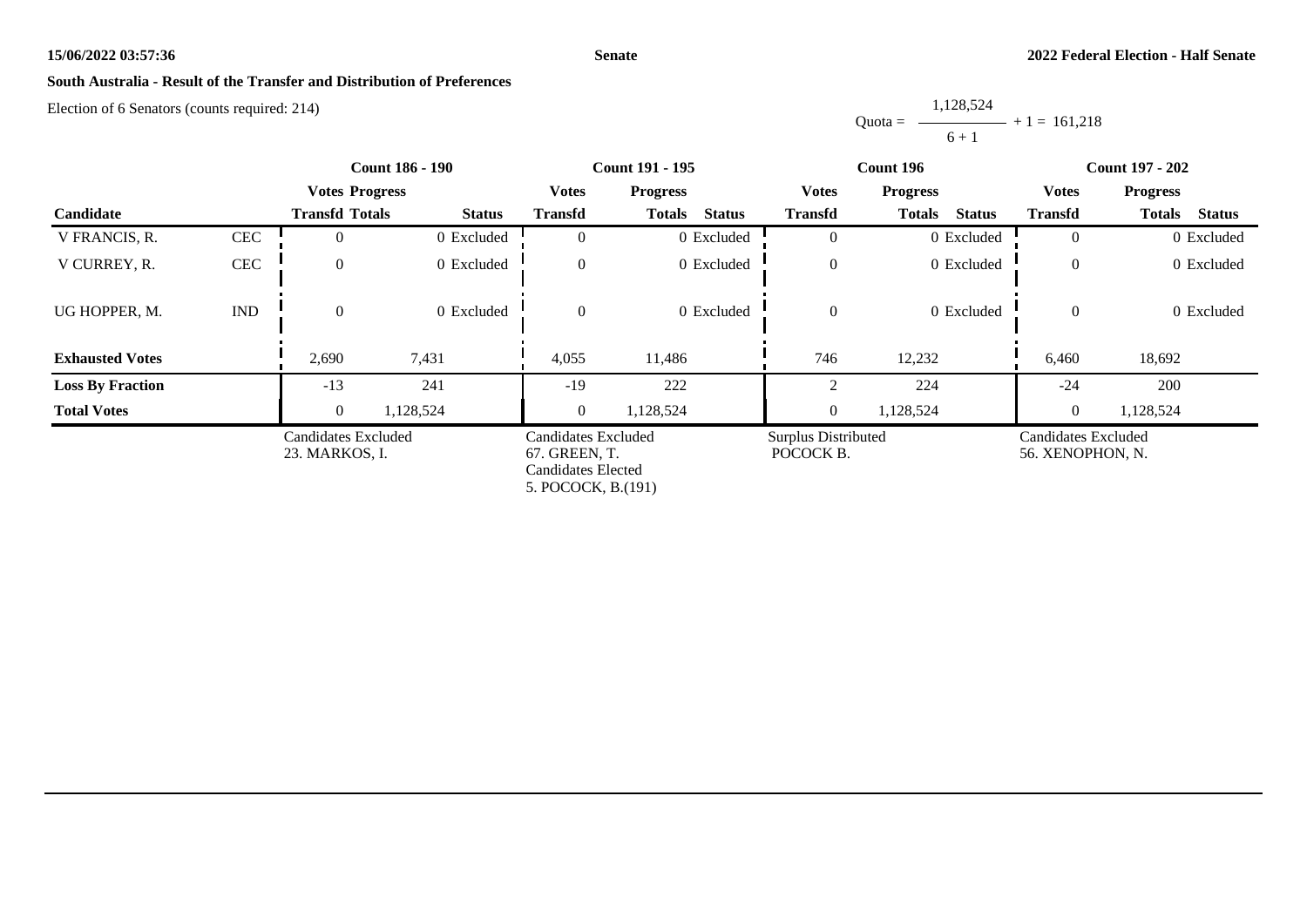15/06/2022 03:57:36 **Senate** **2022 Federal Election - Half Senate**

**South Australia - Result of the Transfer and Distribution of Preferences**

Election of 6 Senators (counts required: 214)

$$\text{Quota} = \frac{1,128,524}{6 + 1} + 1 = 161,218$$

| | | Count 186 - 190 | | | Count 191 - 195 | | | Count 196 | | | Count 197 - 202 | | |
|---|---|---|---|---|---|---|---|---|---|---|---|---|---|
| | | Votes | Progress | | Votes | Progress | | Votes | Progress | | Votes | Progress | |
| Candidate | | Transfd | Totals | Status | Transfd | Totals | Status | Transfd | Totals | Status | Transfd | Totals | Status |
| V FRANCIS, R. | CEC | 0 | 0 | Excluded | 0 | 0 | Excluded | 0 | 0 | Excluded | 0 | 0 | Excluded |
| V CURREY, R. | CEC | 0 | 0 | Excluded | 0 | 0 | Excluded | 0 | 0 | Excluded | 0 | 0 | Excluded |
| UG HOPPER, M. | IND | 0 | 0 | Excluded | 0 | 0 | Excluded | 0 | 0 | Excluded | 0 | 0 | Excluded |
| **Exhausted Votes** | | 2,690 | 7,431 | | 4,055 | 11,486 | | 746 | 12,232 | | 6,460 | 18,692 | |
| **Loss By Fraction** | | -13 | 241 | | -19 | 222 | | 2 | 224 | | -24 | 200 | |
| **Total Votes** | | 0 | 1,128,524 | | 0 | 1,128,524 | | 0 | 1,128,524 | | 0 | 1,128,524 | |
| | | Candidates Excluded<br>23. MARKOS, I. | | | Candidates Excluded<br>67. GREEN, T.<br>Candidates Elected<br>5. POCOCK, B.(191) | | | Surplus Distributed<br>POCOCK B. | | | Candidates Excluded<br>56. XENOPHON, N. | | |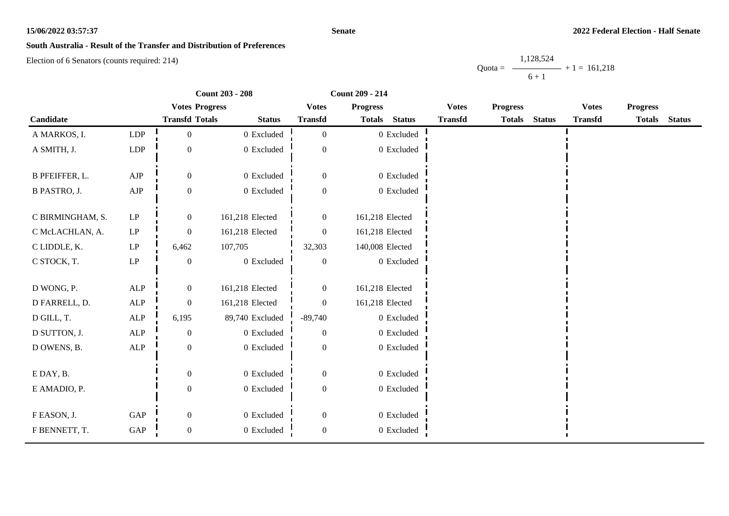15/06/2022 03:57:37

Senate

2022 Federal Election - Half Senate

## South Australia - Result of the Transfer and Distribution of Preferences

Election of 6 Senators (counts required: 214)

$$Quota = \frac{1,128,524}{6 + 1} + 1 = 161,218$$

| | | Count 203 - 208 | | | Count 209 - 214 | | | | | | | | |
|---|---|---|---|---|---|---|---|---|---|---|---|---|---|
| | | Votes | Progress | | Votes | Progress | | Votes | Progress | | Votes | Progress | |
| Candidate | | Transfd | Totals | Status | Transfd | Totals | Status | Transfd | Totals | Status | Transfd | Totals | Status |
| A MARKOS, I. | LDP | 0 | 0 | Excluded | 0 | 0 | Excluded | | | | | | |
| A SMITH, J. | LDP | 0 | 0 | Excluded | 0 | 0 | Excluded | | | | | | |
| B PFEIFFER, L. | AJP | 0 | 0 | Excluded | 0 | 0 | Excluded | | | | | | |
| B PASTRO, J. | AJP | 0 | 0 | Excluded | 0 | 0 | Excluded | | | | | | |
| C BIRMINGHAM, S. | LP | 0 | 161,218 | Elected | 0 | 161,218 | Elected | | | | | | |
| C McLACHLAN, A. | LP | 0 | 161,218 | Elected | 0 | 161,218 | Elected | | | | | | |
| C LIDDLE, K. | LP | 6,462 | 107,705 | | 32,303 | 140,008 | Elected | | | | | | |
| C STOCK, T. | LP | 0 | 0 | Excluded | 0 | 0 | Excluded | | | | | | |
| D WONG, P. | ALP | 0 | 161,218 | Elected | 0 | 161,218 | Elected | | | | | | |
| D FARRELL, D. | ALP | 0 | 161,218 | Elected | 0 | 161,218 | Elected | | | | | | |
| D GILL, T. | ALP | 6,195 | 89,740 | Excluded | -89,740 | 0 | Excluded | | | | | | |
| D SUTTON, J. | ALP | 0 | 0 | Excluded | 0 | 0 | Excluded | | | | | | |
| D OWENS, B. | ALP | 0 | 0 | Excluded | 0 | 0 | Excluded | | | | | | |
| E DAY, B. | | 0 | 0 | Excluded | 0 | 0 | Excluded | | | | | | |
| E AMADIO, P. | | 0 | 0 | Excluded | 0 | 0 | Excluded | | | | | | |
| F EASON, J. | GAP | 0 | 0 | Excluded | 0 | 0 | Excluded | | | | | | |
| F BENNETT, T. | GAP | 0 | 0 | Excluded | 0 | 0 | Excluded | | | | | | |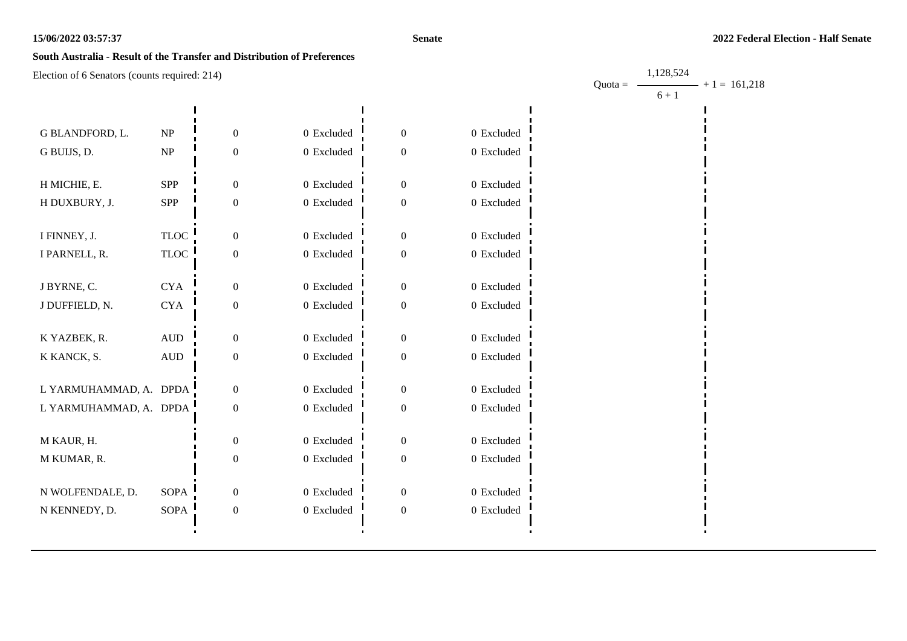**South Australia - Result of the Transfer and Distribution of Preferences**

Election of 6 Senators (counts required: 214)

$$\text{Quota} = \frac{1,128,524}{6 + 1} + 1 = 161,218$$

| Candidate | Party | | | | | | |
|---|---|---|---|---|---|---|---|
| G BLANDFORD, L. | NP | 0 | 0 Excluded | 0 | 0 Excluded | | |
| G BUIJS, D. | NP | 0 | 0 Excluded | 0 | 0 Excluded | | |
| H MICHIE, E. | SPP | 0 | 0 Excluded | 0 | 0 Excluded | | |
| H DUXBURY, J. | SPP | 0 | 0 Excluded | 0 | 0 Excluded | | |
| I FINNEY, J. | TLOC | 0 | 0 Excluded | 0 | 0 Excluded | | |
| I PARNELL, R. | TLOC | 0 | 0 Excluded | 0 | 0 Excluded | | |
| J BYRNE, C. | CYA | 0 | 0 Excluded | 0 | 0 Excluded | | |
| J DUFFIELD, N. | CYA | 0 | 0 Excluded | 0 | 0 Excluded | | |
| K YAZBEK, R. | AUD | 0 | 0 Excluded | 0 | 0 Excluded | | |
| K KANCK, S. | AUD | 0 | 0 Excluded | 0 | 0 Excluded | | |
| L YARMUHAMMAD, A. | DPDA | 0 | 0 Excluded | 0 | 0 Excluded | | |
| L YARMUHAMMAD, A. | DPDA | 0 | 0 Excluded | 0 | 0 Excluded | | |
| M KAUR, H. | | 0 | 0 Excluded | 0 | 0 Excluded | | |
| M KUMAR, R. | | 0 | 0 Excluded | 0 | 0 Excluded | | |
| N WOLFENDALE, D. | SOPA | 0 | 0 Excluded | 0 | 0 Excluded | | |
| N KENNEDY, D. | SOPA | 0 | 0 Excluded | 0 | 0 Excluded | | |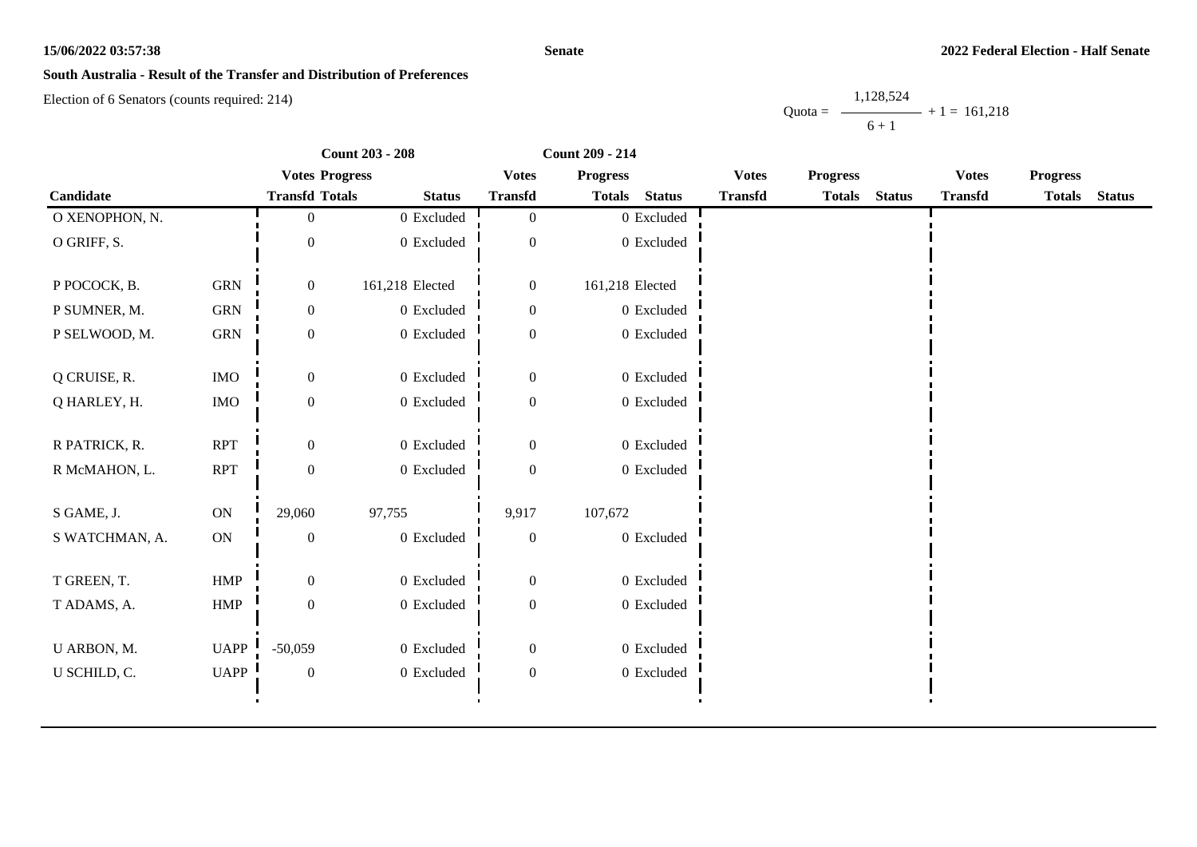**South Australia - Result of the Transfer and Distribution of Preferences**

Election of 6 Senators (counts required: 214)

$$\text{Quota} = \frac{1{,}128{,}524}{6 + 1} + 1 = 161{,}218$$

| Candidate | | Count 203 - 208 | | | Count 209 - 214 | | | | | | | | |
|---|---|---|---|---|---|---|---|---|---|---|---|---|---|
| | | Votes Transfd | Progress Totals | Status | Votes Transfd | Progress Totals | Status | Votes Transfd | Progress Totals | Status | Votes Transfd | Progress Totals | Status |
| O XENOPHON, N. | | 0 | 0 | Excluded | 0 | 0 | Excluded | | | | | | |
| O GRIFF, S. | | 0 | 0 | Excluded | 0 | 0 | Excluded | | | | | | |
| P POCOCK, B. | GRN | 0 | 161,218 | Elected | 0 | 161,218 | Elected | | | | | | |
| P SUMNER, M. | GRN | 0 | 0 | Excluded | 0 | 0 | Excluded | | | | | | |
| P SELWOOD, M. | GRN | 0 | 0 | Excluded | 0 | 0 | Excluded | | | | | | |
| Q CRUISE, R. | IMO | 0 | 0 | Excluded | 0 | 0 | Excluded | | | | | | |
| Q HARLEY, H. | IMO | 0 | 0 | Excluded | 0 | 0 | Excluded | | | | | | |
| R PATRICK, R. | RPT | 0 | 0 | Excluded | 0 | 0 | Excluded | | | | | | |
| R McMAHON, L. | RPT | 0 | 0 | Excluded | 0 | 0 | Excluded | | | | | | |
| S GAME, J. | ON | 29,060 | 97,755 | | 9,917 | 107,672 | | | | | | | |
| S WATCHMAN, A. | ON | 0 | 0 | Excluded | 0 | 0 | Excluded | | | | | | |
| T GREEN, T. | HMP | 0 | 0 | Excluded | 0 | 0 | Excluded | | | | | | |
| T ADAMS, A. | HMP | 0 | 0 | Excluded | 0 | 0 | Excluded | | | | | | |
| U ARBON, M. | UAPP | -50,059 | 0 | Excluded | 0 | 0 | Excluded | | | | | | |
| U SCHILD, C. | UAPP | 0 | 0 | Excluded | 0 | 0 | Excluded | | | | | | |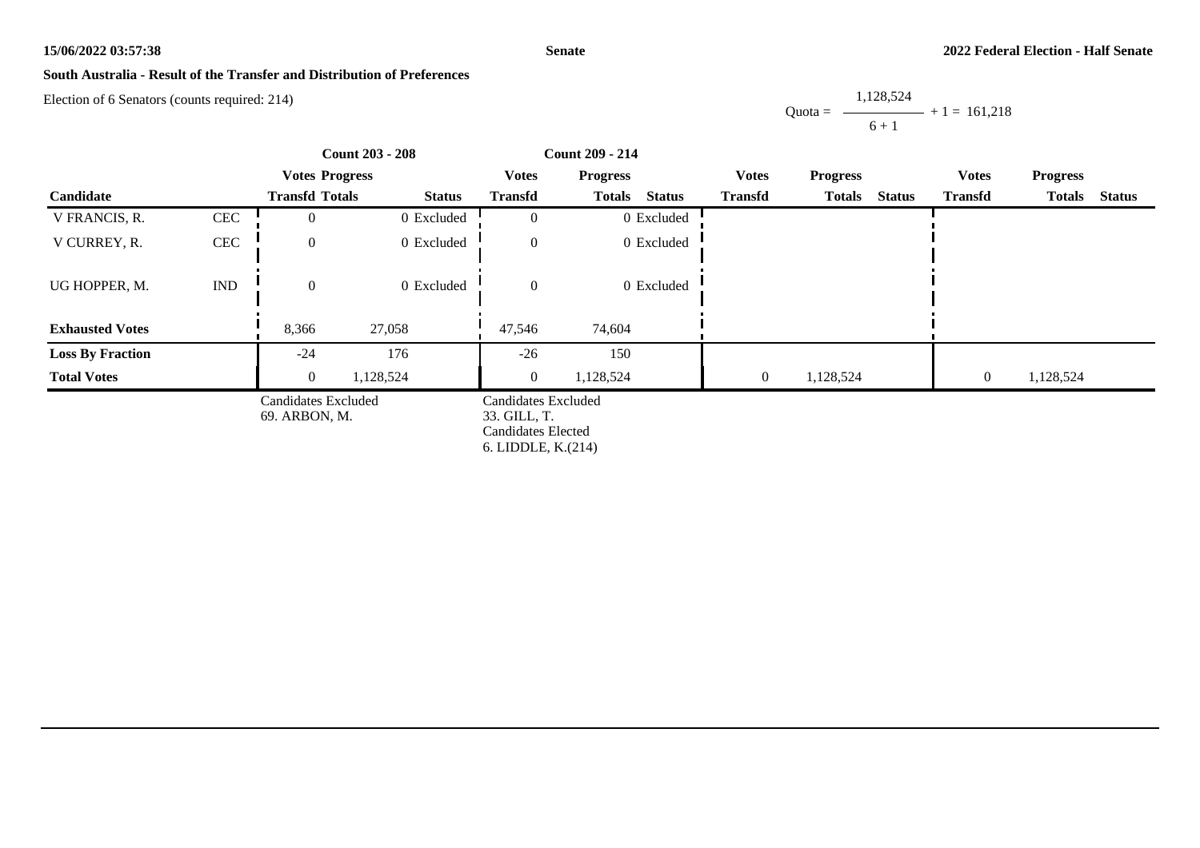## South Australia - Result of the Transfer and Distribution of Preferences

Election of 6 Senators (counts required: 214)

Quota = $\frac{1,128,524}{6 + 1} + 1 = 161,218$

| | | Count 203 - 208 | | | Count 209 - 214 | | | | | | | | |
|---|---|---|---|---|---|---|---|---|---|---|---|---|---|
| | | Votes | Progress | | Votes | Progress | | Votes | Progress | | Votes | Progress | |
| Candidate | | Transfd | Totals | Status | Transfd | Totals | Status | Transfd | Totals | Status | Transfd | Totals | Status |
| V FRANCIS, R. | CEC | 0 | 0 | Excluded | 0 | 0 | Excluded | | | | | | |
| V CURREY, R. | CEC | 0 | 0 | Excluded | 0 | 0 | Excluded | | | | | | |
| UG HOPPER, M. | IND | 0 | 0 | Excluded | 0 | 0 | Excluded | | | | | | |
| **Exhausted Votes** | | 8,366 | 27,058 | | 47,546 | 74,604 | | | | | | | |
| **Loss By Fraction** | | -24 | 176 | | -26 | 150 | | | | | | | |
| **Total Votes** | | 0 | 1,128,524 | | 0 | 1,128,524 | | 0 | 1,128,524 | | 0 | 1,128,524 | |

Count 203 - 208:
Candidates Excluded
69. ARBON, M.

Count 209 - 214:
Candidates Excluded
33. GILL, T.
Candidates Elected
6. LIDDLE, K.(214)